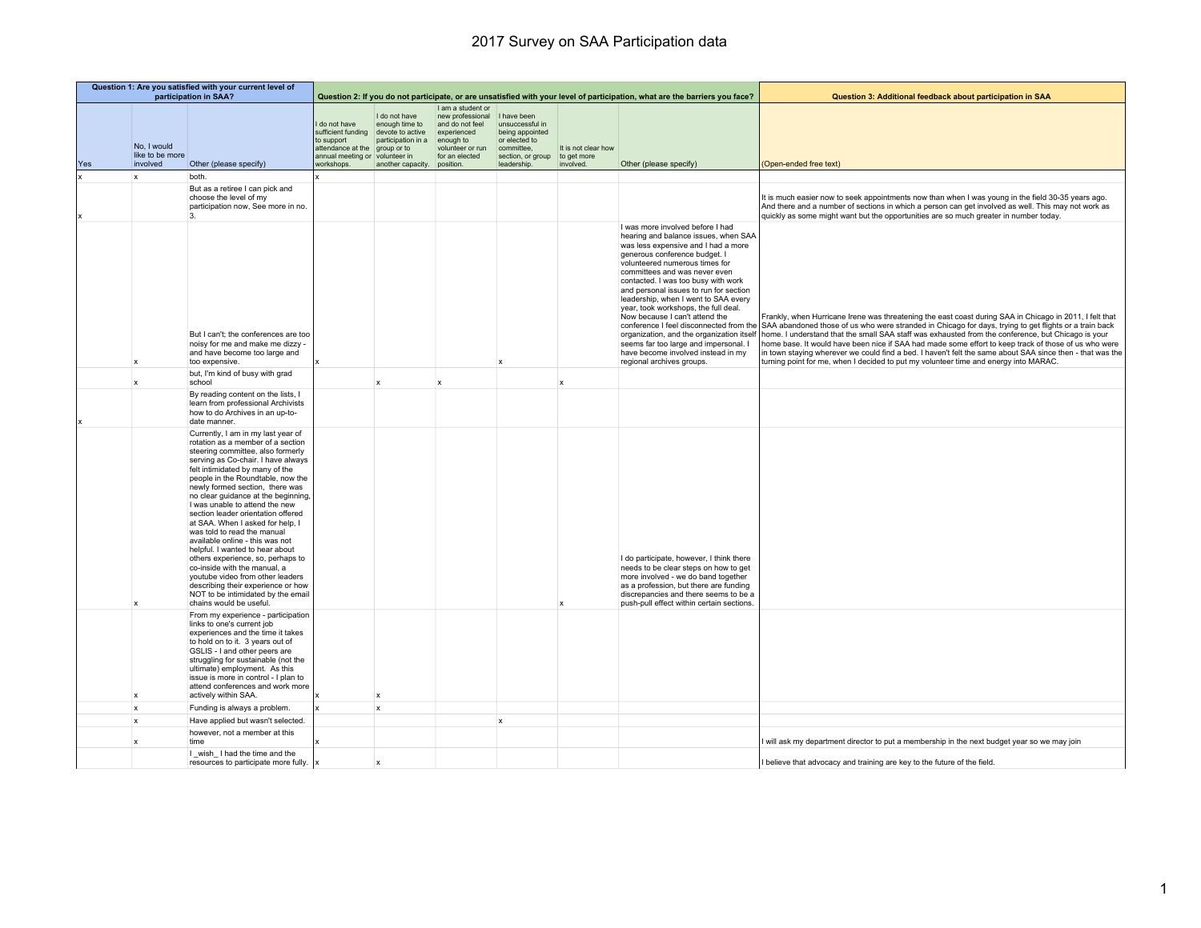# 2017 Survey on SAA Participation data

| Question 1: Are you satisfied with your current level of participation in SAA? | | | Question 2: If you do not participate, or are unsatisfied with your level of participation, what are the barriers you face? | | | | | | Question 3: Additional feedback about participation in SAA |
|---|---|---|---|---|---|---|---|---|---|
| Yes | No, I would like to be more involved | Other (please specify) | I do not have sufficient funding to support attendance at the annual meeting or workshops. | I do not have enough time to devote to active participation in a group or to volunteer in another capacity. | I am a student or new professional and do not feel experienced enough to volunteer or run for an elected position. | I have been unsuccessful in being appointed or elected to committee, section, or group leadership. | It is not clear how to get more involved. | Other (please specify) | (Open-ended free text) |
| x | x | both. | x | | | | | | |
| x | | But as a retiree I can pick and choose the level of my participation now, See more in no. 3. | | | | | | | It is much easier now to seek appointments now than when I was young in the field 30-35 years ago. And there and a number of sections in which a person can get involved as well. This may not work as quickly as some might want but the opportunities are so much greater in number today. |
| | x | But I can't; the conferences are too noisy for me and make me dizzy - and have become too large and too expensive. | x | | | x | | I was more involved before I had hearing and balance issues, when SAA was less expensive and I had a more generous conference budget. I volunteered numerous times for committees and was never even contacted. I was too busy with work and personal issues to run for section leadership, when I went to SAA every year, took workshops, the full deal. Now because I can't attend the conference I feel disconnected from the organization, and the organization itself seems far too large and impersonal. I have become involved instead in my regional archives groups. | Frankly, when Hurricane Irene was threatening the east coast during SAA in Chicago in 2011, I felt that SAA abandoned those of us who were stranded in Chicago for days, trying to get flights or a train back home. I understand that the small SAA staff was exhausted from the conference, but Chicago is your home base. It would have been nice if SAA had made some effort to keep track of those of us who were in town staying wherever we could find a bed. I haven't felt the same about SAA since then - that was the turning point for me, when I decided to put my volunteer time and energy into MARAC. |
| | x | but, I'm kind of busy with grad school | | x | x | | x | | |
| x | | By reading content on the lists, I learn from professional Archivists how to do Archives in an up-to-date manner. | | | | | | | |
| | x | Currently, I am in my last year of rotation as a member of a section steering committee, also formerly serving as Co-chair. I have always felt intimidated by many of the people in the Roundtable, now the newly formed section, there was no clear guidance at the beginning, I was unable to attend the new section leader orientation offered at SAA. When I asked for help, I was told to read the manual available online - this was not helpful. I wanted to hear about others experience, so, perhaps to co-inside with the manual, a youtube video from other leaders describing their experience or how NOT to be intimidated by the email chains would be useful. | | | | | x | I do participate, however, I think there needs to be clear steps on how to get more involved - we do band together as a profession, but there are funding discrepancies and there seems to be a push-pull effect within certain sections. | |
| | x | From my experience - participation links to one's current job experiences and the time it takes to hold on to it. 3 years out of GSLIS - I and other peers are struggling for sustainable (not the ultimate) employment. As this issue is more in control - I plan to attend conferences and work more actively within SAA. | x | x | | | | | |
| | x | Funding is always a problem. | x | x | | | | | |
| | x | Have applied but wasn't selected. | | | | x | | | |
| | x | however, not a member at this time | x | | | | | | I will ask my department director to put a membership in the next budget year so we may join |
| | | I _wish_ I had the time and the resources to participate more fully. | x | x | | | | | I believe that advocacy and training are key to the future of the field. |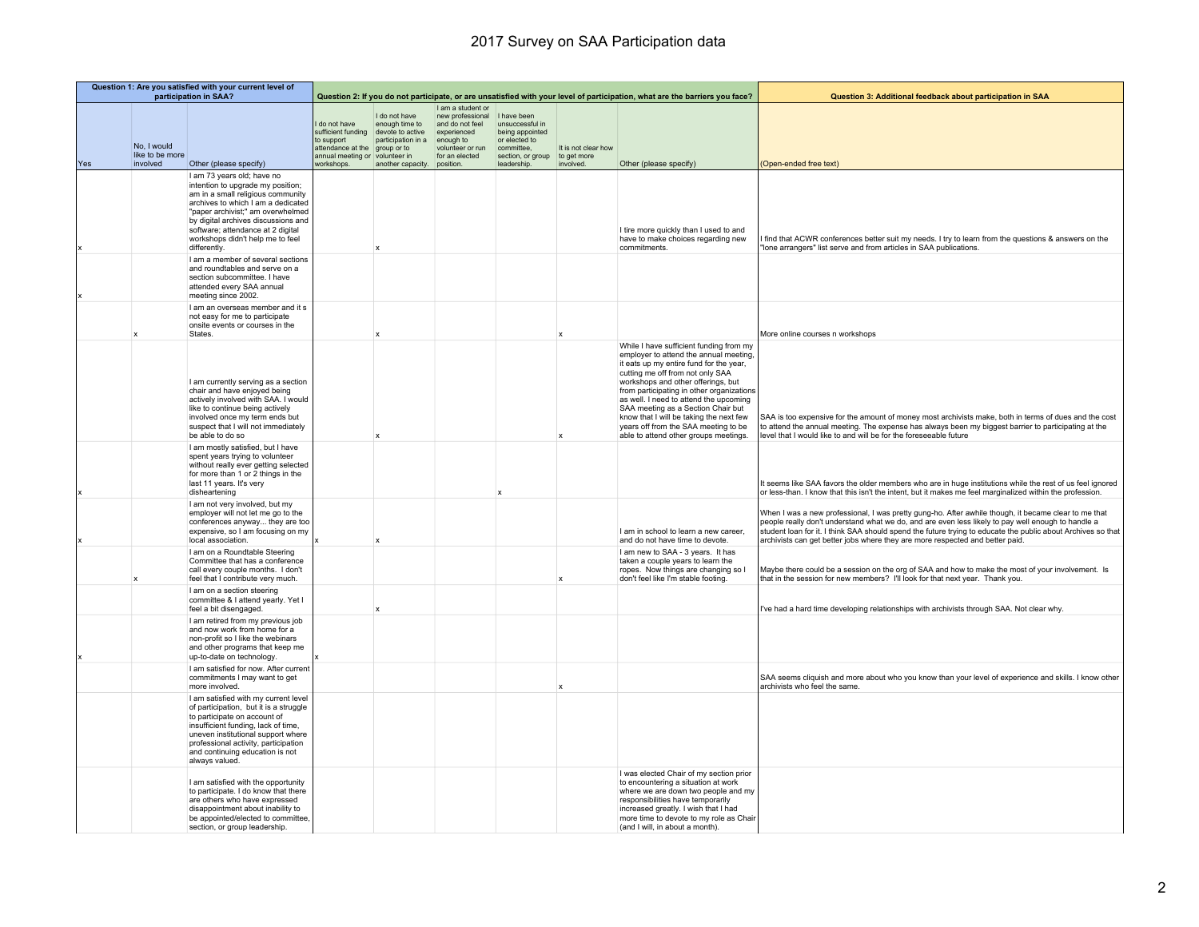# 2017 Survey on SAA Participation data

| Question 1: Are you satisfied with your current level of participation in SAA? | | | Question 2: If you do not participate, or are unsatisfied with your level of participation, what are the barriers you face? | | | | | | Question 3: Additional feedback about participation in SAA |
|---|---|---|---|---|---|---|---|---|---|
| Yes | No, I would like to be more involved | Other (please specify) | I do not have sufficient funding to support attendance at the annual meeting or workshops. | I do not have enough time to devote to active participation in a group or to volunteer in another capacity. | I am a student or new professional and do not feel experienced enough to volunteer or run for an elected position. | I have been unsuccessful in being appointed or elected to committee, section, or group leadership. | It is not clear how to get more involved. | Other (please specify) | (Open-ended free text) |
| x | | I am 73 years old; have no intention to upgrade my position; am in a small religious community archives to which I am a dedicated "paper archivist;" am overwhelmed by digital archives discussions and software; attendance at 2 digital workshops didn't help me to feel differently. | | x | | | | I tire more quickly than I used to and have to make choices regarding new commitments. | I find that ACWR conferences better suit my needs. I try to learn from the questions & answers on the "lone arrangers" list serve and from articles in SAA publications. |
| x | | I am a member of several sections and roundtables and serve on a section subcommittee. I have attended every SAA annual meeting since 2002. | | | | | | | |
| | x | I am an overseas member and it s not easy for me to participate onsite events or courses in the States. | | x | | | x | | More online courses n workshops |
| | | I am currently serving as a section chair and have enjoyed being actively involved with SAA. I would like to continue being actively involved once my term ends but suspect that I will not immediately be able to do so | | x | | | x | While I have sufficient funding from my employer to attend the annual meeting, it eats up my entire fund for the year, cutting me off from not only SAA workshops and other offerings, but from participating in other organizations as well. I need to attend the upcoming SAA meeting as a Section Chair but know that I will be taking the next few years off from the SAA meeting to be able to attend other groups meetings. | SAA is too expensive for the amount of money most archivists make, both in terms of dues and the cost to attend the annual meeting. The expense has always been my biggest barrier to participating at the level that I would like to and will be for the foreseeable future |
| x | | I am mostly satisfied, but I have spent years trying to volunteer without really ever getting selected for more than 1 or 2 things in the last 11 years. It's very disheartening | | | | x | | | It seems like SAA favors the older members who are in huge institutions while the rest of us feel ignored or less-than. I know that this isn't the intent, but it makes me feel marginalized within the profession. |
| x | | I am not very involved, but my employer will not let me go to the conferences anyway... they are too expensive, so I am focusing on my local association. | x | x | | | | I am in school to learn a new career, and do not have time to devote. | When I was a new professional, I was pretty gung-ho. After awhile though, it became clear to me that people really don't understand what we do, and are even less likely to pay well enough to handle a student loan for it. I think SAA should spend the future trying to educate the public about Archives so that archivists can get better jobs where they are more respected and better paid. |
| | x | I am on a Roundtable Steering Committee that has a conference call every couple months. I don't feel that I contribute very much. | | | | | x | I am new to SAA - 3 years. It has taken a couple years to learn the ropes. Now things are changing so I don't feel like I'm stable footing. | Maybe there could be a session on the org of SAA and how to make the most of your involvement. Is that in the session for new members? I'll look for that next year. Thank you. |
| | | I am on a section steering committee & I attend yearly. Yet I feel a bit disengaged. | | x | | | | | I've had a hard time developing relationships with archivists through SAA. Not clear why. |
| x | | I am retired from my previous job and now work from home for a non-profit so I like the webinars and other programs that keep me up-to-date on technology. | x | | | | | | |
| | | I am satisfied for now. After current commitments I may want to get more involved. | | | | | x | | SAA seems cliquish and more about who you know than your level of experience and skills. I know other archivists who feel the same. |
| | | I am satisfied with my current level of participation, but it is a struggle to participate on account of insufficient funding, lack of time, uneven institutional support where professional activity, participation and continuing education is not always valued. | | | | | | | |
| | | I am satisfied with the opportunity to participate. I do know that there are others who have expressed disappointment about inability to be appointed/elected to committee, section, or group leadership. | | | | | | I was elected Chair of my section prior to encountering a situation at work where we are down two people and my responsibilities have temporarily increased greatly. I wish that I had more time to devote to my role as Chair (and I will, in about a month). | |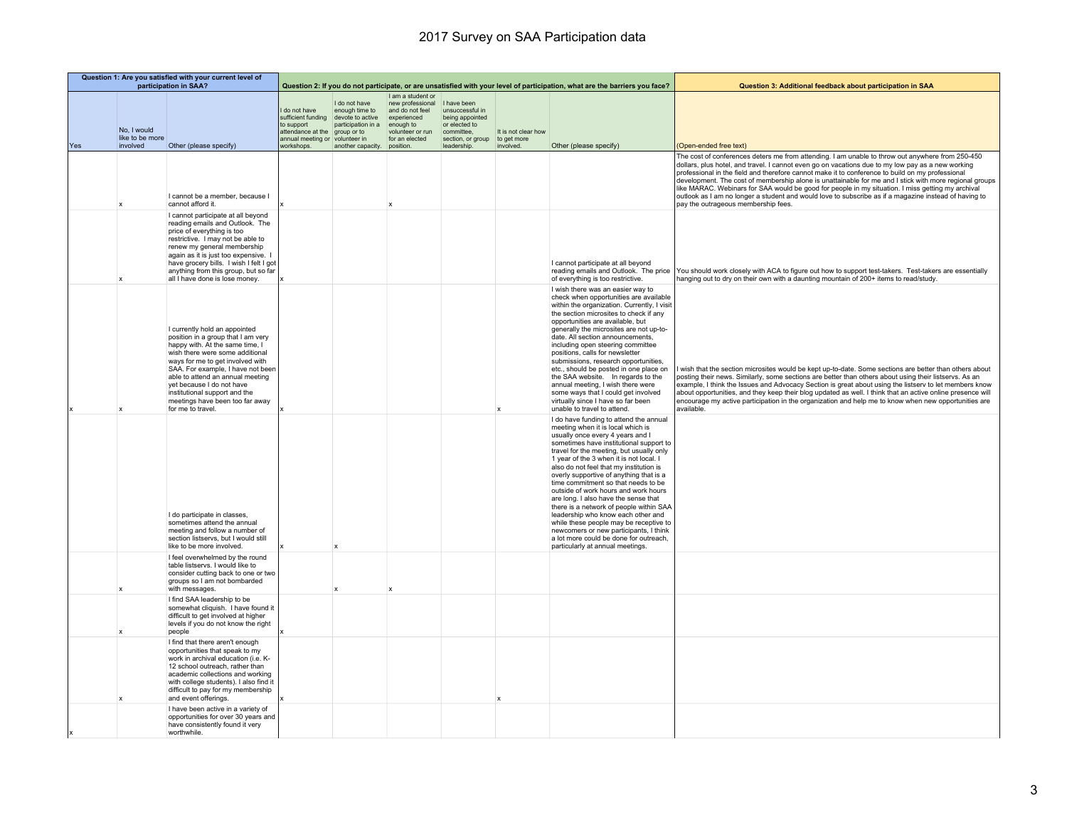# 2017 Survey on SAA Participation data

| Question 1: Are you satisfied with your current level of participation in SAA? | | | Question 2: If you do not participate, or are unsatisfied with your level of participation, what are the barriers you face? | | | | | | Question 3: Additional feedback about participation in SAA |
|---|---|---|---|---|---|---|---|---|---|
| Yes | No, I would like to be more involved | Other (please specify) | I do not have sufficient funding to support attendance at the annual meeting or workshops. | I do not have enough time to devote to active participation in a group or to volunteer in another capacity. | I am a student or new professional and do not feel experienced enough to volunteer or run for an elected position. | I have been unsuccessful in being appointed or elected to committee, section, or group leadership. | It is not clear how to get more involved. | Other (please specify) | (Open-ended free text) |
| | x | I cannot be a member, because I cannot afford it. | x | | x | | | | The cost of conferences deters me from attending. I am unable to throw out anywhere from 250-450 dollars, plus hotel, and travel. I cannot even go on vacations due to my low pay as a new working professional in the field and therefore cannot make it to conference to build on my professional development. The cost of membership alone is unattainable for me and I stick with more regional groups like MARAC. Webinars for SAA would be good for people in my situation. I miss getting my archival outlook as I am no longer a student and would love to subscribe as if a magazine instead of having to pay the outrageous membership fees. |
| | x | I cannot participate at all beyond reading emails and Outlook. The price of everything is too restrictive. I may not be able to renew my general membership again as it is just too expensive. I have grocery bills. I wish I felt I got anything from this group, but so far all I have done is lose money. | x | | | | | I cannot participate at all beyond reading emails and Outlook. The price of everything is too restrictive. | You should work closely with ACA to figure out how to support test-takers. Test-takers are essentially hanging out to dry on their own with a daunting mountain of 200+ items to read/study. |
| x | x | I currently hold an appointed position in a group that I am very happy with. At the same time, I wish there were some additional ways for me to get involved with SAA. For example, I have not been able to attend an annual meeting yet because I do not have institutional support and the meetings have been too far away for me to travel. | x | | | | x | I wish there was an easier way to check when opportunities are available within the organization. Currently, I visit the section microsites to check if any opportunities are available, but generally the microsites are not up-to-date. All section announcements, including open steering committee positions, calls for newsletter submissions, research opportunities, etc., should be posted in one place on the SAA website. In regards to the annual meeting, I wish there were some ways that I could get involved virtually since I have so far been unable to travel to attend. | I wish that the section microsites would be kept up-to-date. Some sections are better than others about posting their news. Similarly, some sections are better than others about using their listservs. As an example, I think the Issues and Advocacy Section is great about using the listserv to let members know about opportunities, and they keep their blog updated as well. I think that an active online presence will encourage my active participation in the organization and help me to know when new opportunities are available. |
| | | I do participate in classes, sometimes attend the annual meeting and follow a number of section listservs, but I would still like to be more involved. | x | x | | | | I do have funding to attend the annual meeting when it is local which is usually once every 4 years and I sometimes have institutional support to travel for the meeting, but usually only 1 year of the 3 when it is not local. I also do not feel that my institution is overly supportive of anything that is a time commitment so that needs to be outside of work hours and work hours are long. I also have the sense that there is a network of people within SAA leadership who know each other and while these people may be receptive to newcomers or new participants, I think a lot more could be done for outreach, particularly at annual meetings. | |
| | x | I feel overwhelmed by the round table listservs. I would like to consider cutting back to one or two groups so I am not bombarded with messages. | | x | x | | | | |
| | x | I find SAA leadership to be somewhat cliquish. I have found it difficult to get involved at higher levels if you do not know the right people | x | | | | | | |
| | x | I find that there aren't enough opportunities that speak to my work in archival education (i.e. K-12 school outreach, rather than academic collections and working with college students). I also find it difficult to pay for my membership and event offerings. | x | | | | x | | |
| x | | I have been active in a variety of opportunities for over 30 years and have consistently found it very worthwhile. | | | | | | | |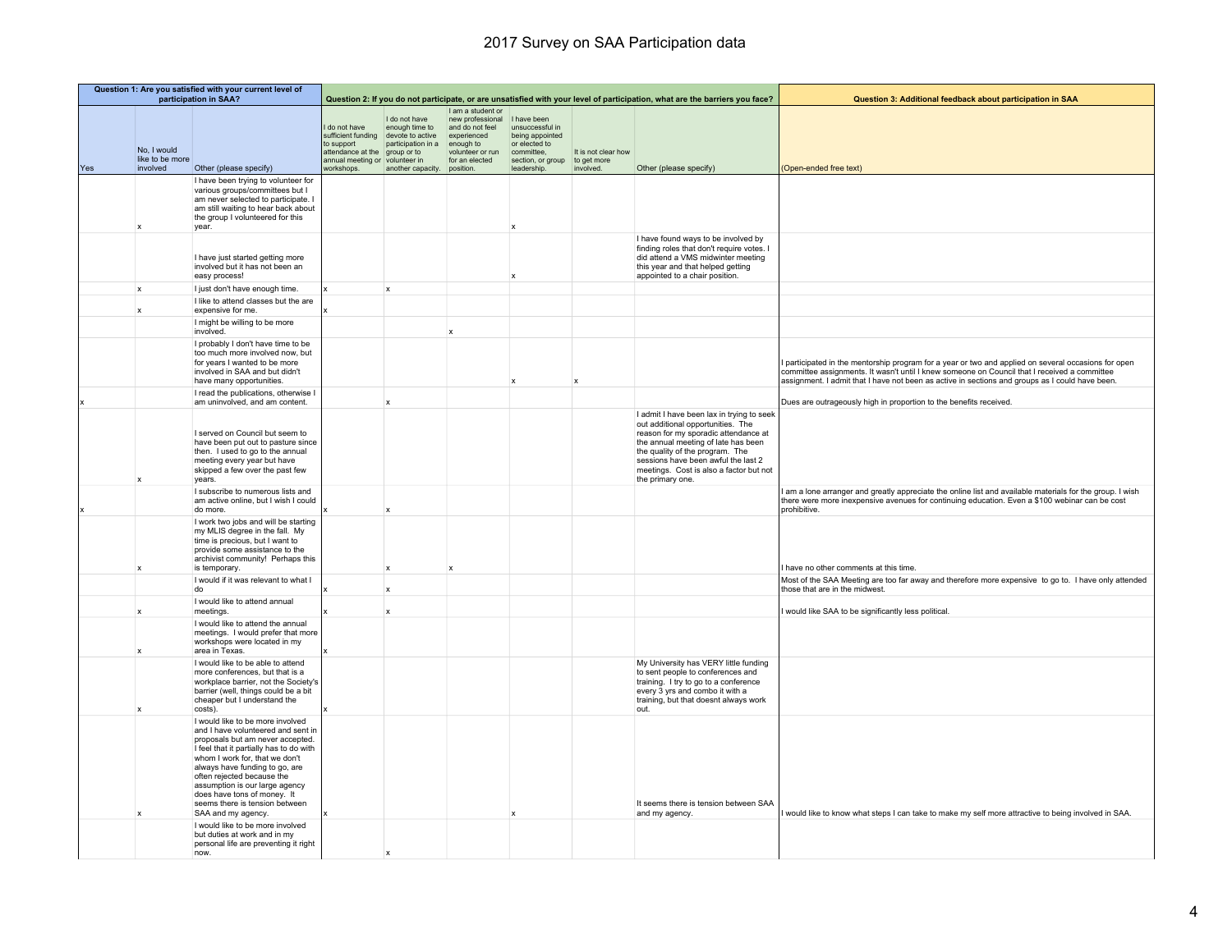# 2017 Survey on SAA Participation data

| Question 1: Are you satisfied with your current level of participation in SAA? | | | Question 2: If you do not participate, or are unsatisfied with your level of participation, what are the barriers you face? | | | | | | Question 3: Additional feedback about participation in SAA |
|---|---|---|---|---|---|---|---|---|---|
| Yes | No, I would like to be more involved | Other (please specify) | I do not have sufficient funding to support attendance at the annual meeting or workshops. | I do not have enough time to devote to active participation in a group or to volunteer in another capacity. | I am a student or new professional and do not feel experienced enough to volunteer or run for an elected position. | I have been unsuccessful in being appointed or elected to committee, section, or group leadership. | It is not clear how to get more involved. | Other (please specify) | (Open-ended free text) |
| | x | I have been trying to volunteer for various groups/committees but I am never selected to participate. I am still waiting to hear back about the group I volunteered for this year. | | | | x | | | |
| | | I have just started getting more involved but it has not been an easy process! | | | | x | | I have found ways to be involved by finding roles that don't require votes. I did attend a VMS midwinter meeting this year and that helped getting appointed to a chair position. | |
| | x | I just don't have enough time. | x | x | | | | | |
| | x | I like to attend classes but the are expensive for me. | x | | | | | | |
| | | I might be willing to be more involved. | | | x | | | | |
| | | I probably I don't have time to be too much more involved now, but for years I wanted to be more involved in SAA and but didn't have many opportunities. | | | | x | x | | I participated in the mentorship program for a year or two and applied on several occasions for open committee assignments. It wasn't until I knew someone on Council that I received a committee assignment. I admit that I have not been as active in sections and groups as I could have been. |
| x | | I read the publications, otherwise I am uninvolved, and am content. | | x | | | | | Dues are outrageously high in proportion to the benefits received. |
| | x | I served on Council but seem to have been put out to pasture since then. I used to go to the annual meeting every year but have skipped a few over the past few years. | | | | | | I admit I have been lax in trying to seek out additional opportunities. The reason for my sporadic attendance at the annual meeting of late has been the quality of the program. The sessions have been awful the last 2 meetings. Cost is also a factor but not the primary one. | |
| x | | I subscribe to numerous lists and am active online, but I wish I could do more. | x | x | | | | | I am a lone arranger and greatly appreciate the online list and available materials for the group. I wish there were more inexpensive avenues for continuing education. Even a $100 webinar can be cost prohibitive. |
| | x | I work two jobs and will be starting my MLIS degree in the fall. My time is precious, but I want to provide some assistance to the archivist community! Perhaps this is temporary. | | x | x | | | | I have no other comments at this time. |
| | | I would if it was relevant to what I do | x | x | | | | | Most of the SAA Meeting are too far away and therefore more expensive to go to. I have only attended those that are in the midwest. |
| | x | I would like to attend annual meetings. | x | x | | | | | I would like SAA to be significantly less political. |
| | x | I would like to attend the annual meetings. I would prefer that more workshops were located in my area in Texas. | x | | | | | | |
| | x | I would like to be able to attend more conferences, but that is a workplace barrier, not the Society's barrier (well, things could be a bit cheaper but I understand the costs). | x | | | | | My University has VERY little funding to sent people to conferences and training. I try to go to a conference every 3 yrs and combo it with a training, but that doesnt always work out. | |
| | x | I would like to be more involved and I have volunteered and sent in proposals but am never accepted. I feel that it partially has to do with whom I work for, that we don't always have funding to go, are often rejected because the assumption is our large agency does have tons of money. It seems there is tension between SAA and my agency. | x | | | x | | It seems there is tension between SAA and my agency. | I would like to know what steps I can take to make my self more attractive to being involved in SAA. |
| | | I would like to be more involved but duties at work and in my personal life are preventing it right now. | | x | | | | | |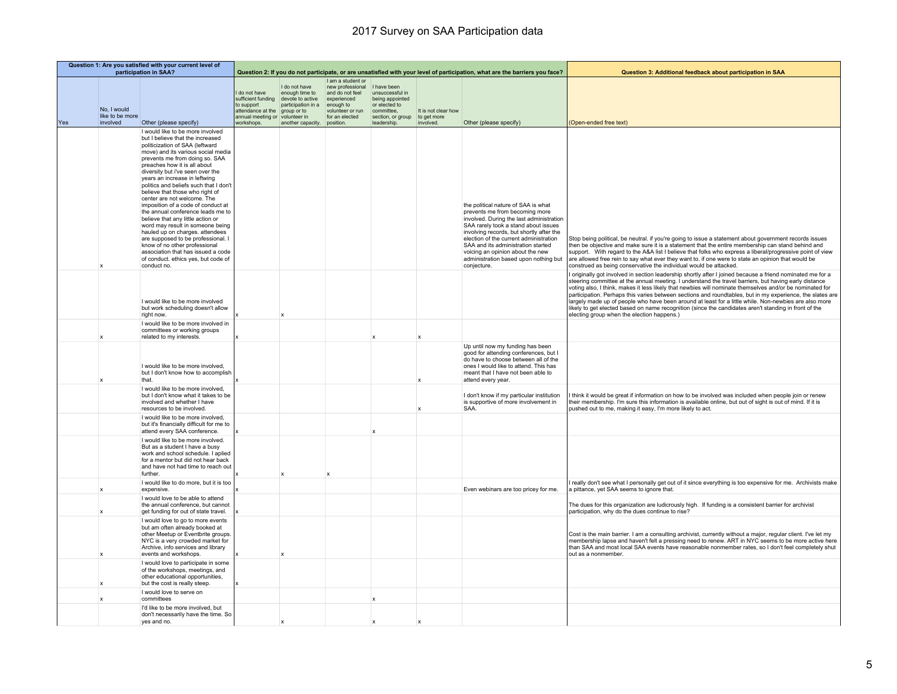# 2017 Survey on SAA Participation data

| Question 1: Are you satisfied with your current level of participation in SAA? | | | Question 2: If you do not participate, or are unsatisfied with your level of participation, what are the barriers you face? | | | | | | Question 3: Additional feedback about participation in SAA |
|---|---|---|---|---|---|---|---|---|---|
| Yes | No, I would like to be more involved | Other (please specify) | I do not have sufficient funding to support attendance at the annual meeting or workshops. | I do not have enough time to devote to active participation in a group or to volunteer in another capacity. | I am a student or new professional and do not feel experienced enough to volunteer or run for an elected position. | I have been unsuccessful in being appointed or elected to committee, section, or group leadership. | It is not clear how to get more involved. | Other (please specify) | (Open-ended free text) |
| | x | I would like to be more involved but I believe that the increased politicization of SAA (leftward move) and its various social media prevents me from doing so. SAA preaches how it is all about diversity but i've seen over the years an increase in leftwing politics and beliefs such that I don't believe that those who right of center are not welcome. The imposition of a code of conduct at the annual conference leads me to believe that any little action or word may result in someone being hauled up on charges. attendees are supposed to be professional. I know of no other professional association that has issued a code of conduct. ethics yes, but code of conduct no. | | | | | | the political nature of SAA is what prevents me from becoming more involved. During the last administration SAA rarely took a stand about issues involving records, but shortly after the election of the current administration SAA and its administration started voicing an opinion about the new administration based upon nothing but conjecture. | Stop being political, be neutral. if you're going to issue a statement about government records issues then be objective and make sure it is a statement that the entire membership can stand behind and support. With regard to the A&A list I believe that folks who express a liberal/progressive point of view are allowed free rein to say what ever they want to. if one were to state an opinion that would be construed as being conservative the individual would be attacked. |
| | | I would like to be more involved but work scheduling doesn't allow right now. | x | x | | | | | I originally got involved in section leadership shortly after I joined because a friend nominated me for a steering committee at the annual meeting. I understand the travel barriers, but having early distance voting also, I think, makes it less likely that newbies will nominate themselves and/or be nominated for participation. Perhaps this varies between sections and roundtables, but in my experience, the slates are largely made up of people who have been around at least for a little while. Non-newbies are also more likely to get elected based on name recognition (since the candidates aren't standing in front of the electing group when the election happens.) |
| | x | I would like to be more involved in committees or working groups related to my interests. | x | | | x | x | | |
| | x | I would like to be more involved, but I don't know how to accomplish that. | x | | | | x | Up until now my funding has been good for attending conferences, but I do have to choose between all of the ones I would like to attend. This has meant that I have not been able to attend every year. | |
| | | I would like to be more involved, but I don't know what it takes to be involved and whether I have resources to be involved. | | | | | x | I don't know if my particular institution is supportive of more involvement in SAA. | I think it would be great if information on how to be involved was included when people join or renew their membership. I'm sure this information is available online, but out of sight is out of mind. If it is pushed out to me, making it easy, I'm more likely to act. |
| | | I would like to be more involved, but it's financially difficult for me to attend every SAA conference. | x | | | x | | | |
| | | I would like to be more involved. But as a student I have a busy work and school schedule. I aplied for a mentor but did not hear back and have not had time to reach out further. | x | x | x | | | | |
| | x | I would like to do more, but it is too expensive. | x | | | | | Even webinars are too pricey for me. | I really don't see what I personally get out of it since everything is too expensive for me. Archivists make a pittance, yet SAA seems to ignore that. |
| | x | I would love to be able to attend the annual conference, but cannot get funding for out of state travel. | x | | | | | | The dues for this organization are ludicrously high. If funding is a consistent barrier for archivist participation, why do the dues continue to rise? |
| | x | I would love to go to more events but am often already booked at other Meetup or Eventbrite groups. NYC is a very crowded market for Archive, info services and library events and workshops. | x | x | | | | | Cost is the main barrier. I am a consulting archivist, currently without a major, regular client. I've let my membership lapse and haven't felt a pressing need to renew. ART in NYC seems to be more active here than SAA and most local SAA events have reasonable nonmember rates, so I don't feel completely shut out as a nonmember. |
| | x | I would love to participate in some of the workshops, meetings, and other educational opportunities, but the cost is really steep. | x | | | | | | |
| | x | I would love to serve on committees | | | | x | | | |
| | | I'd like to be more involved, but don't necessarily have the time. So yes and no. | | x | | x | x | | |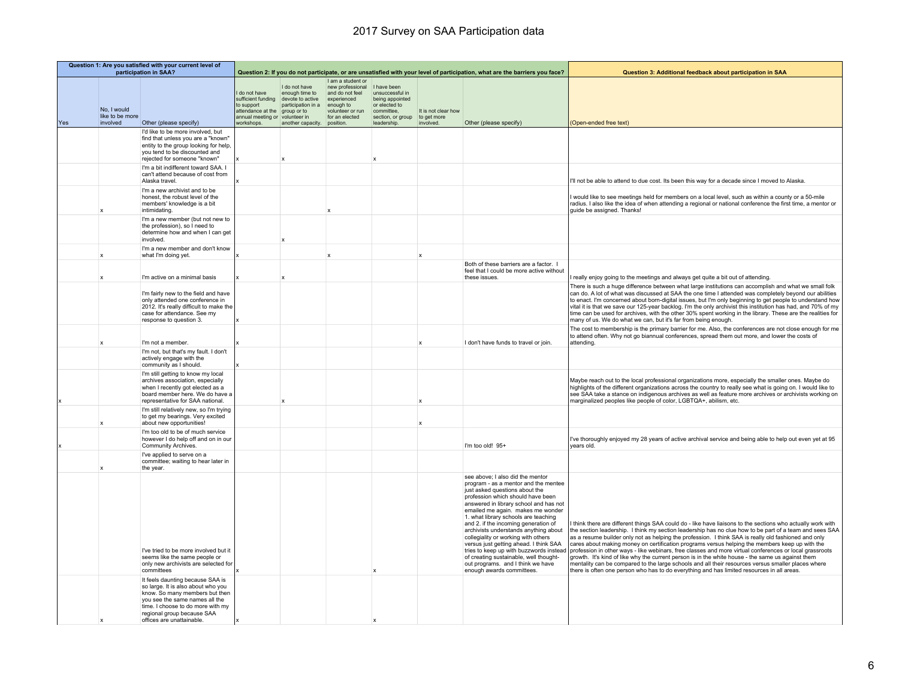# 2017 Survey on SAA Participation data

| Question 1: Are you satisfied with your current level of participation in SAA? | | | Question 2: If you do not participate, or are unsatisfied with your level of participation, what are the barriers you face? | | | | | | Question 3: Additional feedback about participation in SAA |
|---|---|---|---|---|---|---|---|---|---|
| Yes | No, I would like to be more involved | Other (please specify) | I do not have sufficient funding to support attendance at the annual meeting or workshops. | I do not have enough time to devote to active participation in a group or to volunteer in another capacity. | I am a student or new professional and do not feel experienced enough to volunteer or run for an elected position. | I have been unsuccessful in being appointed or elected to committee, section, or group leadership. | It is not clear how to get more involved. | Other (please specify) | (Open-ended free text) |
| | | I'd like to be more involved, but find that unless you are a "known" entity to the group looking for help, you tend to be discounted and rejected for someone "known" | x | x | | x | | | |
| | | I'm a bit indifferent toward SAA. I can't attend because of cost from Alaska travel. | x | | | | | | I'll not be able to attend to due cost. Its been this way for a decade since I moved to Alaska. |
| | x | I'm a new archivist and to be honest, the robust level of the members' knowledge is a bit intimidating. | | | x | | | | I would like to see meetings held for members on a local level, such as within a county or a 50-mile radius. I also like the idea of when attending a regional or national conference the first time, a mentor or guide be assigned. Thanks! |
| | | I'm a new member (but not new to the profession), so I need to determine how and when I can get involved. | | x | | | | | |
| | x | I'm a new member and don't know what I'm doing yet. | x | | x | | x | | |
| | x | I'm active on a minimal basis | x | x | | | | Both of these barriers are a factor. I feel that I could be more active without these issues. | I really enjoy going to the meetings and always get quite a bit out of attending. |
| | | I'm fairly new to the field and have only attended one conference in 2012. It's really difficult to make the case for attendance. See my response to question 3. | x | | | | | | There is such a huge difference between what large institutions can accomplish and what we small folk can do. A lot of what was discussed at SAA the one time I attended was completely beyond our abilities to enact. I'm concerned about born-digital issues, but I'm only beginning to get people to understand how vital it is that we save our 125-year backlog. I'm the only archivist this institution has had, and 70% of my time can be used for archives, with the other 30% spent working in the library. These are the realities for many of us. We do what we can, but it's far from being enough. |
| | x | I'm not a member. | x | | | | x | I don't have funds to travel or join. | The cost to membership is the primary barrier for me. Also, the conferences are not close enough for me to attend often. Why not go biannual conferences, spread them out more, and lower the costs of attending. |
| | | I'm not, but that's my fault. I don't actively engage with the community as I should. | x | | | | | | |
| x | | I'm still getting to know my local archives association, especially when I recently got elected as a board member here. We do have a representative for SAA national. | | x | | | x | | Maybe reach out to the local professional organizations more, especially the smaller ones. Maybe do highlights of the different organizations across the country to really see what is going on. I would like to see SAA take a stance on indigenous archives as well as feature more archives or archivists working on marginalized peoples like people of color, LGBTQA+, abilism, etc. |
| | x | I'm still relatively new, so I'm trying to get my bearings. Very excited about new opportunities! | | | | | x | | |
| x | | I'm too old to be of much service however I do help off and on in our Community Archives. | | | | | | I'm too old! 95+ | I've thoroughly enjoyed my 28 years of active archival service and being able to help out even yet at 95 years old. |
| | x | I've applied to serve on a committee; waiting to hear later in the year. | | | | | | | |
| | | I've tried to be more involved but it seems like the same people or only new archivists are selected for committees | x | | | x | | see above; I also did the mentor program - as a mentor and the mentee just asked questions about the profession which should have been answered in library school and has not emailed me again. makes me wonder 1. what library schools are teaching and 2. if the incoming generation of archivists understands anything about collegiality or working with others versus just getting ahead. I think SAA tries to keep up with buzzwords instead of creating sustainable, well thought-out programs. and I think we have enough awards committees. | I think there are different things SAA could do - like have liaisons to the sections who actually work with the section leadership. I think my section leadership has no clue how to be part of a team and sees SAA as a resume builder only not as helping the profession. I think SAA is really old fashioned and only cares about making money on certification programs versus helping the members keep up with the profession in other ways - like webinars, free classes and more virtual conferences or local grassroots growth. It's kind of like why the current person is in the white house - the same us against them mentality can be compared to the large schools and all their resources versus smaller places where there is often one person who has to do everything and has limited resources in all areas. |
| | x | It feels daunting because SAA is so large. It is also about who you know. So many members but then you see the same names all the time. I choose to do more with my regional group because SAA offices are unattainable. | x | | | x | | | |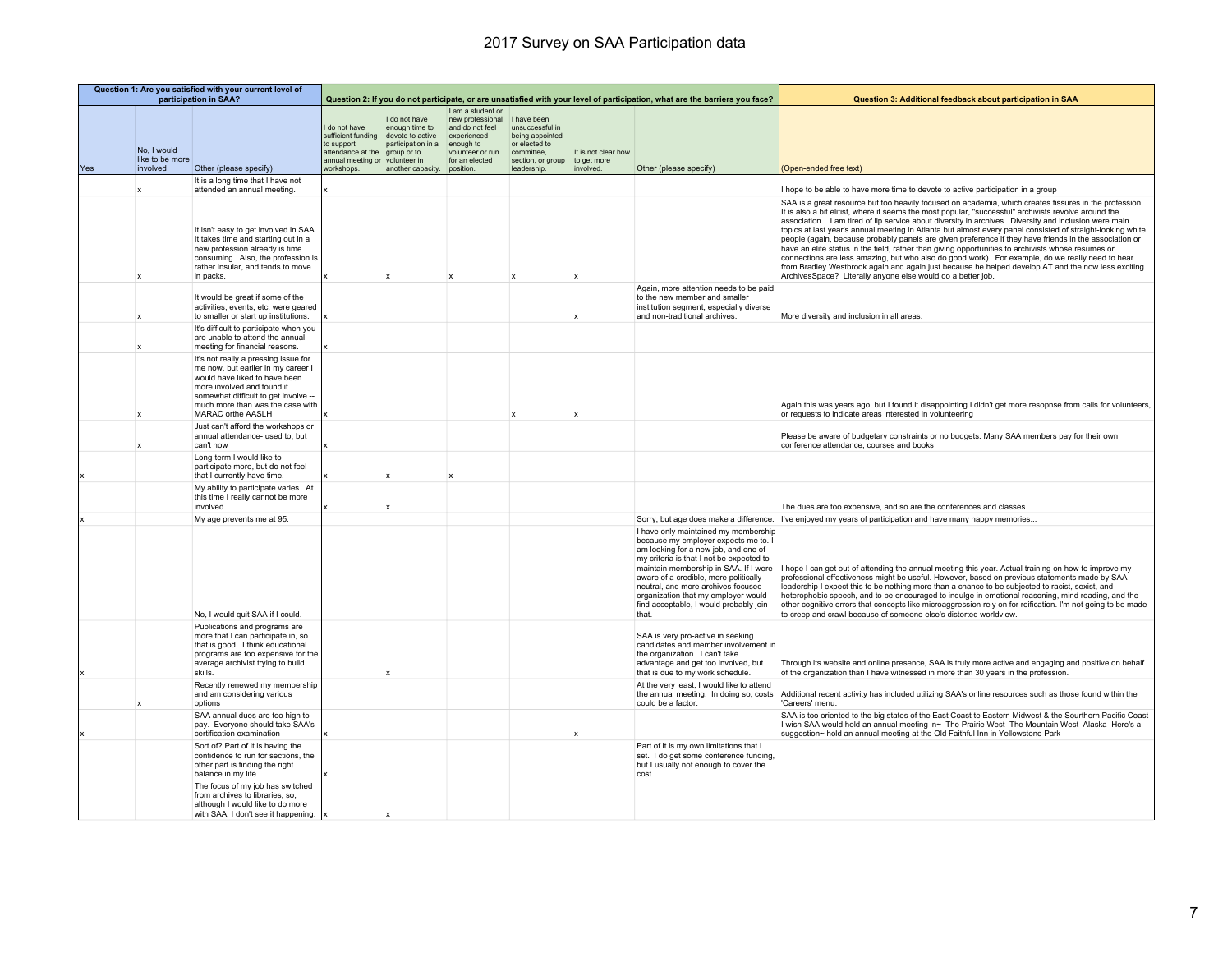# 2017 Survey on SAA Participation data

| Question 1: Are you satisfied with your current level of participation in SAA? | | | Question 2: If you do not participate, or are unsatisfied with your level of participation, what are the barriers you face? | | | | | | Question 3: Additional feedback about participation in SAA |
|---|---|---|---|---|---|---|---|---|---|
| Yes | No, I would like to be more involved | Other (please specify) | I do not have sufficient funding to support attendance at the annual meeting or workshops. | I do not have enough time to devote to active participation in a group or to volunteer in another capacity. | I am a student or new professional and do not feel experienced enough to volunteer or run for an elected position. | I have been unsuccessful in being appointed or elected to committee, section, or group leadership. | It is not clear how to get more involved. | Other (please specify) | (Open-ended free text) |
| | x | It is a long time that I have not attended an annual meeting. | x | | | | | | I hope to be able to have more time to devote to active participation in a group |
| | x | It isn't easy to get involved in SAA. It takes time and starting out in a new profession already is time consuming. Also, the profession is rather insular, and tends to move in packs. | x | x | x | x | x | | SAA is a great resource but too heavily focused on academia, which creates fissures in the profession. It is also a bit elitist, where it seems the most popular, "successful" archivists revolve around the association. I am tired of lip service about diversity in archives. Diversity and inclusion were main topics at last year's annual meeting in Atlanta but almost every panel consisted of straight-looking white people (again, because probably panels are given preference if they have friends in the association or have an elite status in the field, rather than giving opportunities to archivists whose resumes or connections are less amazing, but who also do good work). For example, do we really need to hear from Bradley Westbrook again and again just because he helped develop AT and the now less exciting ArchivesSpace? Literally anyone else would do a better job. |
| | x | It would be great if some of the activities, events, etc. were geared to smaller or start up institutions. | x | | | | x | Again, more attention needs to be paid to the new member and smaller institution segment, especially diverse and non-traditional archives. | More diversity and inclusion in all areas. |
| | x | It's difficult to participate when you are unable to attend the annual meeting for financial reasons. | x | | | | | | |
| | x | It's not really a pressing issue for me now, but earlier in my career I would have liked to have been more involved and found it somewhat difficult to get involve -- much more than was the case with MARAC orthe AASLH | x | | | x | x | | Again this was years ago, but I found it disappointing I didn't get more resopnse from calls for volunteers, or requests to indicate areas interested in volunteering |
| | x | Just can't afford the workshops or annual attendance- used to, but can't now | x | | | | | | Please be aware of budgetary constraints or no budgets. Many SAA members pay for their own conference attendance, courses and books |
| x | | Long-term I would like to participate more, but do not feel that I currently have time. | x | x | x | | | | |
| | | My ability to participate varies. At this time I really cannot be more involved. | x | x | | | | | The dues are too expensive, and so are the conferences and classes. |
| x | | My age prevents me at 95. | | | | | | Sorry, but age does make a difference. | I've enjoyed my years of participation and have many happy memories... |
| | | No, I would quit SAA if I could. | | | | | | I have only maintained my membership because my employer expects me to. I am looking for a new job, and one of my criteria is that I not be expected to maintain membership in SAA. If I were aware of a credible, more politically neutral, and more archives-focused organization that my employer would find acceptable, I would probably join that. | I hope I can get out of attending the annual meeting this year. Actual training on how to improve my professional effectiveness might be useful. However, based on previous statements made by SAA leadership I expect this to be nothing more than a chance to be subjected to racist, sexist, and heterophobic speech, and to be encouraged to indulge in emotional reasoning, mind reading, and the other cognitive errors that concepts like microaggression rely on for reification. I'm not going to be made to creep and crawl because of someone else's distorted worldview. |
| x | | Publications and programs are more that I can participate in, so that is good. I think educational programs are too expensive for the average archivist trying to build skills. | | x | | | | SAA is very pro-active in seeking candidates and member involvement in the organization. I can't take advantage and get too involved, but that is due to my work schedule. | Through its website and online presence, SAA is truly more active and engaging and positive on behalf of the organization than I have witnessed in more than 30 years in the profession. |
| | x | Recently renewed my membership and am considering various options | | | | | | At the very least, I would like to attend the annual meeting. In doing so, costs could be a factor. | Additional recent activity has included utilizing SAA's online resources such as those found within the 'Careers' menu. |
| x | | SAA annual dues are too high to pay. Everyone should take SAA's certification examination | x | | | | x | | SAA is too oriented to the big states of the East Coast te Eastern Midwest & the Southern Pacific Coast I wish SAA would hold an annual meeting in~ The Prairie West The Mountain West Alaska Here's a suggestion~ hold an annual meeting at the Old Faithful Inn in Yellowstone Park |
| | | Sort of? Part of it is having the confidence to run for sections, the other part is finding the right balance in my life. | x | | | | | Part of it is my own limitations that I set. I do get some conference funding, but I usually not enough to cover the cost. | |
| | | The focus of my job has switched from archives to libraries, so, although I would like to do more with SAA, I don't see it happening. | x | x | | | | | |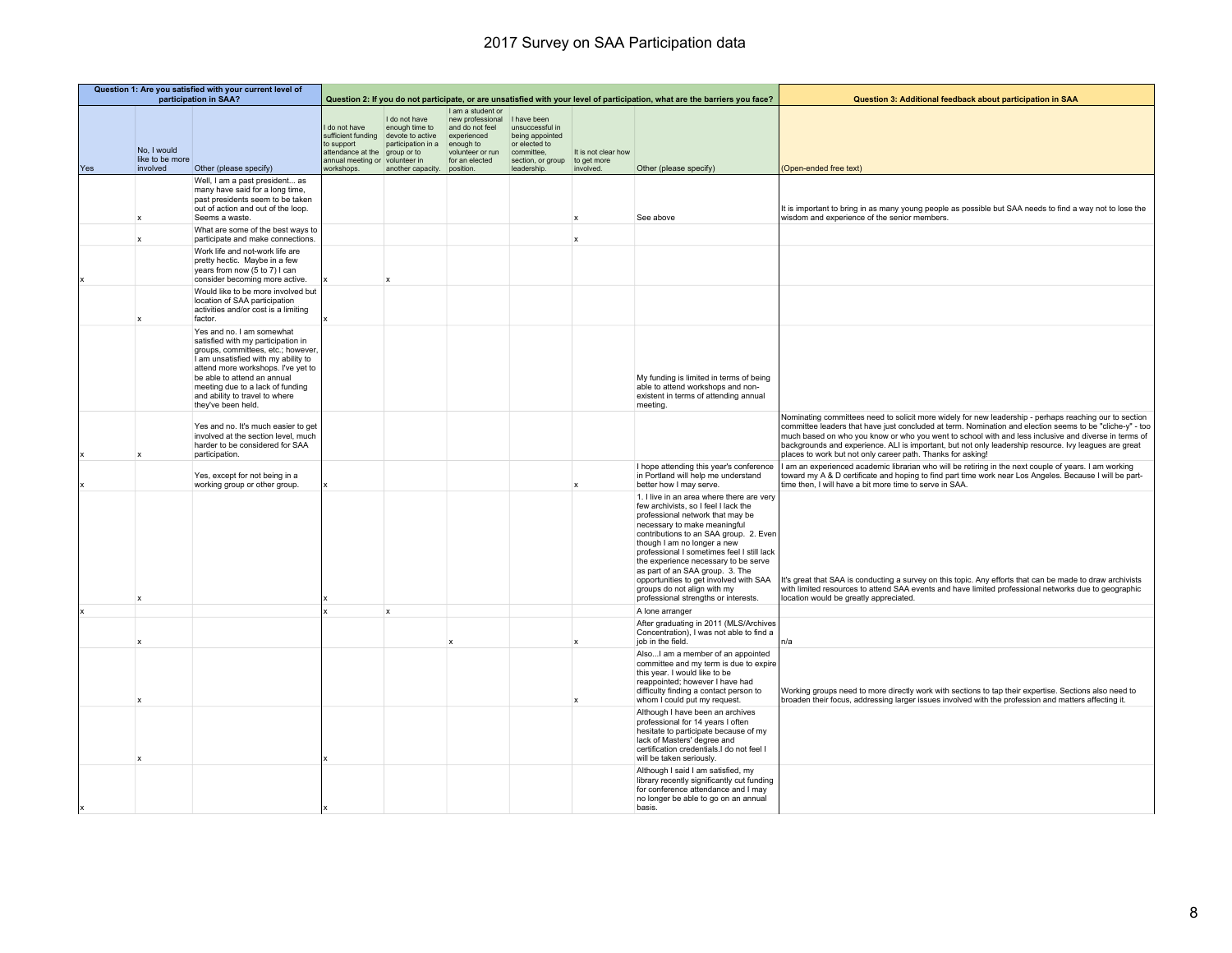# 2017 Survey on SAA Participation data

| Question 1: Are you satisfied with your current level of participation in SAA? | | | Question 2: If you do not participate, or are unsatisfied with your level of participation, what are the barriers you face? | | | | | | Question 3: Additional feedback about participation in SAA |
|---|---|---|---|---|---|---|---|---|---|
| Yes | No, I would like to be more involved | Other (please specify) | I do not have sufficient funding to support attendance at the annual meeting or workshops. | I do not have enough time to devote to active participation in a group or to volunteer in another capacity. | I am a student or new professional and do not feel experienced enough to volunteer or run for an elected position. | I have been unsuccessful in being appointed or elected to committee, section, or group leadership. | It is not clear how to get more involved. | Other (please specify) | (Open-ended free text) |
| | x | Well, I am a past president... as many have said for a long time, past presidents seem to be taken out of action and out of the loop. Seems a waste. | | | | | x | See above | It is important to bring in as many young people as possible but SAA needs to find a way not to lose the wisdom and experience of the senior members. |
| | x | What are some of the best ways to participate and make connections. | | | | | x | | |
| x | | Work life and not-work life are pretty hectic. Maybe in a few years from now (5 to 7) I can consider becoming more active. | x | x | | | | | |
| | x | Would like to be more involved but location of SAA participation activities and/or cost is a limiting factor. | x | | | | | | |
| | | Yes and no. I am somewhat satisfied with my participation in groups, committees, etc.; however, I am unsatisfied with my ability to attend more workshops. I've yet to be able to attend an annual meeting due to a lack of funding and ability to travel to where they've been held. | | | | | | My funding is limited in terms of being able to attend workshops and non-existent in terms of attending annual meeting. | |
| x | x | Yes and no. It's much easier to get involved at the section level, much harder to be considered for SAA participation. | | | | | | | Nominating committees need to solicit more widely for new leadership - perhaps reaching our to section committee leaders that have just concluded at term. Nomination and election seems to be "cliche-y" - too much based on who you know or who you went to school with and less inclusive and diverse in terms of backgrounds and experience. ALI is important, but not only leadership resource. Ivy leagues are great places to work but not only career path. Thanks for asking! |
| x | | Yes, except for not being in a working group or other group. | x | | | | x | I hope attending this year's conference in Portland will help me understand better how I may serve. | I am an experienced academic librarian who will be retiring in the next couple of years. I am working toward my A & D certificate and hoping to find part time work near Los Angeles. Because I will be part-time then, I will have a bit more time to serve in SAA. |
| | x | | x | | | | | 1. I live in an area where there are very few archivists, so I feel I lack the professional network that may be necessary to make meaningful contributions to an SAA group. 2. Even though I am no longer a new professional I sometimes feel I still lack the experience necessary to be serve as part of an SAA group. 3. The opportunities to get involved with SAA groups do not align with my professional strengths or interests. | It's great that SAA is conducting a survey on this topic. Any efforts that can be made to draw archivists with limited resources to attend SAA events and have limited professional networks due to geographic location would be greatly appreciated. |
| x | | | x | x | | | | A lone arranger | |
| | x | | | | x | | x | After graduating in 2011 (MLS/Archives Concentration), I was not able to find a job in the field. | n/a |
| | x | | | | | | x | Also...I am a member of an appointed committee and my term is due to expire this year. I would like to be reappointed; however I have had difficulty finding a contact person to whom I could put my request. | Working groups need to more directly work with sections to tap their expertise. Sections also need to broaden their focus, addressing larger issues involved with the profession and matters affecting it. |
| | x | | x | | | | | Although I have been an archives professional for 14 years I often hesitate to participate because of my lack of Masters' degree and certification credentials.I do not feel I will be taken seriously. | |
| x | | | x | | | | | Although I said I am satisfied, my library recently significantly cut funding for conference attendance and I may no longer be able to go on an annual basis. | |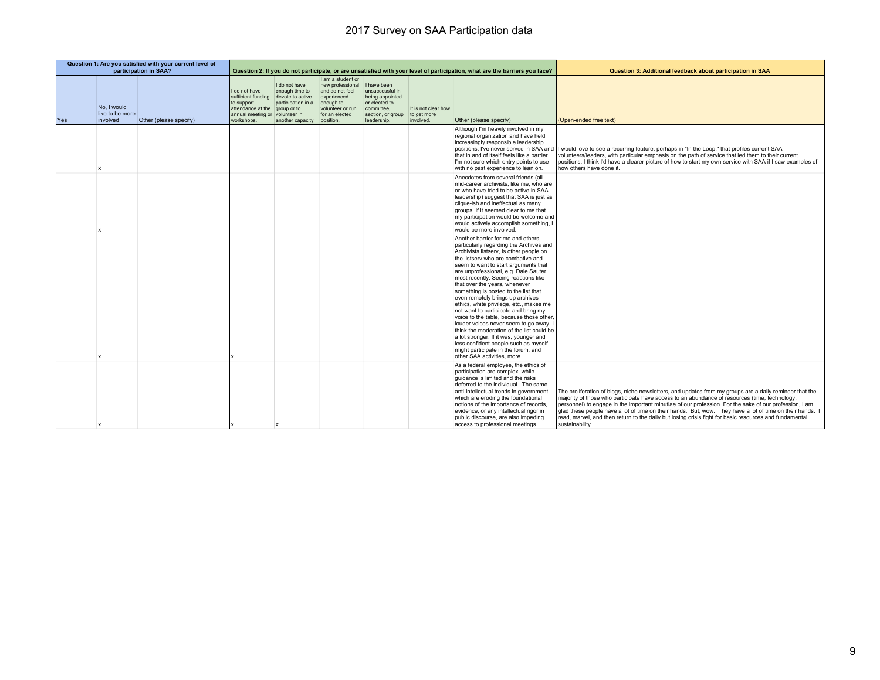# 2017 Survey on SAA Participation data

| Question 1: Are you satisfied with your current level of participation in SAA? | | | Question 2: If you do not participate, or are unsatisfied with your level of participation, what are the barriers you face? | | | | | | Question 3: Additional feedback about participation in SAA |
|---|---|---|---|---|---|---|---|---|---|
| Yes | No, I would like to be more involved | Other (please specify) | I do not have sufficient funding to support attendance at the annual meeting or workshops. | I do not have enough time to devote to active participation in a group or to volunteer in another capacity. | I am a student or new professional and do not feel experienced enough to volunteer or run for an elected position. | I have been unsuccessful in being appointed or elected to committee, section, or group leadership. | It is not clear how to get more involved. | Other (please specify) | (Open-ended free text) |
| | x | | | | | | | Although I'm heavily involved in my regional organization and have held increasingly responsible leadership positions, I've never served in SAA and that in and of itself feels like a barrier. I'm not sure which entry points to use with no past experience to lean on. | I would love to see a recurring feature, perhaps in "In the Loop," that profiles current SAA volunteers/leaders, with particular emphasis on the path of service that led them to their current positions. I think I'd have a clearer picture of how to start my own service with SAA if I saw examples of how others have done it. |
| | x | | | | | | | Anecdotes from several friends (all mid-career archivists, like me, who are or who have tried to be active in SAA leadership) suggest that SAA is just as clique-ish and ineffectual as many groups. If it seemed clear to me that my participation would be welcome and would actively accomplish something, I would be more involved. | |
| | x | | x | | | | | Another barrier for me and others, particularly regarding the Archives and Archivists listserv, is other people on the listserv who are combative and seem to want to start arguments that are unprofessional, e.g. Dale Sauter most recently. Seeing reactions like that over the years, whenever something is posted to the list that even remotely brings up archives ethics, white privilege, etc., makes me not want to participate and bring my voice to the table, because those other, louder voices never seem to go away. I think the moderation of the list could be a lot stronger. If it was, younger and less confident people such as myself might participate in the forum, and other SAA activities, more. | |
| | x | | x | x | | | | As a federal employee, the ethics of participation are complex, while guidance is limited and the risks deferred to the individual. The same anti-intellectual trends in government which are eroding the foundational notions of the importance of records, evidence, or any intellectual rigor in public discourse, are also impeding access to professional meetings. | The proliferation of blogs, niche newsletters, and updates from my groups are a daily reminder that the majority of those who participate have access to an abundance of resources (time, technology, personnel) to engage in the important minutiae of our profession. For the sake of our profession, I am glad these people have a lot of time on their hands. But, wow. They have a lot of time on their hands. I read, marvel, and then return to the daily but losing crisis fight for basic resources and fundamental sustainability. |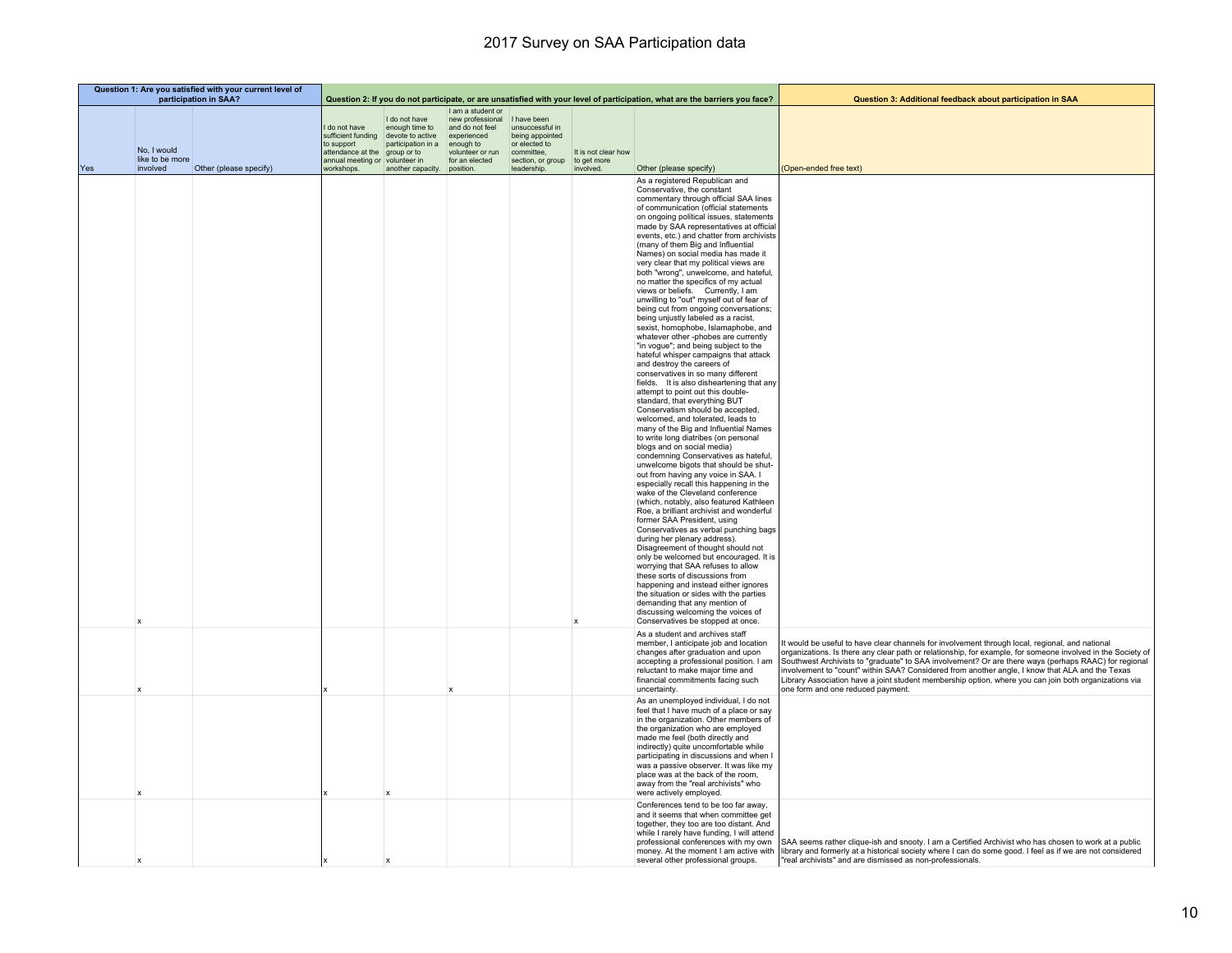# 2017 Survey on SAA Participation data

| Question 1: Are you satisfied with your current level of participation in SAA? | | | Question 2: If you do not participate, or are unsatisfied with your level of participation, what are the barriers you face? | | | | | | Question 3: Additional feedback about participation in SAA |
|---|---|---|---|---|---|---|---|---|---|
| Yes | No, I would like to be more involved | Other (please specify) | I do not have sufficient funding to support attendance at the annual meeting or workshops. | I do not have enough time to devote to active participation in a group or to volunteer in another capacity. | I am a student or new professional and do not feel experienced enough to volunteer or run for an elected position. | I have been unsuccessful in being appointed or elected to committee, section, or group leadership. | It is not clear how to get more involved. | Other (please specify) | (Open-ended free text) |
| | x | | | | | | x | As a registered Republican and Conservative, the constant commentary through official SAA lines of communication (official statements on ongoing political issues, statements made by SAA representatives at official events, etc.) and chatter from archivists (many of them Big and Influential Names) on social media has made it very clear that my political views are both "wrong", unwelcome, and hateful, no matter the specifics of my actual views or beliefs. Currently, I am unwilling to "out" myself out of fear of being cut from ongoing conversations; being unjustly labeled as a racist, sexist, homophobe, Islamaphobe, and whatever other -phobes are currently "in vogue"; and being subject to the hateful whisper campaigns that attack and destroy the careers of conservatives in so many different fields. It is also disheartening that any attempt to point out this double-standard, that everything BUT Conservatism should be accepted, welcomed, and tolerated, leads to many of the Big and Influential Names to write long diatribes (on personal blogs and on social media) condemning Conservatives as hateful, unwelcome bigots that should be shut-out from having any voice in SAA. I especially recall this happening in the wake of the Cleveland conference (which, notably, also featured Kathleen Roe, a brilliant archivist and wonderful former SAA President, using Conservatives as verbal punching bags during her plenary address). Disagreement of thought should not only be welcomed but encouraged. It is worrying that SAA refuses to allow these sorts of discussions from happening and instead either ignores the situation or sides with the parties demanding that any mention of discussing welcoming the voices of Conservatives be stopped at once. | |
| | x | | x | | x | | | As a student and archives staff member, I anticipate job and location changes after graduation and upon accepting a professional position. I am reluctant to make major time and financial commitments facing such uncertainty. | It would be useful to have clear channels for involvement through local, regional, and national organizations. Is there any clear path or relationship, for example, for someone involved in the Society of Southwest Archivists to "graduate" to SAA involvement? Or are there ways (perhaps RAAC) for regional involvement to "count" within SAA? Considered from another angle, I know that ALA and the Texas Library Association have a joint student membership option, where you can join both organizations via one form and one reduced payment. |
| | x | | x | x | | | | As an unemployed individual, I do not feel that I have much of a place or say in the organization. Other members of the organization who are employed made me feel (both directly and indirectly) quite uncomfortable while participating in discussions and when I was a passive observer. It was like my place was at the back of the room, away from the "real archivists" who were actively employed. | |
| | x | | x | x | | | | Conferences tend to be too far away, and it seems that when committee get together, they too are too distant. And while I rarely have funding, I will attend professional conferences with my own money. At the moment I am active with several other professional groups. | SAA seems rather clique-ish and snooty. I am a Certified Archivist who has chosen to work at a public library and formerly at a historical society where I can do some good. I feel as if we are not considered "real archivists" and are dismissed as non-professionals. |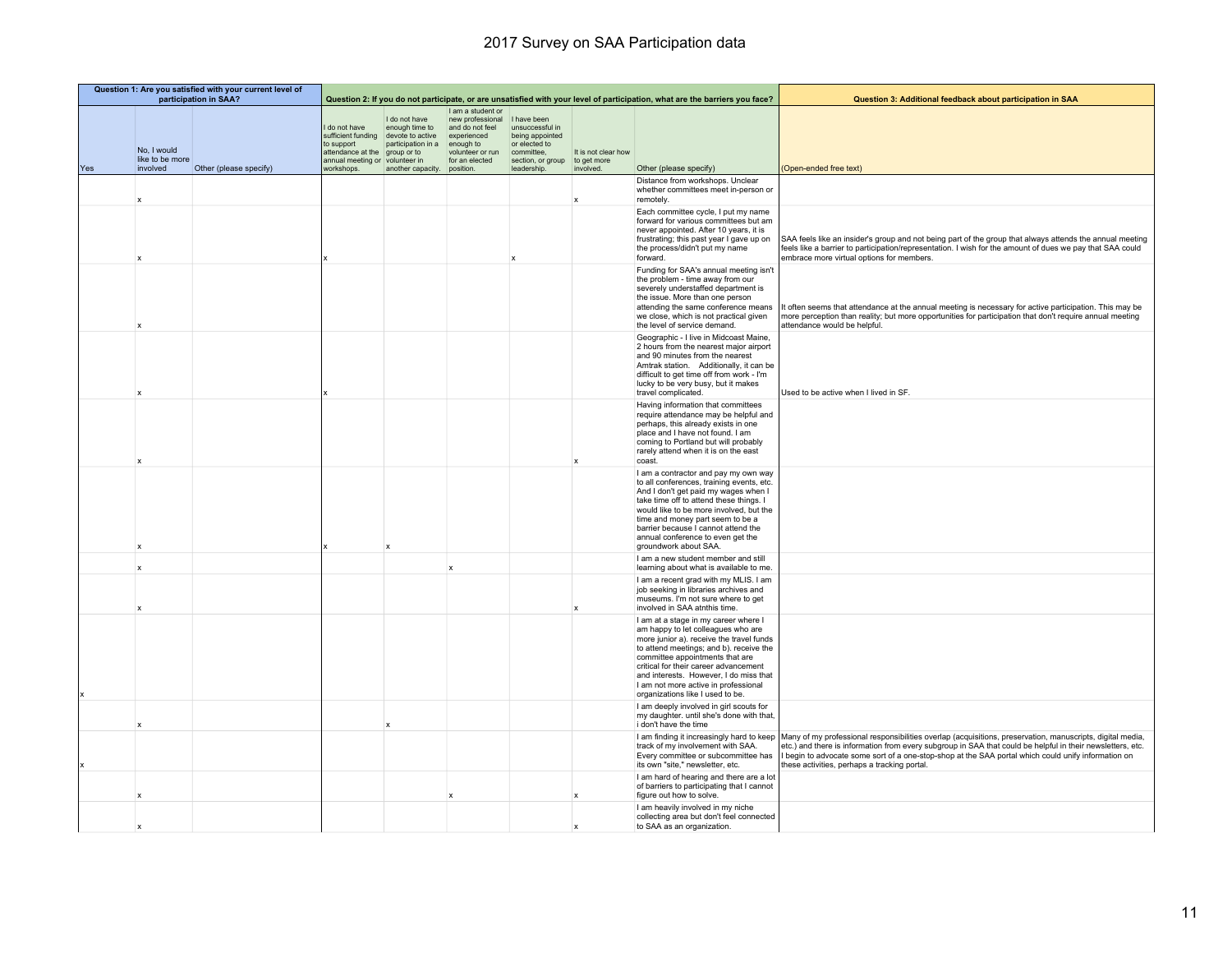# 2017 Survey on SAA Participation data

| Question 1: Are you satisfied with your current level of participation in SAA? | | | Question 2: If you do not participate, or are unsatisfied with your level of participation, what are the barriers you face? | | | | | | Question 3: Additional feedback about participation in SAA |
|---|---|---|---|---|---|---|---|---|---|
| Yes | No, I would like to be more involved | Other (please specify) | I do not have sufficient funding to support attendance at the annual meeting or workshops. | I do not have enough time to devote to active participation in a group or to volunteer in another capacity. | I am a student or new professional and do not feel experienced enough to volunteer or run for an elected position. | I have been unsuccessful in being appointed or elected to committee, section, or group leadership. | It is not clear how to get more involved. | Other (please specify) | (Open-ended free text) |
| | x | | | | | | x | Distance from workshops. Unclear whether committees meet in-person or remotely. | |
| | x | | x | | | x | | Each committee cycle, I put my name forward for various committees but am never appointed. After 10 years, it is frustrating; this past year I gave up on the process/didn't put my name forward. | SAA feels like an insider's group and not being part of the group that always attends the annual meeting feels like a barrier to participation/representation. I wish for the amount of dues we pay that SAA could embrace more virtual options for members. |
| | x | | | | | | | Funding for SAA's annual meeting isn't the problem - time away from our severely understaffed department is the issue. More than one person attending the same conference means we close, which is not practical given the level of service demand. | It often seems that attendance at the annual meeting is necessary for active participation. This may be more perception than reality; but more opportunities for participation that don't require annual meeting attendance would be helpful. |
| | x | | x | | | | | Geographic - I live in Midcoast Maine, 2 hours from the nearest major airport and 90 minutes from the nearest Amtrak station. Additionally, it can be difficult to get time off from work - I'm lucky to be very busy, but it makes travel complicated. | Used to be active when I lived in SF. |
| | x | | | | | | x | Having information that committees require attendance may be helpful and perhaps, this already exists in one place and I have not found. I am coming to Portland but will probably rarely attend when it is on the east coast. | |
| | x | | x | x | | | | I am a contractor and pay my own way to all conferences, training events, etc. And I don't get paid my wages when I take time off to attend these things. I would like to be more involved, but the time and money part seem to be a barrier because I cannot attend the annual conference to even get the groundwork about SAA. | |
| | x | | | | x | | | I am a new student member and still learning about what is available to me. | |
| | x | | | | | | x | I am a recent grad with my MLIS. I am job seeking in libraries archives and museums. I'm not sure where to get involved in SAA atnthis time. | |
| x | | | | | | | | I am at a stage in my career where I am happy to let colleagues who are more junior a). receive the travel funds to attend meetings; and b). receive the committee appointments that are critical for their career advancement and interests. However, I do miss that I am not more active in professional organizations like I used to be. | |
| | x | | | x | | | | I am deeply involved in girl scouts for my daughter. until she's done with that, i don't have the time | |
| x | | | | | | | | I am finding it increasingly hard to keep track of my involvement with SAA. Every committee or subcommittee has its own "site," newsletter, etc. | Many of my professional responsibilities overlap (acquisitions, preservation, manuscripts, digital media, etc.) and there is information from every subgroup in SAA that could be helpful in their newsletters, etc. I begin to advocate some sort of a one-stop-shop at the SAA portal which could unify information on these activities, perhaps a tracking portal. |
| | x | | | | x | | x | I am hard of hearing and there are a lot of barriers to participating that I cannot figure out how to solve. | |
| | x | | | | | | x | I am heavily involved in my niche collecting area but don't feel connected to SAA as an organization. | |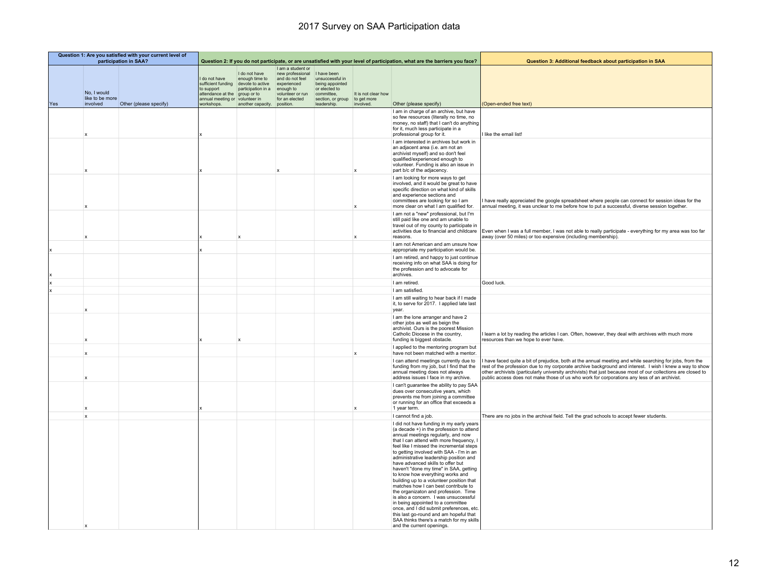# 2017 Survey on SAA Participation data

| Question 1: Are you satisfied with your current level of participation in SAA? | | | Question 2: If you do not participate, or are unsatisfied with your level of participation, what are the barriers you face? | | | | | | Question 3: Additional feedback about participation in SAA |
|---|---|---|---|---|---|---|---|---|---|
| Yes | No, I would like to be more involved | Other (please specify) | I do not have sufficient funding to support attendance at the annual meeting or workshops. | I do not have enough time to devote to active participation in a group or to volunteer in another capacity. | I am a student or new professional and do not feel experienced enough to volunteer or run for an elected position. | I have been unsuccessful in being appointed or elected to committee, section, or group leadership. | It is not clear how to get more involved. | Other (please specify) | (Open-ended free text) |
| | x | | x | | | | | I am in charge of an archive, but have so few resources (literally no time, no money, no staff) that I can't do anything for it, much less participate in a professional group for it. | I like the email list! |
| | x | | x | | x | | x | I am interested in archives but work in an adjacent area (i.e. am not an archivist myself) and so don't feel qualified/experienced enough to volunteer. Funding is also an issue in part b/c of the adjacency. | |
| | x | | | | | | x | I am looking for more ways to get involved, and it would be great to have specific direction on what kind of skills and experience sections and committees are looking for so I am more clear on what I am qualified for. | I have really appreciated the google spreadsheet where people can connect for session ideas for the annual meeting, it was unclear to me before how to put a successful, diverse session together. |
| | x | | x | x | | | x | I am not a "new" professional, but I'm still paid like one and am unable to travel out of my county to participate in activities due to financial and childcare reasons. | Even when I was a full member, I was not able to really participate - everything for my area was too far away (over 50 miles) or too expensive (including membership). |
| x | | | x | | | | | I am not American and am unsure how appropriate my participation would be. | |
| x | | | | | | | | I am retired, and happy to just continue receiving info on what SAA is doing for the profession and to advocate for archives. | |
| x | | | | | | | | I am retired. | Good luck. |
| x | | | | | | | | I am satisfied. | |
| | x | | | | | | | I am still waiting to hear back if I made it, to serve for 2017. I applied late last year. | |
| | x | | x | x | | | | I am the lone arranger and have 2 other jobs as well as beign the archivist. Ours is the poorest Mission Catholic Diocese in the country, funding is biggest obstacle. | I learn a lot by reading the articles I can. Often, however, they deal with archives with much more resources than we hope to ever have. |
| | x | | | | | | x | I applied to the mentoring program but have not been matched with a mentor. | |
| | x | | | | | | | I can attend meetings currently due to funding from my job, but I find that the annual meeting does not always address issues I face in my archive. | I have faced quite a bit of prejudice, both at the annual meeting and while searching for jobs, from the rest of the profession due to my corporate archive background and interest. I wish I knew a way to show other archivists (particularly university archivists) that just because most of our collections are closed to public access does not make those of us who work for corporations any less of an archivist. |
| | x | | x | | | | x | I can't guarantee the ability to pay SAA dues over consecutive years, which prevents me from joining a committee or running for an office that exceeds a 1 year term. | |
| | x | | | | | | | I cannot find a job. | There are no jobs in the archival field. Tell the grad schools to accept fewer students. |
| | x | | | | | | | I did not have funding in my early years (a decade +) in the profession to attend annual meetings regularly, and now that I can attend with more frequency, I feel like I missed the incremental steps to getting involved with SAA - I'm in an administrative leadership position and have advanced skills to offer but haven't "done my time" in SAA, getting to know how everything works and building up to a volunteer position that matches how I can best contribute to the organizaton and profession. Time is also a concern. I was unsuccessful in being appointed to a committee once, and I did submit preferences, etc. this last go-round and am hopeful that SAA thinks there's a match for my skills and the current openings. | |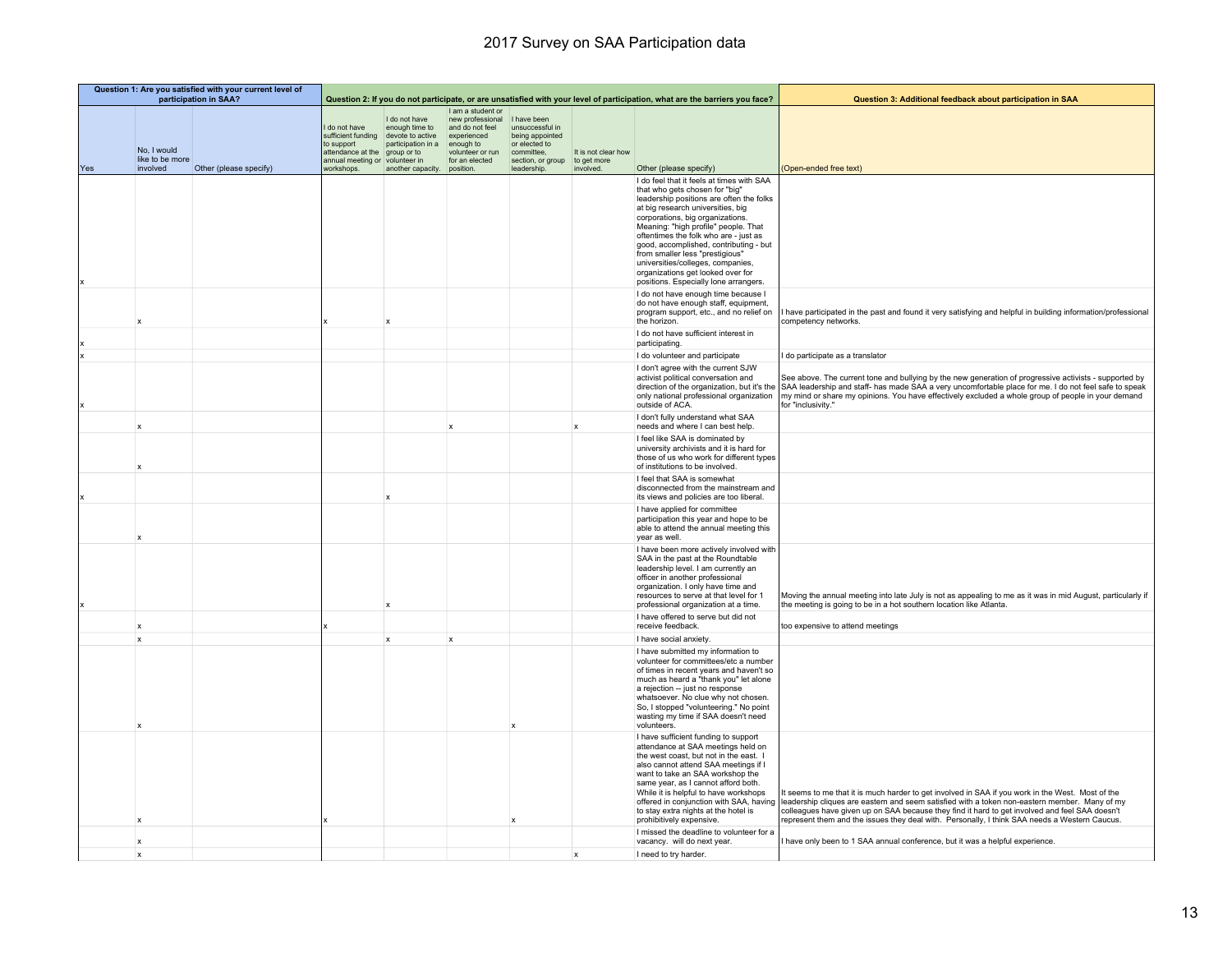# 2017 Survey on SAA Participation data

| Question 1: Are you satisfied with your current level of participation in SAA? | | | Question 2: If you do not participate, or are unsatisfied with your level of participation, what are the barriers you face? | | | | | | Question 3: Additional feedback about participation in SAA |
|---|---|---|---|---|---|---|---|---|---|
| Yes | No, I would like to be more involved | Other (please specify) | I do not have sufficient funding to support attendance at the annual meeting or workshops. | I do not have enough time to devote to active participation in a group or to volunteer in another capacity. | I am a student or new professional and do not feel experienced enough to volunteer or run for an elected position. | I have been unsuccessful in being appointed or elected to committee, section, or group leadership. | It is not clear how to get more involved. | Other (please specify) | (Open-ended free text) |
| x | | | | | | | | I do feel that it feels at times with SAA that who gets chosen for "big" leadership positions are often the folks at big research universities, big corporations, big organizations. Meaning: "high profile" people. That oftentimes the folk who are - just as good, accomplished, contributing - but from smaller less "prestigious" universities/colleges, companies, organizations get looked over for positions. Especially lone arrangers. | |
| | x | | x | x | | | | I do not have enough time because I do not have enough staff, equipment, program support, etc., and no relief on the horizon. | I have participated in the past and found it very satisfying and helpful in building information/professional competency networks. |
| x | | | | | | | | I do not have sufficient interest in participating. | |
| x | | | | | | | | I do volunteer and participate | I do participate as a translator |
| x | | | | | | | | I don't agree with the current SJW activist political conversation and direction of the organization, but it's the only national professional organization outside of ACA. | See above. The current tone and bullying by the new generation of progressive activists - supported by SAA leadership and staff- has made SAA a very uncomfortable place for me. I do not feel safe to speak my mind or share my opinions. You have effectively excluded a whole group of people in your demand for "inclusivity." |
| | x | | | | x | | x | I don't fully understand what SAA needs and where I can best help. | |
| | x | | | | | | | I feel like SAA is dominated by university archivists and it is hard for those of us who work for different types of institutions to be involved. | |
| x | | | | x | | | | I feel that SAA is somewhat disconnected from the mainstream and its views and policies are too liberal. | |
| | x | | | | | | | I have applied for committee participation this year and hope to be able to attend the annual meeting this year as well. | |
| x | | | | x | | | | I have been more actively involved with SAA in the past at the Roundtable leadership level. I am currently an officer in another professional organization. I only have time and resources to serve at that level for 1 professional organization at a time. | Moving the annual meeting into late July is not as appealing to me as it was in mid August, particularly if the meeting is going to be in a hot southern location like Atlanta. |
| | x | | x | | | | | I have offered to serve but did not receive feedback. | too expensive to attend meetings |
| | x | | | x | x | | | I have social anxiety. | |
| | x | | | | | x | | I have submitted my information to volunteer for committees/etc a number of times in recent years and haven't so much as heard a "thank you" let alone a rejection -- just no response whatsoever. No clue why not chosen. So, I stopped "volunteering." No point wasting my time if SAA doesn't need volunteers. | |
| | x | | x | | | x | | I have sufficient funding to support attendance at SAA meetings held on the west coast, but not in the east. I also cannot attend SAA meetings if I want to take an SAA workshop the same year, as I cannot afford both. While it is helpful to have workshops offered in conjunction with SAA, having to stay extra nights at the hotel is prohibitively expensive. | It seems to me that it is much harder to get involved in SAA if you work in the West. Most of the leadership cliques are eastern and seem satisfied with a token non-eastern member. Many of my colleagues have given up on SAA because they find it hard to get involved and feel SAA doesn't represent them and the issues they deal with. Personally, I think SAA needs a Western Caucus. |
| | x | | | | | | | I missed the deadline to volunteer for a vacancy. will do next year. | I have only been to 1 SAA annual conference, but it was a helpful experience. |
| | x | | | | | | x | I need to try harder. | |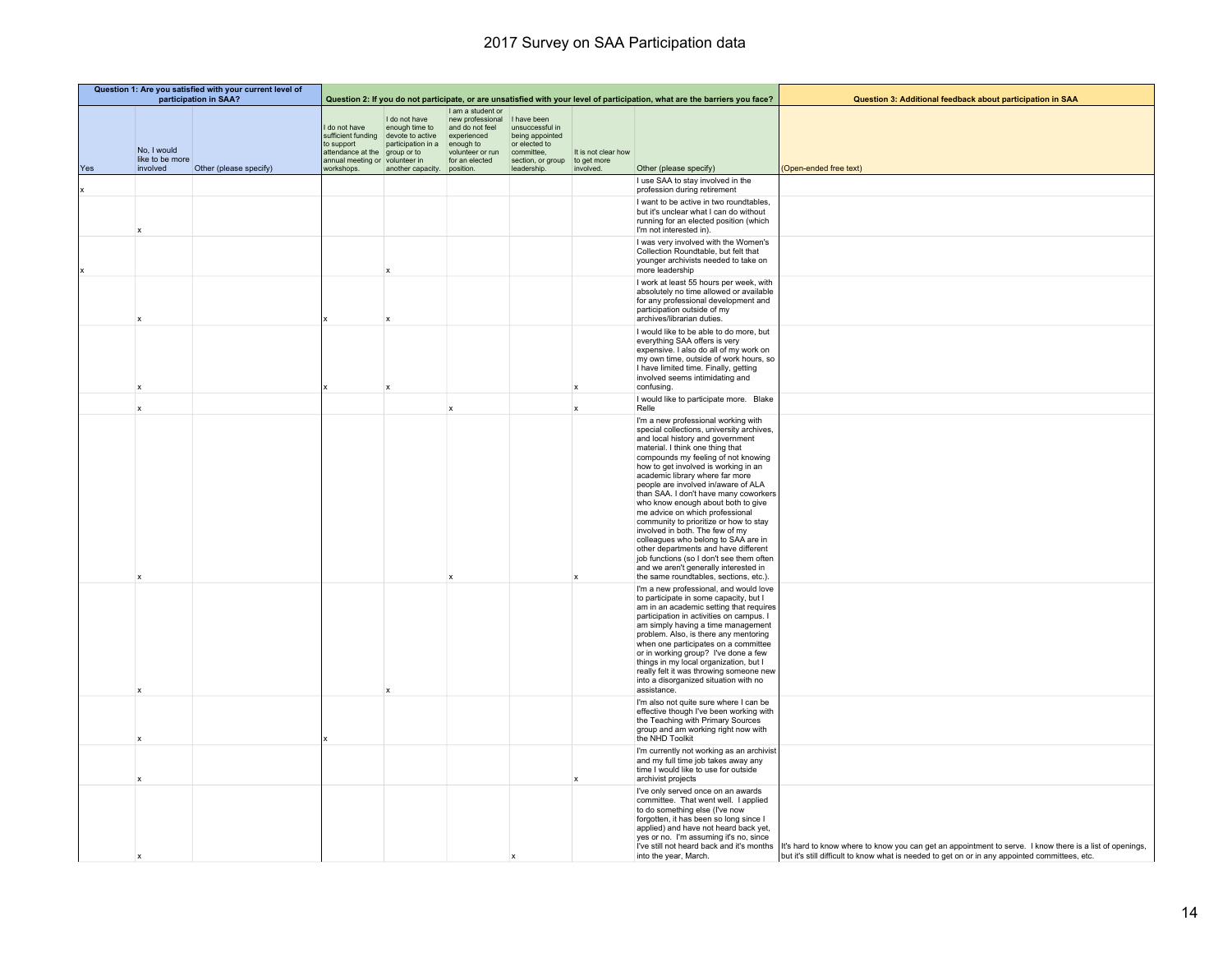# 2017 Survey on SAA Participation data

| Question 1: Are you satisfied with your current level of participation in SAA? | | | Question 2: If you do not participate, or are unsatisfied with your level of participation, what are the barriers you face? | | | | | | Question 3: Additional feedback about participation in SAA |
|---|---|---|---|---|---|---|---|---|---|
| Yes | No, I would like to be more involved | Other (please specify) | I do not have sufficient funding to support attendance at the annual meeting or workshops. | I do not have enough time to devote to active participation in a group or to volunteer in another capacity. | I am a student or new professional and do not feel experienced enough to volunteer or run for an elected position. | I have been unsuccessful in being appointed or elected to committee, section, or group leadership. | It is not clear how to get more involved. | Other (please specify) | (Open-ended free text) |
| x | | | | | | | | I use SAA to stay involved in the profession during retirement | |
| | x | | | | | | | I want to be active in two roundtables, but it's unclear what I can do without running for an elected position (which I'm not interested in). | |
| x | | | | x | | | | I was very involved with the Women's Collection Roundtable, but felt that younger archivists needed to take on more leadership | |
| | x | | x | x | | | | I work at least 55 hours per week, with absolutely no time allowed or available for any professional development and participation outside of my archives/librarian duties. | |
| | x | | x | x | | | x | I would like to be able to do more, but everything SAA offers is very expensive. I also do all of my work on my own time, outside of work hours, so I have limited time. Finally, getting involved seems intimidating and confusing. | |
| | x | | | | x | | x | I would like to participate more. Blake Relle | |
| | x | | | | x | | x | I'm a new professional working with special collections, university archives, and local history and government material. I think one thing that compounds my feeling of not knowing how to get involved is working in an academic library where far more people are involved in/aware of ALA than SAA. I don't have many coworkers who know enough about both to give me advice on which professional community to prioritize or how to stay involved in both. The few of my colleagues who belong to SAA are in other departments and have different job functions (so I don't see them often and we aren't generally interested in the same roundtables, sections, etc.). | |
| | x | | | x | | | | I'm a new professional, and would love to participate in some capacity, but I am in an academic setting that requires participation in activities on campus. I am simply having a time management problem. Also, is there any mentoring when one participates on a committee or in working group? I've done a few things in my local organization, but I really felt it was throwing someone new into a disorganized situation with no assistance. | |
| | x | | x | | | | | I'm also not quite sure where I can be effective though I've been working with the Teaching with Primary Sources group and am working right now with the NHD Toolkit | |
| | x | | | | | | x | I'm currently not working as an archivist and my full time job takes away any time I would like to use for outside archivist projects | |
| | x | | | | | x | | I've only served once on an awards committee. That went well. I applied to do something else (I've now forgotten, it has been so long since I applied) and have not heard back yet, yes or no. I'm assuming it's no, since I've still not heard back and it's months into the year, March. | It's hard to know where to know you can get an appointment to serve. I know there is a list of openings, but it's still difficult to know what is needed to get on or in any appointed committees, etc. |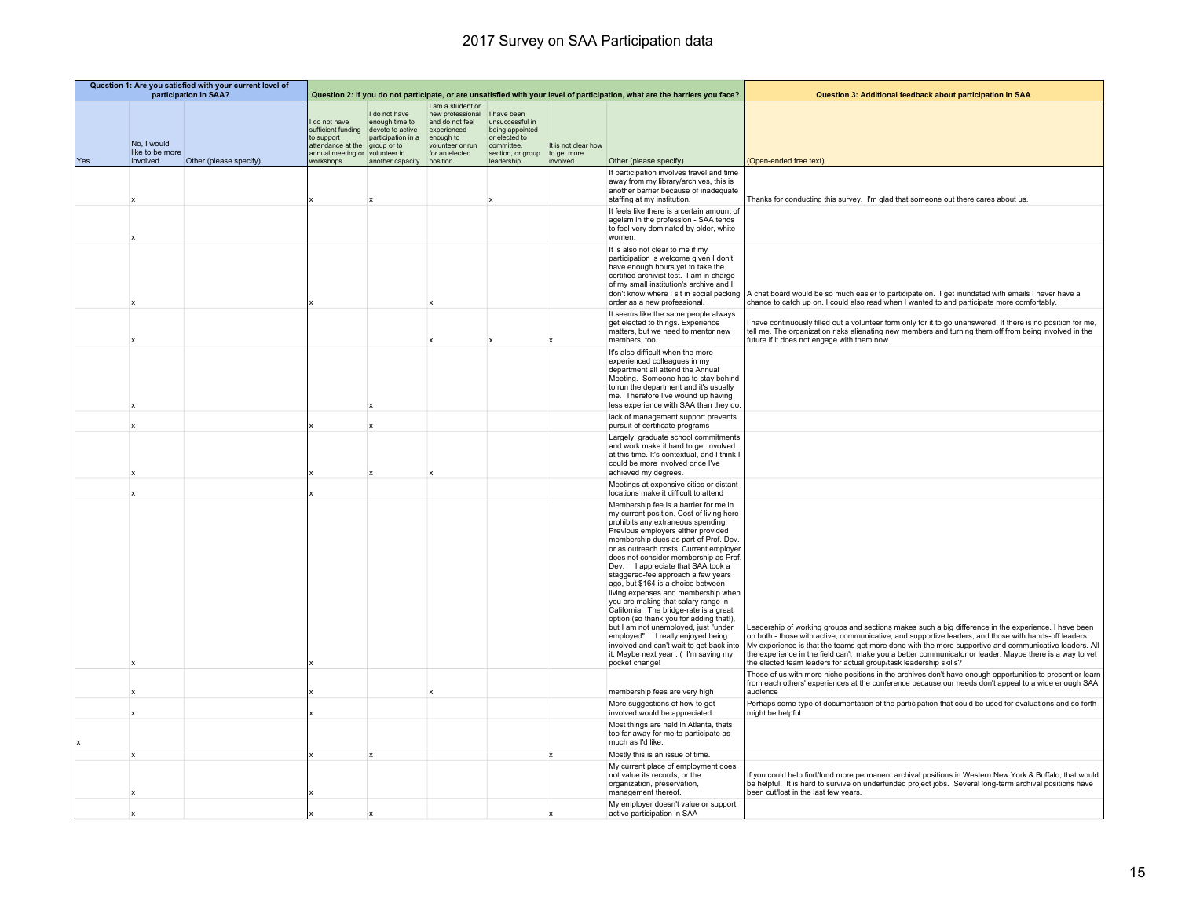# 2017 Survey on SAA Participation data

| Question 1: Are you satisfied with your current level of participation in SAA? | | | Question 2: If you do not participate, or are unsatisfied with your level of participation, what are the barriers you face? | | | | | | Question 3: Additional feedback about participation in SAA |
|---|---|---|---|---|---|---|---|---|---|
| Yes | No, I would like to be more involved | Other (please specify) | I do not have sufficient funding to support attendance at the annual meeting or workshops. | I do not have enough time to devote to active participation in a group or to volunteer in another capacity. | I am a student or new professional and do not feel experienced enough to volunteer or run for an elected position. | I have been unsuccessful in being appointed or elected to committee, section, or group leadership. | It is not clear how to get more involved. | Other (please specify) | (Open-ended free text) |
| | x | | x | x | | x | | If participation involves travel and time away from my library/archives, this is another barrier because of inadequate staffing at my institution. | Thanks for conducting this survey. I'm glad that someone out there cares about us. |
| | x | | | | | | | It feels like there is a certain amount of ageism in the profession - SAA tends to feel very dominated by older, white women. | |
| | x | | x | | x | | | It is also not clear to me if my participation is welcome given I don't have enough hours yet to take the certified archivist test. I am in charge of my small institution's archive and I don't know where I sit in social pecking order as a new professional. | A chat board would be so much easier to participate on. I get inundated with emails I never have a chance to catch up on. I could also read when I wanted to and participate more comfortably. |
| | x | | | | x | x | x | It seems like the same people always get elected to things. Experience matters, but we need to mentor new members, too. | I have continuously filled out a volunteer form only for it to go unanswered. If there is no position for me, tell me. The organization risks alienating new members and turning them off from being involved in the future if it does not engage with them now. |
| | x | | | x | | | | It's also difficult when the more experienced colleagues in my department all attend the Annual Meeting. Someone has to stay behind to run the department and it's usually me. Therefore I've wound up having less experience with SAA than they do. | |
| | x | | x | x | | | | lack of management support prevents pursuit of certificate programs | |
| | x | | x | x | x | | | Largely, graduate school commitments and work make it hard to get involved at this time. It's contextual, and I think I could be more involved once I've achieved my degrees. | |
| | x | | x | | | | | Meetings at expensive cities or distant locations make it difficult to attend | |
| | x | | x | | | | | Membership fee is a barrier for me in my current position. Cost of living here prohibits any extraneous spending. Previous employers either provided membership dues as part of Prof. Dev. or as outreach costs. Current employer does not consider membership as Prof. Dev. I appreciate that SAA took a staggered-fee approach a few years ago, but $164 is a choice between living expenses and membership when you are making that salary range in California. The bridge-rate is a great option (so thank you for adding that!), but I am not unemployed, just "under employed". I really enjoyed being involved and can't wait to get back into it. Maybe next year : ( I'm saving my pocket change! | Leadership of working groups and sections makes such a big difference in the experience. I have been on both - those with active, communicative, and supportive leaders, and those with hands-off leaders. My experience is that the teams get more done with the more supportive and communicative leaders. All the experience in the field can't make you a better communicator or leader. Maybe there is a way to vet the elected team leaders for actual group/task leadership skills? |
| | x | | x | | x | | | membership fees are very high | Those of us with more niche positions in the archives don't have enough opportunities to present or learn from each others' experiences at the conference because our needs don't appeal to a wide enough SAA audience |
| | x | | x | | | | | More suggestions of how to get involved would be appreciated. | Perhaps some type of documentation of the participation that could be used for evaluations and so forth might be helpful. |
| x | | | | | | | | Most things are held in Atlanta, thats too far away for me to participate as much as I'd like. | |
| | x | | x | x | | | x | Mostly this is an issue of time. | |
| | x | | x | | | | | My current place of employment does not value its records, or the organization, preservation, management thereof. | If you could help find/fund more permanent archival positions in Western New York & Buffalo, that would be helpful. It is hard to survive on underfunded project jobs. Several long-term archival positions have been cut/lost in the last few years. |
| | x | | x | x | | | x | My employer doesn't value or support active participation in SAA | |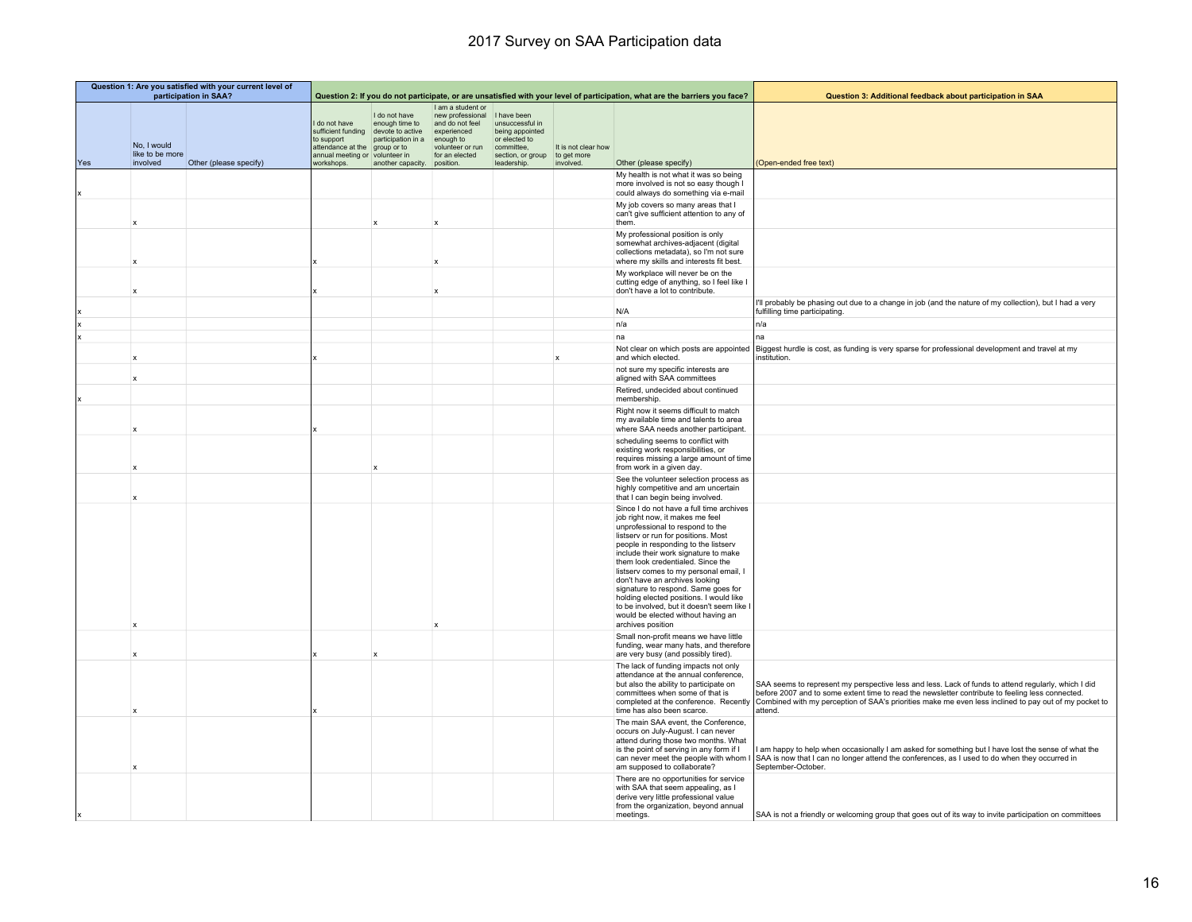# 2017 Survey on SAA Participation data

| Question 1: Are you satisfied with your current level of participation in SAA? | | | Question 2: If you do not participate, or are unsatisfied with your level of participation, what are the barriers you face? | | | | | | Question 3: Additional feedback about participation in SAA |
|---|---|---|---|---|---|---|---|---|---|
| Yes | No, I would like to be more involved | Other (please specify) | I do not have sufficient funding to support attendance at the annual meeting or workshops. | I do not have enough time to devote to active participation in a group or to volunteer in another capacity. | I am a student or new professional and do not feel experienced enough to volunteer or run for an elected position. | I have been unsuccessful in being appointed or elected to committee, section, or group leadership. | It is not clear how to get more involved. | Other (please specify) | (Open-ended free text) |
| x | | | | | | | | My health is not what it was so being more involved is not so easy though I could always do something via e-mail | |
| | x | | | x | x | | | My job covers so many areas that I can't give sufficient attention to any of them. | |
| | x | | x | | x | | | My professional position is only somewhat archives-adjacent (digital collections metadata), so I'm not sure where my skills and interests fit best. | |
| | x | | x | | x | | | My workplace will never be on the cutting edge of anything, so I feel like I don't have a lot to contribute. | |
| x | | | | | | | | N/A | I'll probably be phasing out due to a change in job (and the nature of my collection), but I had a very fulfilling time participating. |
| x | | | | | | | | n/a | n/a |
| x | | | | | | | | na | na |
| | x | | x | | | | x | Not clear on which posts are appointed and which elected. | Biggest hurdle is cost, as funding is very sparse for professional development and travel at my institution. |
| | x | | | | | | | not sure my specific interests are aligned with SAA committees | |
| x | | | | | | | | Retired, undecided about continued membership. | |
| | x | | x | | | | | Right now it seems difficult to match my available time and talents to area where SAA needs another participant. | |
| | x | | | x | | | | scheduling seems to conflict with existing work responsibilities, or requires missing a large amount of time from work in a given day. | |
| | x | | | | | | | See the volunteer selection process as highly competitive and am uncertain that I can begin being involved. | |
| | x | | | | x | | | Since I do not have a full time archives job right now, it makes me feel unprofessional to respond to the listserv or run for positions. Most people in responding to the listserv include their work signature to make them look credentialed. Since the listserv comes to my personal email, I don't have an archives looking signature to respond. Same goes for holding elected positions. I would like to be involved, but it doesn't seem like I would be elected without having an archives position | |
| | x | | x | x | | | | Small non-profit means we have little funding, wear many hats, and therefore are very busy (and possibly tired). | |
| | x | | x | | | | | The lack of funding impacts not only attendance at the annual conference, but also the ability to participate on committees when some of that is completed at the conference. Recently time has also been scarce. | SAA seems to represent my perspective less and less. Lack of funds to attend regularly, which I did before 2007 and to some extent time to read the newsletter contribute to feeling less connected. Combined with my perception of SAA's priorities make me even less inclined to pay out of my pocket to attend. |
| | x | | | | | | | The main SAA event, the Conference, occurs on July-August. I can never attend during those two months. What is the point of serving in any form if I can never meet the people with whom I am supposed to collaborate? | I am happy to help when occasionally I am asked for something but I have lost the sense of what the SAA is now that I can no longer attend the conferences, as I used to do when they occurred in September-October. |
| x | | | | | | | | There are no opportunities for service with SAA that seem appealing, as I derive very little professional value from the organization, beyond annual meetings. | SAA is not a friendly or welcoming group that goes out of its way to invite participation on committees |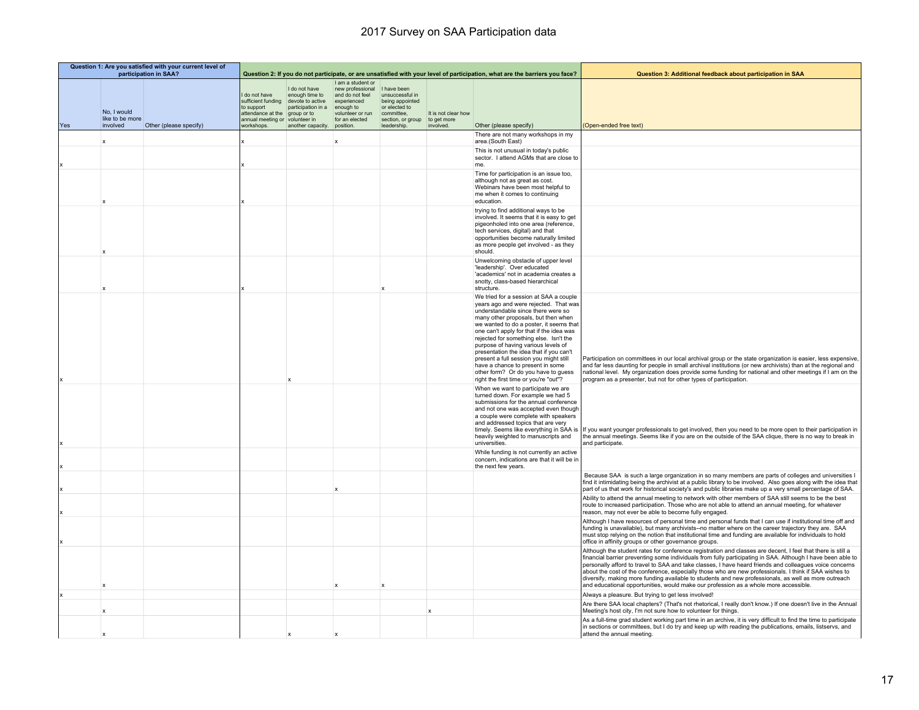# 2017 Survey on SAA Participation data

| Question 1: Are you satisfied with your current level of participation in SAA? | | | Question 2: If you do not participate, or are unsatisfied with your level of participation, what are the barriers you face? | | | | | | Question 3: Additional feedback about participation in SAA |
|---|---|---|---|---|---|---|---|---|---|
| Yes | No, I would like to be more involved | Other (please specify) | I do not have sufficient funding to support attendance at the annual meeting or workshops. | I do not have enough time to devote to active participation in a group or to volunteer in another capacity. | I am a student or new professional and do not feel experienced enough to volunteer or run for an elected position. | I have been unsuccessful in being appointed or elected to committee, section, or group leadership. | It is not clear how to get more involved. | Other (please specify) | (Open-ended free text) |
| | x | | x | | x | | | There are not many workshops in my area.(South East) | |
| x | | | x | | | | | This is not unusual in today's public sector. I attend AGMs that are close to me. | |
| | x | | x | | | | | Time for participation is an issue too, although not as great as cost. Webinars have been most helpful to me when it comes to continuing education. | |
| | x | | | | | | | trying to find additional ways to be involved. It seems that it is easy to get pigeonholed into one area (reference, tech services, digital) and that opportunities become naturally limited as more people get involved - as they should. | |
| | x | | x | | | x | | Unwelcoming obstacle of upper level 'leadership'. Over educated 'academics' not in academia creates a snotty, class-based hierarchical structure. | |
| x | | | | x | | | | We tried for a session at SAA a couple years ago and were rejected. That was understandable since there were so many other proposals, but then when we wanted to do a poster, it seems that one can't apply for that if the idea was rejected for something else. Isn't the purpose of having various levels of presentation the idea that if you can't present a full session you might still have a chance to present in some other form? Or do you have to guess right the first time or you're "out"? | Participation on committees in our local archival group or the state organization is easier, less expensive, and far less daunting for people in small archival institutions (or new archivists) than at the regional and national level. My organization does provide some funding for national and other meetings if I am on the program as a presenter, but not for other types of participation. |
| x | | | | | | | | When we want to participate we are turned down. For example we had 5 submissions for the annual conference and not one was accepted even though a couple were complete with speakers and addressed topics that are very timely. Seems like everything in SAA is heavily weighted to manuscripts and universities. | If you want younger professionals to get involved, then you need to be more open to their participation in the annual meetings. Seems like if you are on the outside of the SAA clique, there is no way to break in and participate. |
| x | | | | | | | | While funding is not currently an active concern, indications are that it will be in the next few years. | |
| x | | | | | x | | | | Because SAA is such a large organization in so many members are parts of colleges and universities I find it intimidating being the archivist at a public library to be involved. Also goes along with the idea that part of us that work for historical society's and public libraries make up a very small percentage of SAA. |
| x | | | | | | | | | Ability to attend the annual meeting to network with other members of SAA still seems to be the best route to increased participation. Those who are not able to attend an annual meeting, for whatever reason, may not ever be able to become fully engaged. |
| x | | | | | | | | | Although I have resources of personal time and personal funds that I can use if institutional time off and funding is unavailable), but many archivists--no matter where on the career trajectory they are. SAA must stop relying on the notion that institutional time and funding are available for individuals to hold office in affinity groups or other governance groups. |
| | x | | | | x | x | | | Although the student rates for conference registration and classes are decent, I feel that there is still a financial barrier preventing some individuals from fully participating in SAA. Although I have been able to personally afford to travel to SAA and take classes, I have heard friends and colleagues voice concerns about the cost of the conference, especially those who are new professionals. I think if SAA wishes to diversify, making more funding available to students and new professionals, as well as more outreach and educational opportunities, would make our profession as a whole more accessible. |
| x | | | | | | | | | Always a pleasure. But trying to get less involved! |
| | x | | | | | | x | | Are there SAA local chapters? (That's not rhetorical, I really don't know.) If one doesn't live in the Annual Meeting's host city, I'm not sure how to volunteer for things. |
| | x | | | x | x | | | | As a full-time grad student working part time in an archive, it is very difficult to find the time to participate in sections or committees, but I do try and keep up with reading the publications, emails, listservs, and attend the annual meeting. |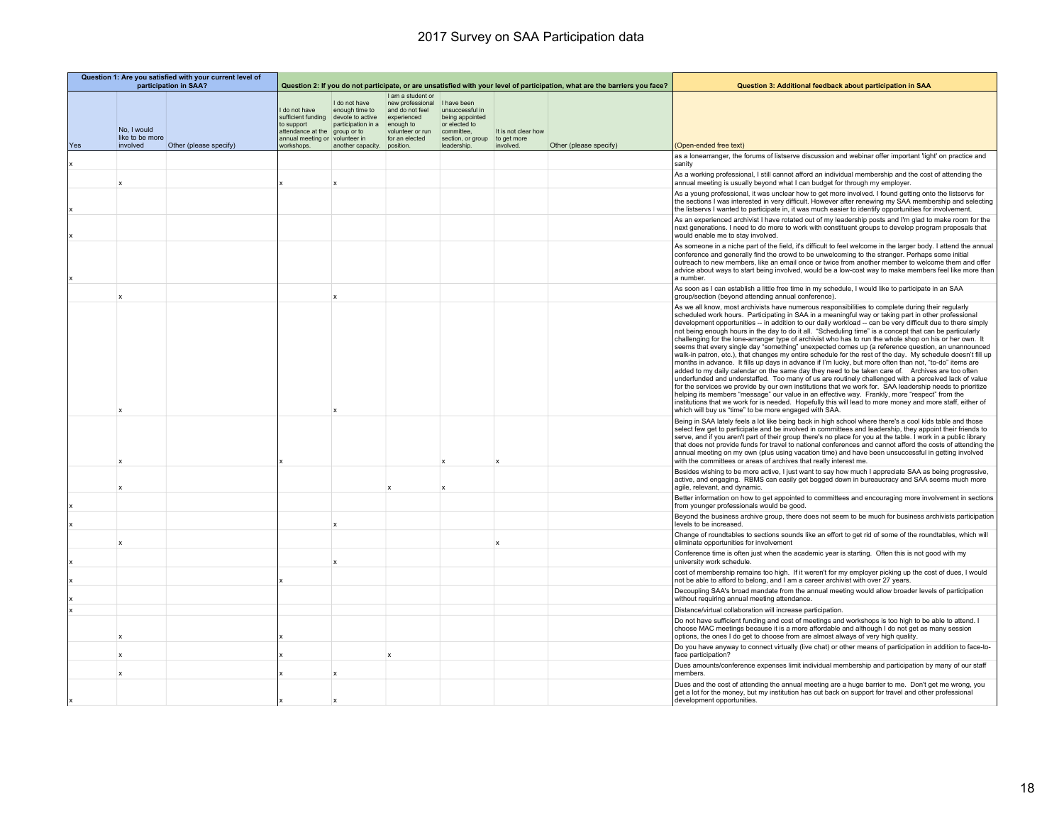# 2017 Survey on SAA Participation data

| Question 1: Are you satisfied with your current level of participation in SAA? | | | Question 2: If you do not participate, or are unsatisfied with your level of participation, what are the barriers you face? | | | | | | Question 3: Additional feedback about participation in SAA |
|---|---|---|---|---|---|---|---|---|---|
| Yes | No, I would like to be more involved | Other (please specify) | I do not have sufficient funding to support attendance at the annual meeting or workshops. | I do not have enough time to devote to active participation in a group or to volunteer in another capacity. | I am a student or new professional and do not feel experienced enough to volunteer or run for an elected position. | I have been unsuccessful in being appointed or elected to committee, section, or group leadership. | It is not clear how to get more involved. | Other (please specify) | (Open-ended free text) |
| x | | | | | | | | | as a lonearranger, the forums of listserve discussion and webinar offer important 'light' on practice and sanity |
| | x | | x | x | | | | | As a working professional, I still cannot afford an individual membership and the cost of attending the annual meeting is usually beyond what I can budget for through my employer. |
| x | | | | | | | | | As a young professional, it was unclear how to get more involved. I found getting onto the listservs for the sections I was interested in very difficult. However after renewing my SAA membership and selecting the listservs I wanted to participate in, it was much easier to identify opportunities for involvement. |
| x | | | | | | | | | As an experienced archivist I have rotated out of my leadership posts and I'm glad to make room for the next generations. I need to do more to work with constituent groups to develop program proposals that would enable me to stay involved. |
| x | | | | | | | | | As someone in a niche part of the field, it's difficult to feel welcome in the larger body. I attend the annual conference and generally find the crowd to be unwelcoming to the stranger. Perhaps some initial outreach to new members, like an email once or twice from another member to welcome them and offer advice about ways to start being involved, would be a low-cost way to make members feel like more than a number. |
| | x | | | x | | | | | As soon as I can establish a little free time in my schedule, I would like to participate in an SAA group/section (beyond attending annual conference). |
| | x | | | x | | | | | As we all know, most archivists have numerous responsibilities to complete during their regularly scheduled work hours. Participating in SAA in a meaningful way or taking part in other professional development opportunities -- in addition to our daily workload -- can be very difficult due to there simply not being enough hours in the day to do it all. "Scheduling time" is a concept that can be particularly challenging for the lone-arranger type of archivist who has to run the whole shop on his or her own. It seems that every single day "something" unexpected comes up (a reference question, an unannounced walk-in patron, etc.), that changes my entire schedule for the rest of the day. My schedule doesn't fill up months in advance. It fills up days in advance if I'm lucky, but more often than not, "to-do" items are added to my daily calendar on the same day they need to be taken care of. Archives are too often underfunded and understaffed. Too many of us are routinely challenged with a perceived lack of value for the services we provide by our own institutions that we work for. SAA leadership needs to prioritize helping its members "message" our value in an effective way. Frankly, more "respect" from the institutions that we work for is needed. Hopefully this will lead to more money and more staff, either of which will buy us "time" to be more engaged with SAA. |
| | x | | x | | | x | x | | Being in SAA lately feels a lot like being back in high school where there's a cool kids table and those select few get to participate and be involved in committees and leadership, they appoint their friends to serve, and if you aren't part of their group there's no place for you at the table. I work in a public library that does not provide funds for travel to national conferences and cannot afford the costs of attending the annual meeting on my own (plus using vacation time) and have been unsuccessful in getting involved with the committees or areas of archives that really interest me. |
| | x | | | | x | x | | | Besides wishing to be more active, I just want to say how much I appreciate SAA as being progressive, active, and engaging. RBMS can easily get bogged down in bureaucracy and SAA seems much more agile, relevant, and dynamic. |
| x | | | | | | | | | Better information on how to get appointed to committees and encouraging more involvement in sections from younger professionals would be good. |
| x | | | | x | | | | | Beyond the business archive group, there does not seem to be much for business archivists participation levels to be increased. |
| | x | | | | | | x | | Change of roundtables to sections sounds like an effort to get rid of some of the roundtables, which will eliminate opportunities for involvement |
| x | | | | x | | | | | Conference time is often just when the academic year is starting. Often this is not good with my university work schedule. |
| x | | | x | | | | | | cost of membership remains too high. If it weren't for my employer picking up the cost of dues, I would not be able to afford to belong, and I am a career archivist with over 27 years. |
| x | | | | | | | | | Decoupling SAA's broad mandate from the annual meeting would allow broader levels of participation without requiring annual meeting attendance. |
| x | | | | | | | | | Distance/virtual collaboration will increase participation. |
| | x | | x | | | | | | Do not have sufficient funding and cost of meetings and workshops is too high to be able to attend. I choose MAC meetings because it is a more affordable and although I do not get as many session options, the ones I do get to choose from are almost always of very high quality. |
| | x | | x | | x | | | | Do you have anyway to connect virtually (live chat) or other means of participation in addition to face-to-face participation? |
| | x | | x | x | | | | | Dues amounts/conference expenses limit individual membership and participation by many of our staff members. |
| x | | | x | x | | | | | Dues and the cost of attending the annual meeting are a huge barrier to me. Don't get me wrong, you get a lot for the money, but my institution has cut back on support for travel and other professional development opportunities. |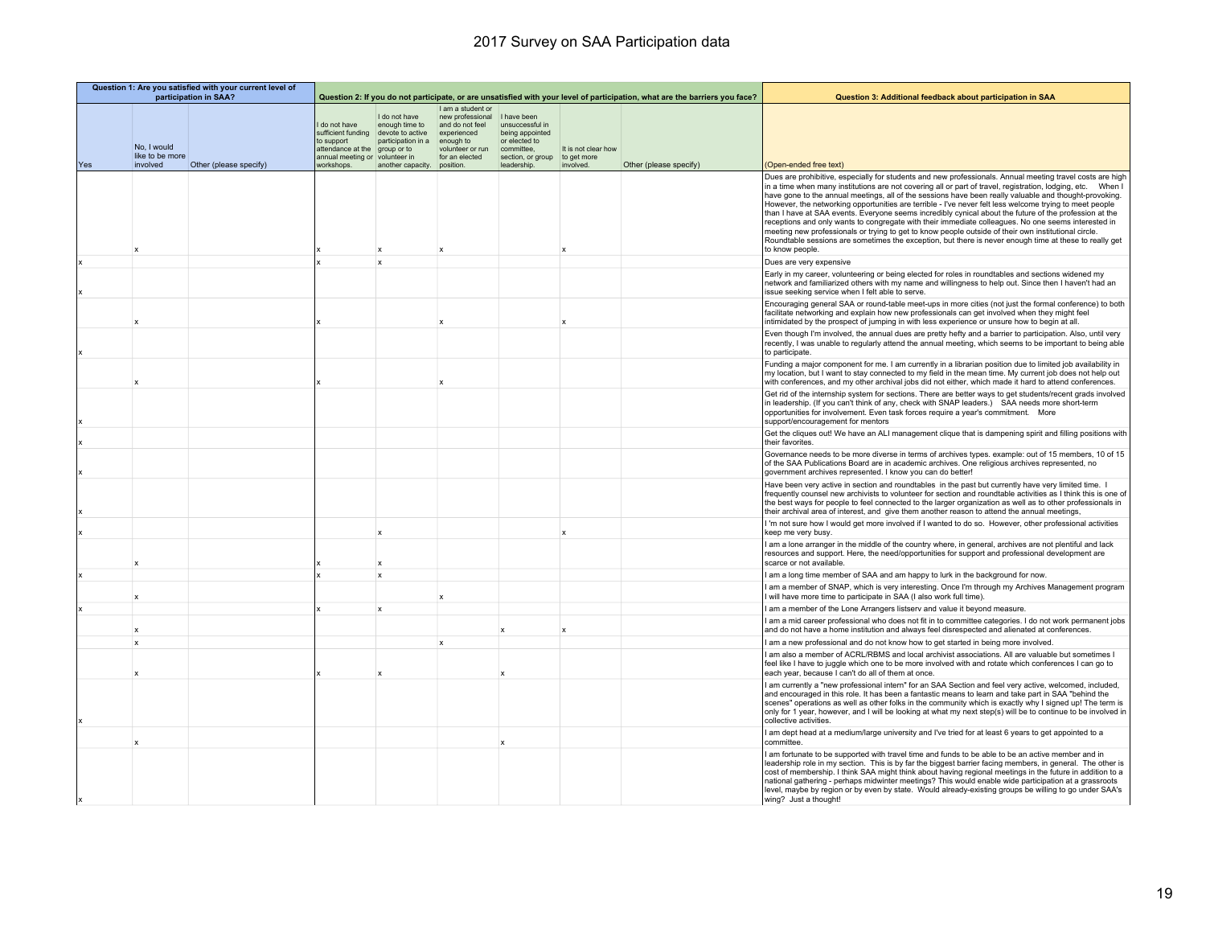# 2017 Survey on SAA Participation data

| Question 1: Are you satisfied with your current level of participation in SAA? | | | Question 2: If you do not participate, or are unsatisfied with your level of participation, what are the barriers you face? | | | | | | Question 3: Additional feedback about participation in SAA |
|---|---|---|---|---|---|---|---|---|---|
| Yes | No, I would like to be more involved | Other (please specify) | I do not have sufficient funding to support attendance at the annual meeting or workshops. | I do not have enough time to devote to active participation in a group or to volunteer in another capacity. | I am a student or new professional and do not feel experienced enough to volunteer or run for an elected position. | I have been unsuccessful in being appointed or elected to committee, section, or group leadership. | It is not clear how to get more involved. | Other (please specify) | (Open-ended free text) |
| | x | | x | x | x | | x | | Dues are prohibitive, especially for students and new professionals. Annual meeting travel costs are high in a time when many institutions are not covering all or part of travel, registration, lodging, etc. When I have gone to the annual meetings, all of the sessions have been really valuable and thought-provoking. However, the networking opportunities are terrible - I've never felt less welcome trying to meet people than I have at SAA events. Everyone seems incredibly cynical about the future of the profession at the receptions and only wants to congregate with their immediate colleagues. No one seems interested in meeting new professionals or trying to get to know people outside of their own institutional circle. Roundtable sessions are sometimes the exception, but there is never enough time at these to really get to know people. |
| x | | | x | x | | | | | Dues are very expensive |
| x | | | | | | | | | Early in my career, volunteering or being elected for roles in roundtables and sections widened my network and familiarized others with my name and willingness to help out. Since then I haven't had an issue seeking service when I felt able to serve. |
| | x | | x | | x | | x | | Encouraging general SAA or round-table meet-ups in more cities (not just the formal conference) to both facilitate networking and explain how new professionals can get involved when they might feel intimidated by the prospect of jumping in with less experience or unsure how to begin at all. |
| x | | | | | | | | | Even though I'm involved, the annual dues are pretty hefty and a barrier to participation. Also, until very recently, I was unable to regularly attend the annual meeting, which seems to be important to being able to participate. |
| | x | | x | | x | | | | Funding a major component for me. I am currently in a librarian position due to limited job availability in my location, but I want to stay connected to my field in the mean time. My current job does not help out with conferences, and my other archival jobs did not either, which made it hard to attend conferences. |
| x | | | | | | | | | Get rid of the internship system for sections. There are better ways to get students/recent grads involved in leadership. (If you can't think of any, check with SNAP leaders.) SAA needs more short-term opportunities for involvement. Even task forces require a year's commitment. More support/encouragement for mentors |
| x | | | | | | | | | Get the cliques out! We have an ALI management clique that is dampening spirit and filling positions with their favorites. |
| x | | | | | | | | | Governance needs to be more diverse in terms of archives types. example: out of 15 members, 10 of 15 of the SAA Publications Board are in academic archives. One religious archives represented, no government archives represented. I know you can do better! |
| x | | | | | | | | | Have been very active in section and roundtables in the past but currently have very limited time. I frequently counsel new archivists to volunteer for section and roundtable activities as I think this is one of the best ways for people to feel connected to the larger organization as well as to other professionals in their archival area of interest, and give them another reason to attend the annual meetings, |
| x | | | | x | | | x | | I 'm not sure how I would get more involved if I wanted to do so. However, other professional activities keep me very busy. |
| | x | | x | x | | | | | I am a lone arranger in the middle of the country where, in general, archives are not plentiful and lack resources and support. Here, the need/opportunities for support and professional development are scarce or not available. |
| x | | | x | x | | | | | I am a long time member of SAA and am happy to lurk in the background for now. |
| | x | | | | x | | | | I am a member of SNAP, which is very interesting. Once I'm through my Archives Management program I will have more time to participate in SAA (I also work full time). |
| x | | | x | x | | | | | I am a member of the Lone Arrangers listserv and value it beyond measure. |
| | x | | | | | x | x | | I am a mid career professional who does not fit in to committee categories. I do not work permanent jobs and do not have a home institution and always feel disrespected and alienated at conferences. |
| | x | | | | x | | | | I am a new professional and do not know how to get started in being more involved. |
| | x | | x | x | | x | | | I am also a member of ACRL/RBMS and local archivist associations. All are valuable but sometimes I feel like I have to juggle which one to be more involved with and rotate which conferences I can go to each year, because I can't do all of them at once. |
| x | | | | | | | | | I am currently a "new professional intern" for an SAA Section and feel very active, welcomed, included, and encouraged in this role. It has been a fantastic means to learn and take part in SAA "behind the scenes" operations as well as other folks in the community which is exactly why I signed up! The term is only for 1 year, however, and I will be looking at what my next step(s) will be to continue to be involved in collective activities. |
| | x | | | | | x | | | I am dept head at a medium/large university and I've tried for at least 6 years to get appointed to a committee. |
| x | | | | | | | | | I am fortunate to be supported with travel time and funds to be able to be an active member and in leadership role in my section. This is by far the biggest barrier facing members, in general. The other is cost of membership. I think SAA might think about having regional meetings in the future in addition to a national gathering - perhaps midwinter meetings? This would enable wide participation at a grassroots level, maybe by region or by even by state. Would already-existing groups be willing to go under SAA's wing? Just a thought! |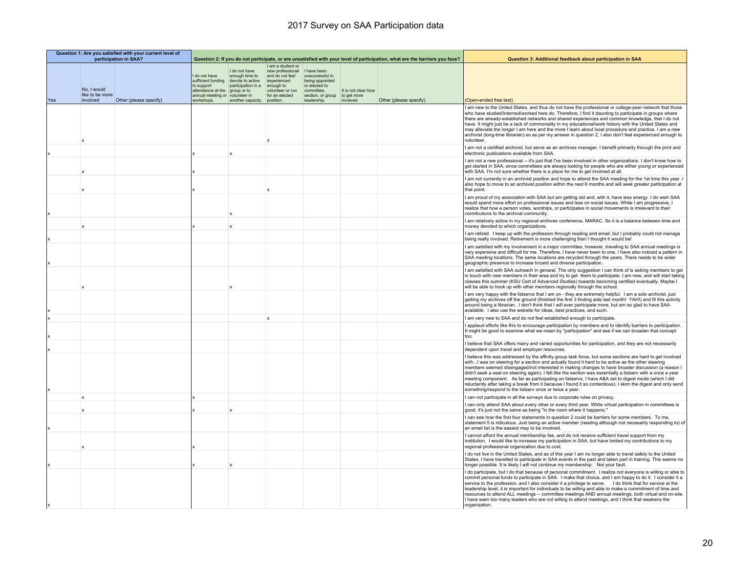# 2017 Survey on SAA Participation data

| Question 1: Are you satisfied with your current level of participation in SAA? | | | Question 2: If you do not participate, or are unsatisfied with your level of participation, what are the barriers you face? | | | | | | Question 3: Additional feedback about participation in SAA |
|---|---|---|---|---|---|---|---|---|---|
| Yes | No, I would like to be more involved | Other (please specify) | I do not have sufficient funding to support attendance at the annual meeting or workshops. | I do not have enough time to devote to active participation in a group or to volunteer in another capacity. | I am a student or new professional and do not feel experienced enough to volunteer or run for an elected position. | I have been unsuccessful in being appointed or elected to committee, section, or group leadership. | It is not clear how to get more involved. | Other (please specify) | (Open-ended free text) |
| | x | | | | x | | | | I am new to the United States, and thus do not have the professional or college-peer network that those who have studied/interned/worked here do. Therefore, I find it daunting to participate in groups where there are already-established networks and shared experiences and common knowledge, that I do not have. It might just be a lack of commonality in my educational/work history with the United States and may alleviate the longer I am here and the more I learn about local procedure and practice. I am a new archivist (long-time librarian) so as per my answer in question 2, I also don't feel experienced enough to volunteer. |
| x | | | x | x | | | | | I am not a certified archivist, but serve as an archives manager. I benefit primarily through the print and electronic publications available from SAA. |
| | x | | x | | | | | | I am not a new professional -- it's just that I've been involved in other organizations. I don't know how to get started in SAA, since committees are always looking for people who are either young or experienced with SAA. I'm not sure whether there is a place for me to get involved at all. |
| | x | | x | | x | | | | I am not currently in an archivist position and hope to attend the SAA meeting for the 1st time this year. I also hope to move to an archivist position within the next 6 months and will seek greater participation at that point. |
| x | | | | x | | | | | I am proud of my association with SAA but am getting old and, with it, have less energy. I do wish SAA would spend more effort on professional issues and less on social issues. While I am progressive, I realize that how a person votes, worships, or participates in social movements is irrelevant to their contributions to the archival community. |
| | x | | x | x | | | | | I am relatively active in my regional archives conference, MARAC. So it is a balance between time and money devoted to which organizations. |
| x | | | | | | | | | I am retired. I keep up with the profession through reading and email, but I probably could not manage being really involved. Retirement is more challenging than I thought it would be! |
| x | | | | | | | | | I am satisfied with my involvement in a major committee, however, traveling to SAA annual meetings is very expensive and difficult for me. Therefore, I have never been to one. I have also noticed a pattern in SAA meeting locations. The same locations are recycled through the years. There needs to be wider geographic presence to increase broard and diverse participation. |
| | x | | | x | | | | | I am satisfied with SAA outreach in general. The only suggestion I can think of is asking members to get in touch with new members in their area and try to get them to participate. I am new, and will start taking classes this summer (KSU Cert of Advanced Studies) towards becoming certified eventually. Maybe I will be able to hook up with other members regionally through the school. |
| x | | | | | | | | | I am very happy with the listservs that I am on - they are extremely helpful. I am a solo archivist, just getting my archives off the ground (finished the first 3 finding aids last month! YAH!) and fit this activity around being a librarian. I don't think that I will ever participate more, but am so glad to have SAA available. I also use the website for ideas, best practices, and such. |
| x | | | | | x | | | | I am very new to SAA and do not feel established enough to participate. |
| x | | | | | | | | | I applaud efforts like this to encourage participation by members and to identify barriers to participation. It might be good to examine what we mean by "participation" and see if we can broaden that concept too. |
| x | | | | | | | | | I believe that SAA offers many and varied opportunities for participation, and they are not necessarily dependent upon travel and employer resources. |
| x | | | | | | | | | I believe this was addressed by the affinity group task force, but some sections are hard to get involved with...I was on steering for a section and actually found it hard to be active as the other steering members seemed disengaged/not interested in making changes to have broader discussion (a reason I didn't seek a seat on steering again). I felt like the section was essentially a listserv with a once a year meeting component. As far as participating on listservs, I have A&A set to digest mode (which I did reluctantly after taking a break from it because I found it so contentious). I skim the digest and only send something/respond to the listserv once or twice a year. |
| | x | | x | | | | | | I can not participate in all the surveys due to corporate rules on privacy. |
| | x | | x | x | | | | | I can only attend SAA about every other or every third year. While virtual participation in committees is good, it's just not the same as being "in the room where it happens." |
| x | | | | | | | | | I can see how the first four statements in question 2 could be barriers for some members. To me, statement 5 is ridiculous. Just being an active member (reading although not necesarily responding to) of an email list is the easiest may to be involved. |
| | x | | x | | | | | | I cannot afford the annual membership fee, and do not receive sufficient travel support from my institution. I would like to increase my participation in SAA, but have limited my contributions to my regional professional organization due to cost. |
| x | | | x | x | | | | | I do not live in the United States, and as of this year I am no longer able to travel safely to the United States. I have travelled to participate in SAA events in the past and taken part in training. This seems no longer possible. It is likely I will not continue my membership. Not your fault. |
| x | | | | | | | | | I do participate, but I do that because of personal commitment. I realize not everyone is willing or able to commit personal funds to participate in SAA. I make that choice, and I am happy to do it. I consider it a service to the profession, and I also consider it a privilege to serve. I do think that for service at the leadership level, it is important for individuals to be willing and able to make a commitment of time and resources to attend ALL meetings -- committee meetings AND annual meetings, both virtual and on-site. I have seen too many leaders who are not willing to attend meetings, and I think that weakens the organization. |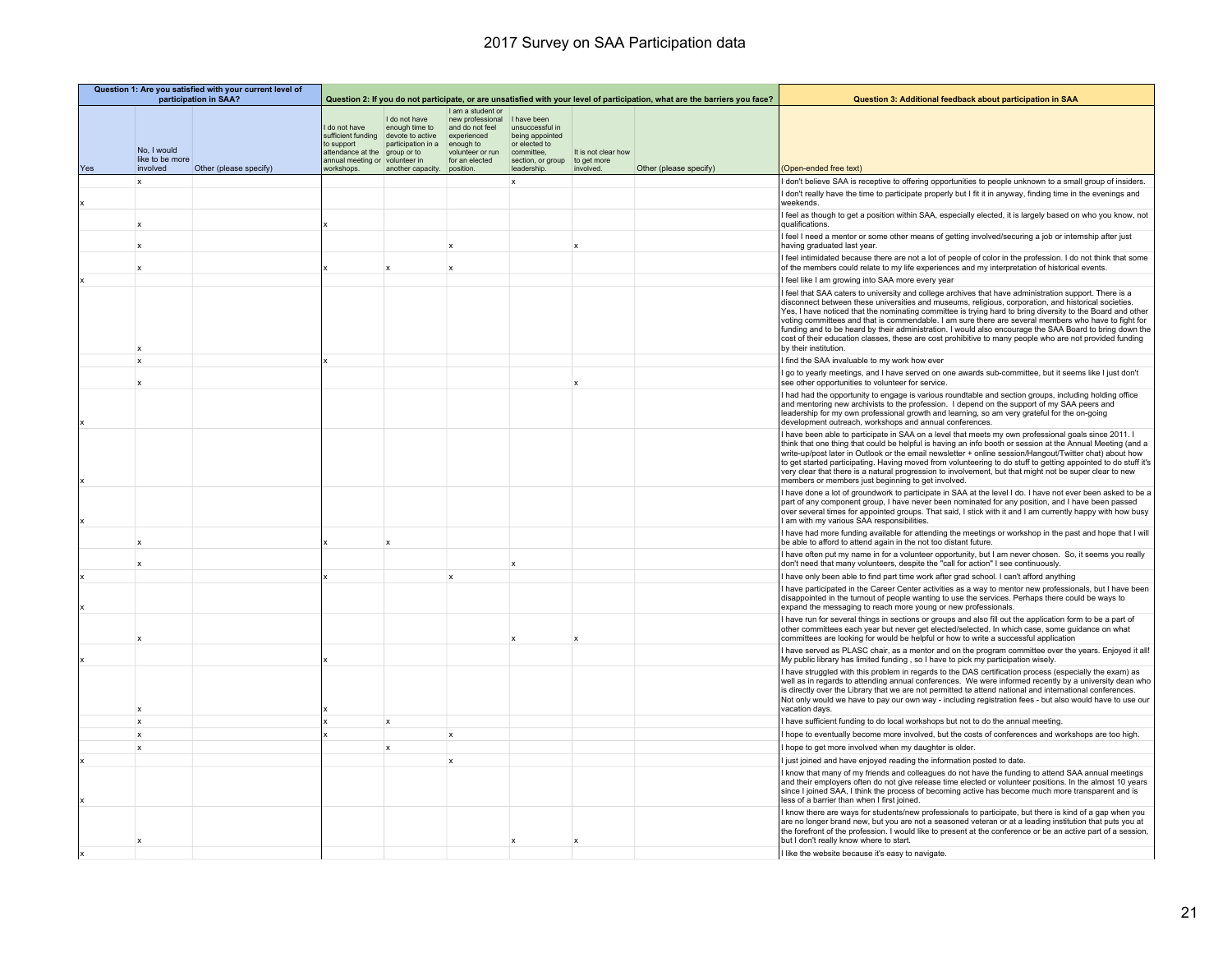# 2017 Survey on SAA Participation data

| Question 1: Are you satisfied with your current level of participation in SAA? | | | Question 2: If you do not participate, or are unsatisfied with your level of participation, what are the barriers you face? | | | | | | Question 3: Additional feedback about participation in SAA |
|---|---|---|---|---|---|---|---|---|---|
| Yes | No, I would like to be more involved | Other (please specify) | I do not have sufficient funding to support attendance at the annual meeting or workshops. | I do not have enough time to devote to active participation in a group or to volunteer in another capacity. | I am a student or new professional and do not feel experienced enough to volunteer or run for an elected position. | I have been unsuccessful in being appointed or elected to committee, section, or group leadership. | It is not clear how to get more involved. | Other (please specify) | (Open-ended free text) |
| | x | | | | | x | | | I don't believe SAA is receptive to offering opportunities to people unknown to a small group of insiders. |
| x | | | | | | | | | I don't really have the time to participate properly but I fit it in anyway, finding time in the evenings and weekends. |
| | x | | x | | | | | | I feel as though to get a position within SAA, especially elected, it is largely based on who you know, not qualifications. |
| | x | | | | x | | x | | I feel I need a mentor or some other means of getting involved/securing a job or internship after just having graduated last year. |
| | x | | x | x | x | | | | I feel intimidated because there are not a lot of people of color in the profession. I do not think that some of the members could relate to my life experiences and my interpretation of historical events. |
| x | | | | | | | | | I feel like I am growing into SAA more every year |
| | x | | | | | | | | I feel that SAA caters to university and college archives that have administration support. There is a disconnect between these universities and museums, religious, corporation, and historical societies. Yes, I have noticed that the nominating committee is trying hard to bring diversity to the Board and other voting committees and that is commendable. I am sure there are several members who have to fight for funding and to be heard by their administration. I would also encourage the SAA Board to bring down the cost of their education classes, these are cost prohibitive to many people who are not provided funding by their institution. |
| | x | | x | | | | | | I find the SAA invaluable to my work how ever |
| | x | | | | | | x | | I go to yearly meetings, and I have served on one awards sub-committee, but it seems like I just don't see other opportunities to volunteer for service. |
| x | | | | | | | | | I had had the opportunity to engage is various roundtable and section groups, including holding office and mentoring new archivists to the profession. I depend on the support of my SAA peers and leadership for my own professional growth and learning, so am very grateful for the on-going development outreach, workshops and annual conferences. |
| x | | | | | | | | | I have been able to participate in SAA on a level that meets my own professional goals since 2011. I think that one thing that could be helpful is having an info booth or session at the Annual Meeting (and a write-up/post later in Outlook or the email newsletter + online session/Hangout/Twitter chat) about how to get started participating. Having moved from volunteering to do stuff to getting appointed to do stuff it's very clear that there is a natural progression to involvement, but that might not be super clear to new members or members just beginning to get involved. |
| x | | | | | | | | | I have done a lot of groundwork to participate in SAA at the level I do. I have not ever been asked to be a part of any component group, I have never been nominated for any position, and I have been passed over several times for appointed groups. That said, I stick with it and I am currently happy with how busy I am with my various SAA responsibilities. |
| | x | | x | x | | | | | I have had more funding available for attending the meetings or workshop in the past and hope that I will be able to afford to attend again in the not too distant future. |
| | x | | | | | x | | | I have often put my name in for a volunteer opportunity, but I am never chosen. So, it seems you really don't need that many volunteers, despite the "call for action" I see continuously. |
| x | | | x | | x | | | | I have only been able to find part time work after grad school. I can't afford anything |
| x | | | | | | | | | I have participated in the Career Center activities as a way to mentor new professionals, but I have been disappointed in the turnout of people wanting to use the services. Perhaps there could be ways to expand the messaging to reach more young or new professionals. |
| | x | | | | | x | x | | I have run for several things in sections or groups and also fill out the application form to be a part of other committees each year but never get elected/selected. In which case, some guidance on what committees are looking for would be helpful or how to write a successful application |
| x | | | x | | | | | | I have served as PLASC chair, as a mentor and on the program committee over the years. Enjoyed it all! My public library has limited funding , so I have to pick my participation wisely. |
| | x | | x | | | | | | I have struggled with this problem in regards to the DAS certification process (especially the exam) as well as in regards to attending annual conferences. We were informed recently by a university dean who is directly over the Library that we are not permitted to attend national and international conferences. Not only would we have to pay our own way - including registration fees - but also would have to use our vacation days. |
| | x | | x | x | | | | | I have sufficient funding to do local workshops but not to do the annual meeting. |
| | x | | x | | x | | | | I hope to eventually become more involved, but the costs of conferences and workshops are too high. |
| | x | | | x | | | | | I hope to get more involved when my daughter is older. |
| x | | | | | x | | | | I just joined and have enjoyed reading the information posted to date. |
| x | | | | | | | | | I know that many of my friends and colleagues do not have the funding to attend SAA annual meetings and their employers often do not give release time elected or volunteer positions. In the almost 10 years since I joined SAA, I think the process of becoming active has become much more transparent and is less of a barrier than when I first joined. |
| | x | | | | | x | x | | I know there are ways for students/new professionals to participate, but there is kind of a gap when you are no longer brand new, but you are not a seasoned veteran or at a leading institution that puts you at the forefront of the profession. I would like to present at the conference or be an active part of a session, but I don't really know where to start. |
| x | | | | | | | | | I like the website because it's easy to navigate. |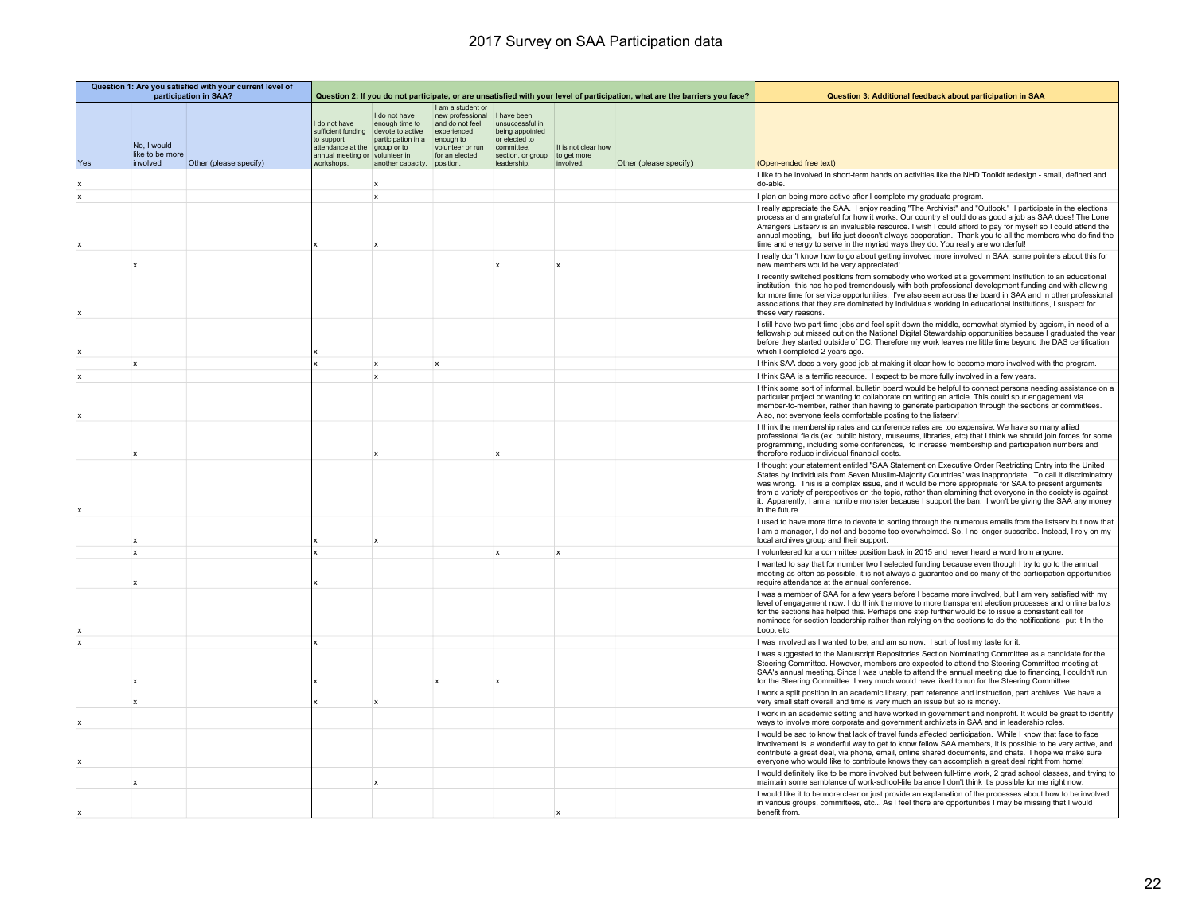# 2017 Survey on SAA Participation data

| Question 1: Are you satisfied with your current level of participation in SAA? | | | Question 2: If you do not participate, or are unsatisfied with your level of participation, what are the barriers you face? | | | | | | Question 3: Additional feedback about participation in SAA |
|---|---|---|---|---|---|---|---|---|---|
| Yes | No, I would like to be more involved | Other (please specify) | I do not have sufficient funding to support attendance at the annual meeting or workshops. | I do not have enough time to devote to active participation in a group or to volunteer in another capacity. | I am a student or new professional and do not feel experienced enough to volunteer or run for an elected position. | I have been unsuccessful in being appointed or elected to committee, section, or group leadership. | It is not clear how to get more involved. | Other (please specify) | (Open-ended free text) |
| x | | | | x | | | | | I like to be involved in short-term hands on activities like the NHD Toolkit redesign - small, defined and do-able. |
| x | | | | x | | | | | I plan on being more active after I complete my graduate program. |
| x | | | x | x | | | | | I really appreciate the SAA. I enjoy reading "The Archivist" and "Outlook." I participate in the elections process and am grateful for how it works. Our country should do as good a job as SAA does! The Lone Arrangers Listserv is an invaluable resource. I wish I could afford to pay for myself so I could attend the annual meeting, but life just doesn't always cooperation. Thank you to all the members who do find the time and energy to serve in the myriad ways they do. You really are wonderful! |
| | x | | | | | x | x | | I really don't know how to go about getting involved more involved in SAA; some pointers about this for new members would be very appreciated! |
| x | | | | | | | | | I recently switched positions from somebody who worked at a government institution to an educational institution--this has helped tremendously with both professional development funding and with allowing for more time for service opportunities. I've also seen across the board in SAA and in other professional associations that they are dominated by individuals working in educational institutions, I suspect for these very reasons. |
| x | | | x | | | | | | I still have two part time jobs and feel split down the middle, somewhat stymied by ageism, in need of a fellowship but missed out on the National Digital Stewardship opportunities because I graduated the year before they started outside of DC. Therefore my work leaves me little time beyond the DAS certification which I completed 2 years ago. |
| | x | | x | x | x | | | | I think SAA does a very good job at making it clear how to become more involved with the program. |
| x | | | | x | | | | | I think SAA is a terrific resource. I expect to be more fully involved in a few years. |
| x | | | | | | | | | I think some sort of informal, bulletin board would be helpful to connect persons needing assistance on a particular project or wanting to collaborate on writing an article. This could spur engagement via member-to-member, rather than having to generate participation through the sections or committees. Also, not everyone feels comfortable posting to the listserv! |
| | x | | | x | | x | | | I think the membership rates and conference rates are too expensive. We have so many allied professional fields (ex: public history, museums, libraries, etc) that I think we should join forces for some programming, including some conferences, to increase membership and participation numbers and therefore reduce individual financial costs. |
| x | | | | | | | | | I thought your statement entitled "SAA Statement on Executive Order Restricting Entry into the United States by Individuals from Seven Muslim-Majority Countries" was inappropriate. To call it discriminatory was wrong. This is a complex issue, and it would be more appropriate for SAA to present arguments from a variety of perspectives on the topic, rather than clamining that everyone in the society is against it. Apparently, I am a horrible monster because I support the ban. I won't be giving the SAA any money in the future. |
| | x | | x | x | | | | | I used to have more time to devote to sorting through the numerous emails from the listserv but now that I am a manager, I do not and become too overwhelmed. So, I no longer subscribe. Instead, I rely on my local archives group and their support. |
| | x | | x | | | x | x | | I volunteered for a committee position back in 2015 and never heard a word from anyone. |
| | x | | x | | | | | | I wanted to say that for number two I selected funding because even though I try to go to the annual meeting as often as possible, it is not always a guarantee and so many of the participation opportunities require attendance at the annual conference. |
| x | | | | | | | | | I was a member of SAA for a few years before I became more involved, but I am very satisfied with my level of engagement now. I do think the move to more transparent election processes and online ballots for the sections has helped this. Perhaps one step further would be to issue a consistent call for nominees for section leadership rather than relying on the sections to do the notifications--put it In the Loop, etc. |
| x | | | x | | | | | | I was involved as I wanted to be, and am so now. I sort of lost my taste for it. |
| | x | | x | | x | x | | | I was suggested to the Manuscript Repositories Section Nominating Committee as a candidate for the Steering Committee. However, members are expected to attend the Steering Committee meeting at SAA's annual meeting. Since I was unable to attend the annual meeting due to financing, I couldn't run for the Steering Committee. I very much would have liked to run for the Steering Committee. |
| | x | | x | x | | | | | I work a split position in an academic library, part reference and instruction, part archives. We have a very small staff overall and time is very much an issue but so is money. |
| x | | | | | | | | | I work in an academic setting and have worked in government and nonprofit. It would be great to identify ways to involve more corporate and government archivists in SAA and in leadership roles. |
| x | | | | | | | | | I would be sad to know that lack of travel funds affected participation. While I know that face to face involvement is a wonderful way to get to know fellow SAA members, it is possible to be very active, and contribute a great deal, via phone, email, online shared documents, and chats. I hope we make sure everyone who would like to contribute knows they can accomplish a great deal right from home! |
| | x | | | x | | | | | I would definitely like to be more involved but between full-time work, 2 grad school classes, and trying to maintain some semblance of work-school-life balance I don't think it's possible for me right now. |
| x | | | | | | | x | | I would like it to be more clear or just provide an explanation of the processes about how to be involved in various groups, committees, etc... As I feel there are opportunities I may be missing that I would benefit from. |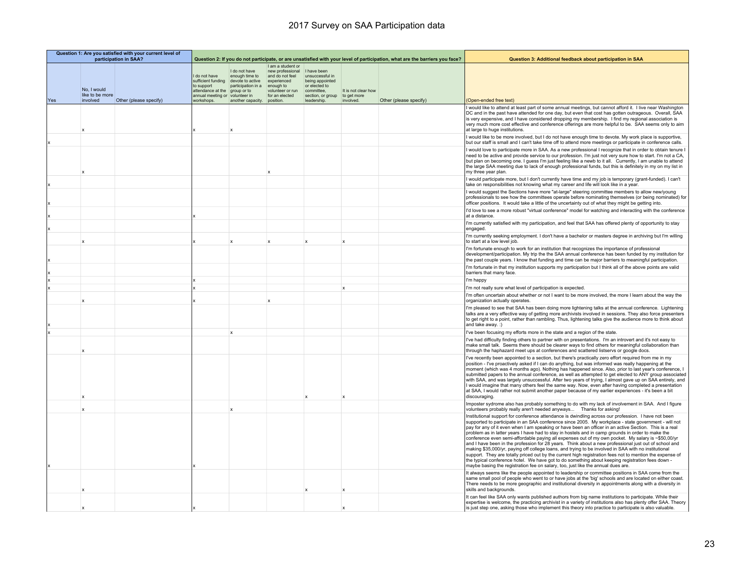# 2017 Survey on SAA Participation data

| Question 1: Are you satisfied with your current level of participation in SAA? | | | Question 2: If you do not participate, or are unsatisfied with your level of participation, what are the barriers you face? | | | | | | Question 3: Additional feedback about participation in SAA |
|---|---|---|---|---|---|---|---|---|---|
| Yes | No, I would like to be more involved | Other (please specify) | I do not have sufficient funding to support attendance at the annual meeting or workshops. | I do not have enough time to devote to active participation in a group or to volunteer in another capacity. | I am a student or new professional and do not feel experienced enough to volunteer or run for an elected position. | I have been unsuccessful in being appointed or elected to committee, section, or group leadership. | It is not clear how to get more involved. | Other (please specify) | (Open-ended free text) |
| | x | | x | x | | | | | I would like to attend at least part of some annual meetings, but cannot afford it. I live near Washington DC and in the past have attended for one day, but even that cost has gotten outrageous. Overall, SAA is very expensive, and I have considered dropping my membership. I find my regional association is very much more cost effective and conference offerings are more helpful to be. SAA seems only to aim at large to huge institutions. |
| x | | | | | | | | | I would like to be more involved, but I do not have enough time to devote. My work place is supportive, but our staff is small and I can't take time off to attend more meetings or participate in conference calls. |
| | x | | | | x | | | | I would love to participate more in SAA. As a new professional I recognize that in order to obtain tenure I need to be active and provide service to our profession. I'm just not very sure how to start. I'm not a CA, but plan on becoming one. I guess I'm just feeling like a newb to it all. Currently, I am unable to attend the large SAA meeting due to lack of enough professional funds, but this is definitely in my on my list in my three year plan. |
| x | | | | | | | | | I would participate more, but I don't currently have time and my job is temporary (grant-funded). I can't take on responsibilities not knowing what my career and life will look like in a year. |
| x | | | | | | | | | I would suggest the Sections have more "at-large" steering committee members to allow new/young professionals to see how the committees operate before nominating themselves (or being nominated) for officer positions. It would take a little of the uncertainty out of what they might be getting into. |
| x | | | x | | | | | | I'd love to see a more robust "virtual conference" model for watching and interacting with the conference at a distance. |
| x | | | | | | | | | I'm currently satisfied with my participation, and feel that SAA has offered plenty of opportunity to stay engaged. |
| | x | | x | x | x | x | x | | I'm currently seeking employment. I don't have a bachelor or masters degree in archiving but I'm willing to start at a low level job. |
| x | | | | | | | | | I'm fortunate enough to work for an institution that recognizes the importance of professional development/participation. My trip the the SAA annual conference has been funded by my institution for the past couple years. I know that funding and time can be major barriers to meaningful participation. |
| x | | | | | | | | | I'm fortunate in that my institution supports my participation but I think all of the above points are valid barriers that many face. |
| x | | | x | | | | | | I'm happy |
| x | | | x | | | | x | | I'm not really sure what level of participation is expected. |
| | x | | x | | x | | | | I'm often uncertain about whether or not I want to be more involved, the more I learn about the way the organization actually operates. |
| x | | | | | | | | | I'm pleased to see that SAA has been doing more lightening talks at the annual conference. Lightening talks are a very effective way of getting more archivists involved in sessions. They also force presenters to get right to a point, rather than rambling. Thus, lightening talks give the audience more to think about and take away. :) |
| x | | | | x | | | | | I've been focusing my efforts more in the state and a region of the state. |
| | x | | | | | | | | I've had difficulty finding others to partner with on presentations. I'm an introvert and it's not easy to make small talk. Seems there should be clearer ways to find others for meaningful collaboration than through the haphazard meet ups at conferences and scattered listservs or google docs. |
| | x | | | | | x | x | | I've recently been appointed to a section, but there's practically zero effort required from me in my position - I've proactively asked if I can do anything, but was informed was really happening at the moment (which was 4 months ago). Nothing has happened since. Also, prior to last year's conference, I submitted papers to the annual conference, as well as attempted to get elected to ANY group associated with SAA, and was largely unsuccessful. After two years of trying, I almost gave up on SAA entirely, and I would imagine that many others feel the same way. Now, even after having completed a presentation at SAA, I would rather not submit another paper because of my earlier experiences - it's been a bit discouraging. |
| | x | | | x | | | | | Imposter sydrome also has probably something to do with my lack of involvement in SAA. And I figure volunteers probably really aren't needed anyways... Thanks for asking! |
| x | | | x | | | | | | Institutional support for conference attendance is dwindling across our profession. I have not been supported to participate in an SAA conference since 2005. My workplace - state government - will not pay for any of it even when I am speaking or have been an officer in an active Section. This is a real problem as in latter years I have had to stay in hostels and in camp grounds in order to make the conference even semi-affordable paying all expenses out of my own pocket. My salary is ~$50,00/yr and I have been in the profession for 28 years. Think about a new professional just out of school and making $35,000/yr, paying off college loans, and trying to be involved in SAA with no institutional support. They are totally priced out by the current high registration fees not to mention the expense of the typical conference hotel. We have got to do something about keeping registration fees down - maybe basing the registration fee on salary, too, just like the annual dues are. |
| | x | | | | | x | x | | It always seems like the people appointed to leadership or committee positions in SAA come from the same small pool of people who went to or have jobs at the 'big' schools and are located on either coast. There needs to be more geographic and institutional diversity in appointments along with a diversity in skills and backgrounds. |
| | x | | x | | | | x | | It can feel like SAA only wants published authors from big name institutions to participate. While their expertise is welcome, the practicing archivist in a variety of institutions also has plenty offer SAA. Theory is just step one, asking those who implement this theory into practice to participate is also valuable. |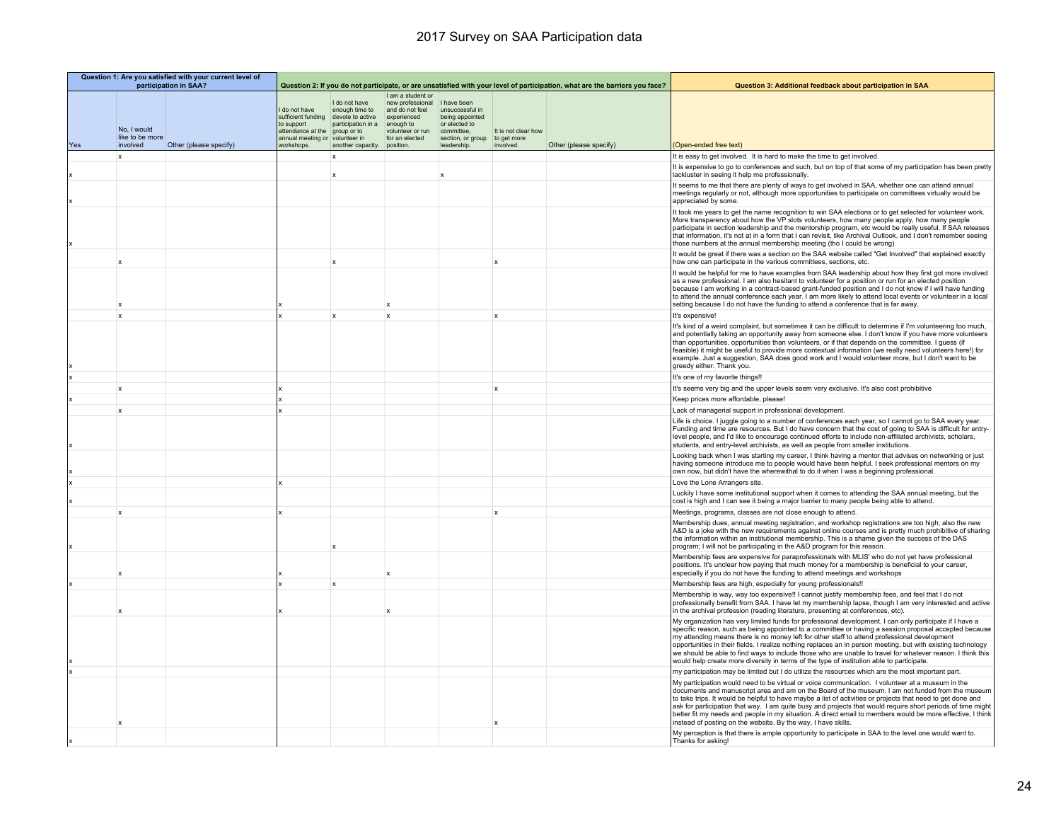# 2017 Survey on SAA Participation data

| Question 1: Are you satisfied with your current level of participation in SAA? | | | Question 2: If you do not participate, or are unsatisfied with your level of participation, what are the barriers you face? | | | | | | Question 3: Additional feedback about participation in SAA |
|---|---|---|---|---|---|---|---|---|---|
| Yes | No, I would like to be more involved | Other (please specify) | I do not have sufficient funding to support attendance at the annual meeting or workshops. | I do not have enough time to devote to active participation in a group or to volunteer in another capacity. | I am a student or new professional and do not feel experienced enough to volunteer or run for an elected position. | I have been unsuccessful in being appointed or elected to committee, section, or group leadership. | It is not clear how to get more involved. | Other (please specify) | (Open-ended free text) |
| | x | | | x | | | | | It is easy to get involved. It is hard to make the time to get involved. |
| x | | | | x | | x | | | It is expensive to go to conferences and such, but on top of that some of my participation has been pretty lackluster in seeing it help me professionally. |
| x | | | | | | | | | It seems to me that there are plenty of ways to get involved in SAA, whether one can attend annual meetings regularly or not, although more opportunities to participate on committees virtually would be appreciated by some. |
| x | | | | | | | | | It took me years to get the name recognition to win SAA elections or to get selected for volunteer work. More transparency about how the VP slots volunteers, how many people apply, how many people participate in section leadership and the mentorship program, etc would be really useful. If SAA releases that information, it's not at in a form that I can revisit, like Archival Outlook, and I don't remember seeing those numbers at the annual membership meeting (tho I could be wrong) |
| | x | | | x | | | x | | It would be great if there was a section on the SAA website called "Get Involved" that explained exactly how one can participate in the various committees, sections, etc. |
| | x | | x | | x | | | | It would be helpful for me to have examples from SAA leadership about how they first got more involved as a new professional. I am also hesitant to volunteer for a position or run for an elected position because I am working in a contract-based grant-funded position and I do not know if I will have funding to attend the annual conference each year. I am more likely to attend local events or volunteer in a local setting because I do not have the funding to attend a conference that is far away. |
| | x | | x | x | x | | x | | It's expensive! |
| x | | | | | | | | | It's kind of a weird complaint, but sometimes it can be difficult to determine if I'm volunteering too much, and potentially taking an opportunity away from someone else. I don't know if you have more volunteers than opportunities, opportunities than volunteers, or if that depends on the committee. I guess (if feasible) it might be useful to provide more contextual information (we really need volunteers here!) for example. Just a suggestion, SAA does good work and I would volunteer more, but I don't want to be greedy either. Thank you. |
| x | | | | | | | | | It's one of my favorite things!! |
| | x | | x | | | | x | | It's seems very big and the upper levels seem very exclusive. It's also cost prohibitive |
| x | | | x | | | | | | Keep prices more affordable, please! |
| | x | | x | | | | | | Lack of managerial support in professional development. |
| x | | | | | | | | | Life is choice. I juggle going to a number of conferences each year, so I cannot go to SAA every year. Funding and time are resources. But I do have concern that the cost of going to SAA is difficult for entry-level people, and I'd like to encourage continued efforts to include non-affiliated archivists, scholars, students, and entry-level archivists, as well as people from smaller institutions. |
| x | | | | | | | | | Looking back when I was starting my career, I think having a mentor that advises on networking or just having someone introduce me to people would have been helpful. I seek professional mentors on my own now, but didn't have the wherewithal to do it when I was a beginning professional. |
| x | | | x | | | | | | Love the Lone Arrangers site. |
| x | | | | | | | | | Luckily I have some institutional support when it comes to attending the SAA annual meeting, but the cost is high and I can see it being a major barrier to many people being able to attend. |
| | x | | x | | | | x | | Meetings, programs, classes are not close enough to attend. |
| x | | | | x | | | | | Membership dues, annual meeting registration, and workshop registrations are too high; also the new A&D is a joke with the new requirements against online courses and is pretty much prohibitive of sharing the information within an institutional membership. This is a shame given the success of the DAS program; I will not be participating in the A&D program for this reason. |
| | x | | x | | x | | | | Membership fees are expensive for paraprofessionals with MLIS' who do not yet have professional positions. It's unclear how paying that much money for a membership is beneficial to your career, especially if you do not have the funding to attend meetings and workshops |
| x | | | x | x | | | | | Membership fees are high, especially for young professionals!! |
| | x | | x | | x | | | | Membership is way, way too expensive!! I cannot justify membership fees, and feel that I do not professionally benefit from SAA. I have let my membership lapse, though I am very interested and active in the archival profession (reading literature, presenting at conferences, etc). |
| x | | | | | | | | | My organization has very limited funds for professional development. I can only participate if I have a specific reason, such as being appointed to a committee or having a session proposal accepted because my attending means there is no money left for other staff to attend professional development opportunities in their fields. I realize nothing replaces an in person meeting, but with existing technology we should be able to find ways to include those who are unable to travel for whatever reason. I think this would help create more diversity in terms of the type of institution able to participate. |
| x | | | | | | | | | my participation may be limited but I do utilize the resources which are the most important part. |
| | x | | | | | | x | | My participation would need to be virtual or voice communication. I volunteer at a museum in the documents and manuscript area and am on the Board of the museum. I am not funded from the museum to take trips. It would be helpful to have maybe a list of activities or projects that need to get done and ask for participation that way. I am quite busy and projects that would require short periods of time might better fit my needs and people in my situation. A direct email to members would be more effective, I think instead of posting on the website. By the way, I have skills. |
| x | | | | | | | | | My perception is that there is ample opportunity to participate in SAA to the level one would want to. Thanks for asking! |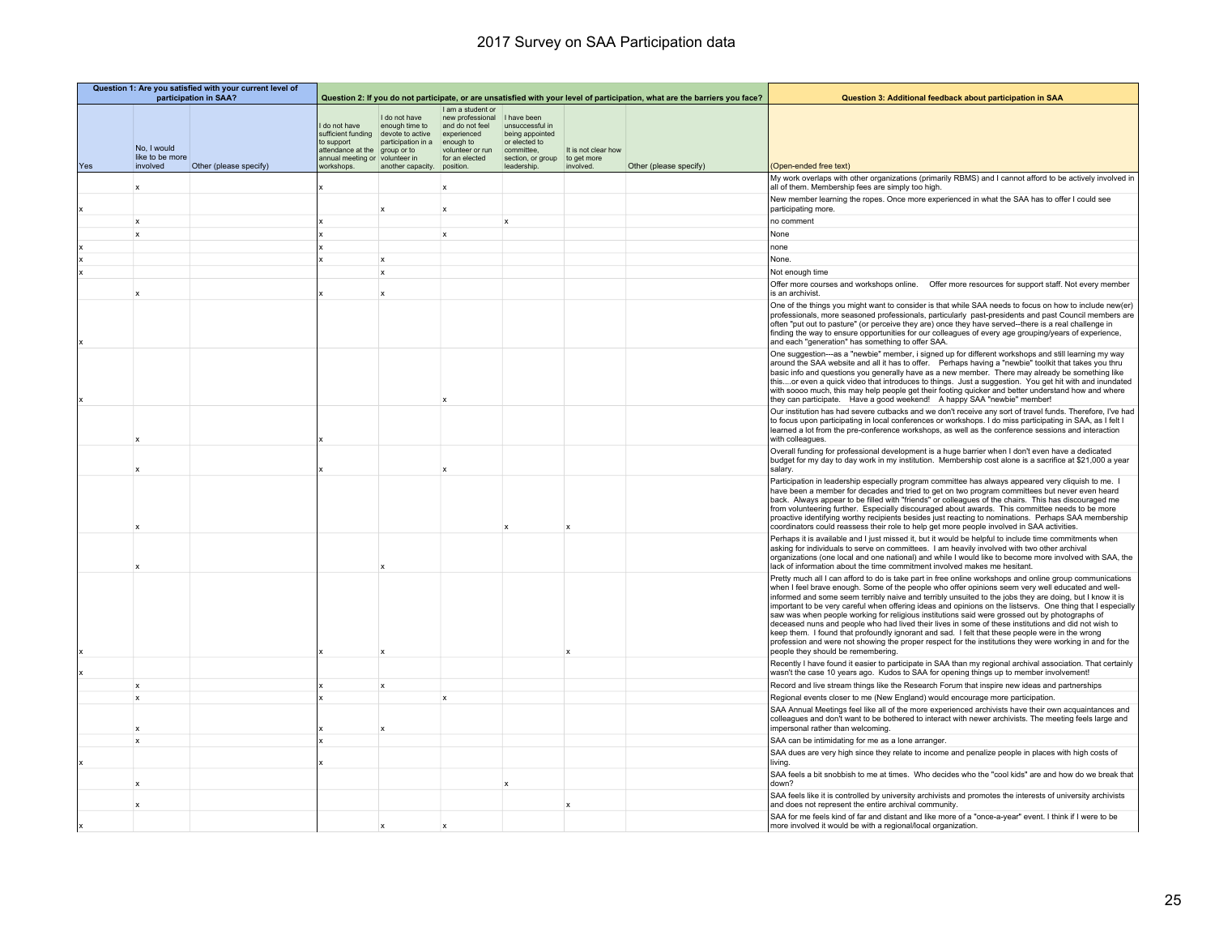# 2017 Survey on SAA Participation data

| Question 1: Are you satisfied with your current level of participation in SAA? | | | Question 2: If you do not participate, or are unsatisfied with your level of participation, what are the barriers you face? | | | | | | Question 3: Additional feedback about participation in SAA |
|---|---|---|---|---|---|---|---|---|---|
| Yes | No, I would like to be more involved | Other (please specify) | I do not have sufficient funding to support attendance at the annual meeting or workshops. | I do not have enough time to devote to active participation in a group or to volunteer in another capacity. | I am a student or new professional and do not feel experienced enough to volunteer or run for an elected position. | I have been unsuccessful in being appointed or elected to committee, section, or group leadership. | It is not clear how to get more involved. | Other (please specify) | (Open-ended free text) |
| | x | | x | | x | | | | My work overlaps with other organizations (primarily RBMS) and I cannot afford to be actively involved in all of them. Membership fees are simply too high. |
| x | | | | x | x | | | | New member learning the ropes. Once more experienced in what the SAA has to offer I could see participating more. |
| | x | | x | | | x | | | no comment |
| | x | | x | | x | | | | None |
| x | | | x | | | | | | none |
| x | | | x | x | | | | | None. |
| x | | | | x | | | | | Not enough time |
| | x | | x | x | | | | | Offer more courses and workshops online. Offer more resources for support staff. Not every member is an archivist. |
| x | | | | | | | | | One of the things you might want to consider is that while SAA needs to focus on how to include new(er) professionals, more seasoned professionals, particularly past-presidents and past Council members are often "put out to pasture" (or perceive they are) once they have served--there is a real challenge in finding the way to ensure opportunities for our colleagues of every age grouping/years of experience, and each "generation" has something to offer SAA. |
| x | | | | | x | | | | One suggestion---as a "newbie" member, i signed up for different workshops and still learning my way around the SAA website and all it has to offer. Perhaps having a "newbie" toolkit that takes you thru basic info and questions you generally have as a new member. There may already be something like this....or even a quick video that introduces to things. Just a suggestion. You get hit with and inundated with soooo much, this may help people get their footing quicker and better understand how and where they can participate. Have a good weekend! A happy SAA "newbie" member! |
| | x | | x | | | | | | Our institution has had severe cutbacks and we don't receive any sort of travel funds. Therefore, I've had to focus upon participating in local conferences or workshops. I do miss participating in SAA, as I felt I learned a lot from the pre-conference workshops, as well as the conference sessions and interaction with colleagues. |
| | x | | x | | x | | | | Overall funding for professional development is a huge barrier when I don't even have a dedicated budget for my day to day work in my institution. Membership cost alone is a sacrifice at $21,000 a year salary. |
| | x | | | | | x | x | | Participation in leadership especially program committee has always appeared very cliquish to me. I have been a member for decades and tried to get on two program committees but never even heard back. Always appear to be filled with "friends" or colleagues of the chairs. This has discouraged me from volunteering further. Especially discouraged about awards. This committee needs to be more proactive identifying worthy recipients besides just reacting to nominations. Perhaps SAA membership coordinators could reassess their role to help get more people involved in SAA activities. |
| | x | | | x | | | | | Perhaps it is available and I just missed it, but it would be helpful to include time commitments when asking for individuals to serve on committees. I am heavily involved with two other archival organizations (one local and one national) and while I would like to become more involved with SAA, the lack of information about the time commitment involved makes me hesitant. |
| x | | | x | x | | | x | | Pretty much all I can afford to do is take part in free online workshops and online group communications when I feel brave enough. Some of the people who offer opinions seem very well educated and well-informed and some seem terribly naive and terribly unsuited to the jobs they are doing, but I know it is important to be very careful when offering ideas and opinions on the listservs. One thing that I especially saw was when people working for religious institutions said were grossed out by photographs of deceased nuns and people who had lived their lives in some of these institutions and did not wish to keep them. I found that profoundly ignorant and sad. I felt that these people were in the wrong profession and were not showing the proper respect for the institutions they were working in and for the people they should be remembering. |
| x | | | | | | | | | Recently I have found it easier to participate in SAA than my regional archival association. That certainly wasn't the case 10 years ago. Kudos to SAA for opening things up to member involvement! |
| | x | | x | x | | | | | Record and live stream things like the Research Forum that inspire new ideas and partnerships |
| | x | | x | | x | | | | Regional events closer to me (New England) would encourage more participation. |
| | x | | x | x | | | | | SAA Annual Meetings feel like all of the more experienced archivists have their own acquaintances and colleagues and don't want to be bothered to interact with newer archivists. The meeting feels large and impersonal rather than welcoming. |
| | x | | x | | | | | | SAA can be intimidating for me as a lone arranger. |
| x | | | x | | | | | | SAA dues are very high since they relate to income and penalize people in places with high costs of living. |
| | x | | | | | x | | | SAA feels a bit snobbish to me at times. Who decides who the "cool kids" are and how do we break that down? |
| | x | | | | | | x | | SAA feels like it is controlled by university archivists and promotes the interests of university archivists and does not represent the entire archival community. |
| x | | | | x | x | | | | SAA for me feels kind of far and distant and like more of a "once-a-year" event. I think if I were to be more involved it would be with a regional/local organization. |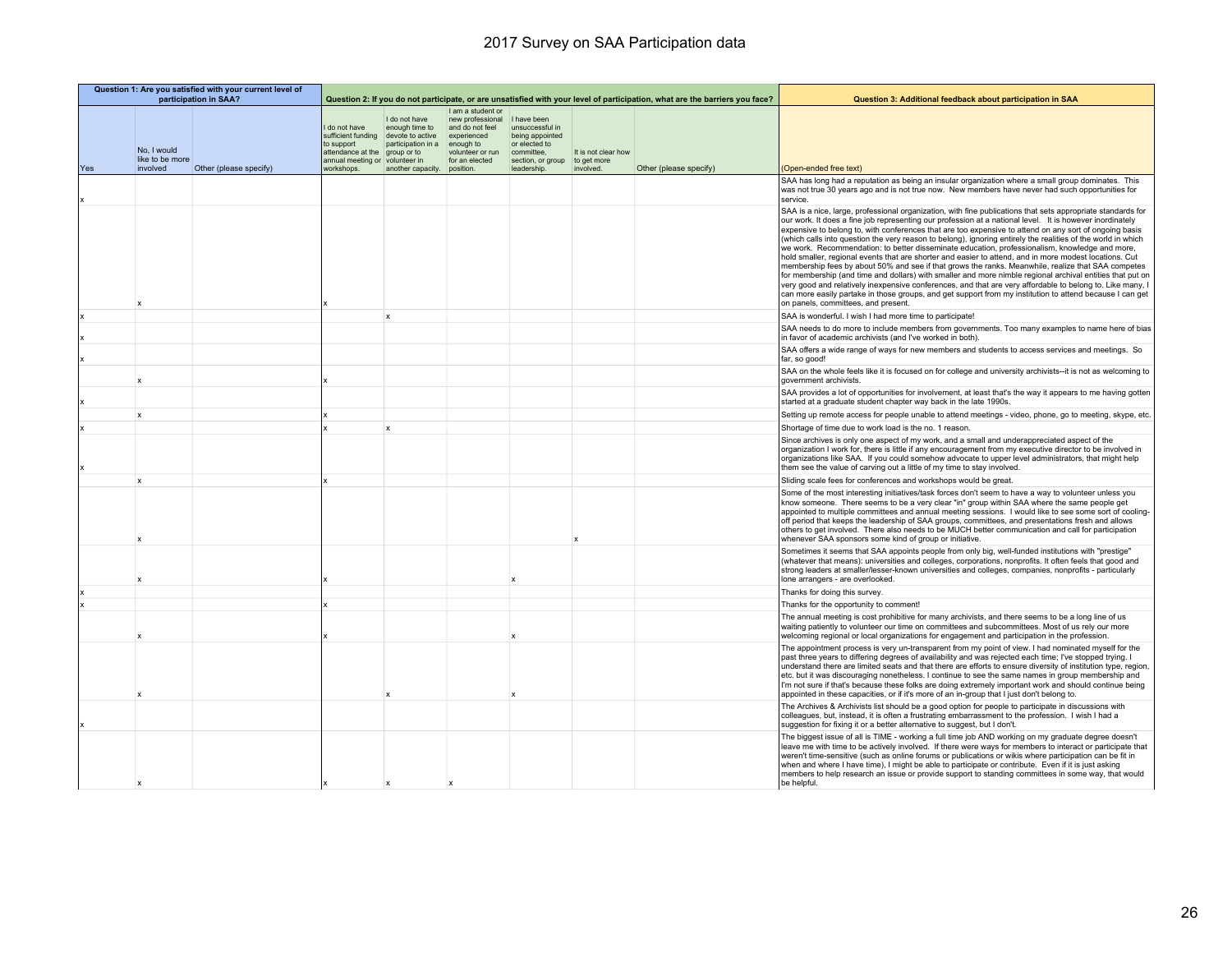# 2017 Survey on SAA Participation data

| Question 1: Are you satisfied with your current level of participation in SAA? | | | Question 2: If you do not participate, or are unsatisfied with your level of participation, what are the barriers you face? | | | | | | Question 3: Additional feedback about participation in SAA |
|---|---|---|---|---|---|---|---|---|---|
| Yes | No, I would like to be more involved | Other (please specify) | I do not have sufficient funding to support attendance at the annual meeting or workshops. | I do not have enough time to devote to active participation in a group or to volunteer in another capacity. | I am a student or new professional and do not feel experienced enough to volunteer or run for an elected position. | I have been unsuccessful in being appointed or elected to committee, section, or group leadership. | It is not clear how to get more involved. | Other (please specify) | (Open-ended free text) |
| x | | | | | | | | | SAA has long had a reputation as being an insular organization where a small group dominates. This was not true 30 years ago and is not true now. New members have never had such opportunities for service. |
| | x | | x | | | | | | SAA is a nice, large, professional organization, with fine publications that sets appropriate standards for our work. It does a fine job representing our profession at a national level. It is however inordinately expensive to belong to, with conferences that are too expensive to attend on any sort of ongoing basis (which calls into question the very reason to belong), ignoring entirely the realities of the world in which we work. Recommendation: to better disseminate education, professionalism, knowledge and more, hold smaller, regional events that are shorter and easier to attend, and in more modest locations. Cut membership fees by about 50% and see if that grows the ranks. Meanwhile, realize that SAA competes for membership (and time and dollars) with smaller and more nimble regional archival entities that put on very good and relatively inexpensive conferences, and that are very affordable to belong to. Like many, I can more easily partake in those groups, and get support from my institution to attend because I can get on panels, committees, and present. |
| x | | | | x | | | | | SAA is wonderful. I wish I had more time to participate! |
| x | | | | | | | | | SAA needs to do more to include members from governments. Too many examples to name here of bias in favor of academic archivists (and I've worked in both). |
| x | | | | | | | | | SAA offers a wide range of ways for new members and students to access services and meetings. So far, so good! |
| | x | | x | | | | | | SAA on the whole feels like it is focused on for college and university archivists--it is not as welcoming to government archivists. |
| x | | | | | | | | | SAA provides a lot of opportunities for involvement, at least that's the way it appears to me having gotten started at a graduate student chapter way back in the late 1990s. |
| | x | | x | | | | | | Setting up remote access for people unable to attend meetings - video, phone, go to meeting, skype, etc. |
| x | | | x | x | | | | | Shortage of time due to work load is the no. 1 reason. |
| x | | | | | | | | | Since archives is only one aspect of my work, and a small and underappreciated aspect of the organization I work for, there is little if any encouragement from my executive director to be involved in organizations like SAA. If you could somehow advocate to upper level administrators, that might help them see the value of carving out a little of my time to stay involved. |
| | x | | x | | | | | | Sliding scale fees for conferences and workshops would be great. |
| | x | | | | | | x | | Some of the most interesting initiatives/task forces don't seem to have a way to volunteer unless you know someone. There seems to be a very clear "in" group within SAA where the same people get appointed to multiple committees and annual meeting sessions. I would like to see some sort of cooling-off period that keeps the leadership of SAA groups, committees, and presentations fresh and allows others to get involved. There also needs to be MUCH better communication and call for participation whenever SAA sponsors some kind of group or initiative. |
| | x | | x | | | x | | | Sometimes it seems that SAA appoints people from only big, well-funded institutions with "prestige" (whatever that means): universities and colleges, corporations, nonprofits. It often feels that good and strong leaders at smaller/lesser-known universities and colleges, companies, nonprofits - particularly lone arrangers - are overlooked. |
| x | | | | | | | | | Thanks for doing this survey. |
| x | | | x | | | | | | Thanks for the opportunity to comment! |
| | x | | x | | | x | | | The annual meeting is cost prohibitive for many archivists, and there seems to be a long line of us waiting patiently to volunteer our time on committees and subcommittees. Most of us rely our more welcoming regional or local organizations for engagement and participation in the profession. |
| | x | | | x | | x | | | The appointment process is very un-transparent from my point of view. I had nominated myself for the past three years to differing degrees of availability and was rejected each time; I've stopped trying. I understand there are limited seats and that there are efforts to ensure diversity of institution type, region, etc. but it was discouraging nonetheless. I continue to see the same names in group membership and I'm not sure if that's because these folks are doing extremely important work and should continue being appointed in these capacities, or if it's more of an in-group that I just don't belong to. |
| x | | | | | | | | | The Archives & Archivists list should be a good option for people to participate in discussions with colleagues, but, instead, it is often a frustrating embarrassment to the profession. I wish I had a suggestion for fixing it or a better alternative to suggest, but I don't. |
| | x | | x | x | x | | | | The biggest issue of all is TIME - working a full time job AND working on my graduate degree doesn't leave me with time to be actively involved. If there were ways for members to interact or participate that weren't time-sensitive (such as online forums or publications or wikis where participation can be fit in when and where I have time), I might be able to participate or contribute. Even if it is just asking members to help research an issue or provide support to standing committees in some way, that would be helpful. |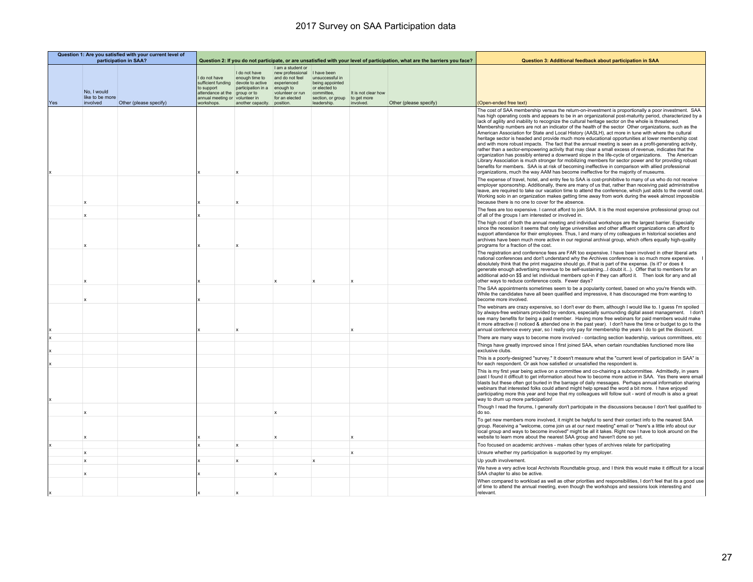# 2017 Survey on SAA Participation data

| Question 1: Are you satisfied with your current level of participation in SAA? | | | Question 2: If you do not participate, or are unsatisfied with your level of participation, what are the barriers you face? | | | | | | Question 3: Additional feedback about participation in SAA |
|---|---|---|---|---|---|---|---|---|---|
| Yes | No, I would like to be more involved | Other (please specify) | I do not have sufficient funding to support attendance at the annual meeting or workshops. | I do not have enough time to devote to active participation in a group or to volunteer in another capacity. | I am a student or new professional and do not feel experienced enough to volunteer or run for an elected position. | I have been unsuccessful in being appointed or elected to committee, section, or group leadership. | It is not clear how to get more involved. | Other (please specify) | (Open-ended free text) |
| x | | | x | x | | | | | The cost of SAA membership versus the return-on-investment is proportionally a poor investment. SAA has high operating costs and appears to be in an organizational post-maturity period, characterized by a lack of agility and inability to recognize the cultural heritage sector on the whole is threatened. Membership numbers are not an indicator of the health of the sector Other organizations, such as the American Association for State and Local History (AASLH), act more in tune with where the cultural heritage sector is headed and provide much more educational opportunities at lower membership cost and with more robust impacts. The fact that the annual meeting is seen as a profit-generating activity, rather than a sector-empowering activity that may clear a small excess of revenue, indicates that the organization has possibly entered a downward slope in the life-cycle of organizations. The American Library Association is much stronger for mobilizing members for sector power and for providing robust benefits for members. SAA is at risk of becoming ineffective in comparison with allied professional organizations, much the way AAM has become ineffective for the majority of museums. |
| | x | | x | x | | | | | The expense of travel, hotel, and entry fee to SAA is cost-prohibitive to many of us who do not receive employer sponsorship. Additionally, there are many of us that, rather than receiving paid administrative leave, are required to take our vacation time to attend the conference, which just adds to the overall cost. Working solo in an organization makes getting time away from work during the week almost impossible because there is no one to cover for the absence. |
| | x | | x | | | | | | The fees are too expensive. I cannot afford to join SAA. It is the most expensive professional group out of all of the groups I am interested or involved in. |
| | x | | x | x | | | | | The high cost of both the annual meeting and individual workshops are the largest barrier. Especially since the recession it seems that only large universities and other affluent organizations can afford to support attendance for their employees. Thus, I and many of my colleagues in historical societies and archives have been much more active in our regional archival group, which offers equally high-quality programs for a fraction of the cost. |
| | x | | x | | x | x | x | | The registration and conference fees are FAR too expensive. I have been involved in other liberal arts national conferences and don't understand why the Archives conference is so much more expensive. I absolutely think that the print magazine should go, if that is part of the expense. (Is it? or does it generate enough advertising revenue to be self-sustaining...I doubt it...). Offer that to members for an additional add-on $$ and let individual members opt-in if they can afford it. Then look for any and all other ways to reduce conference costs. Fewer days? |
| | x | | x | | | | | | The SAA appointments sometimes seem to be a popularity contest, based on who you're friends with. While the candidates have all been qualified and impressive, it has discouraged me from wanting to become more involved. |
| x | | | x | x | | | x | | The webinars are crazy expensive, so I don't ever do them, although I would like to. I guess I'm spoiled by always-free webinars provided by vendors, especially surrounding digital asset management. I don't see many benefits for being a paid member. Having more free webinars for paid members would make it more attractive (I noticed & attended one in the past year). I don't have the time or budget to go to the annual conference every year, so I really only pay for membership the years I do to get the discount. |
| x | | | | | | | | | There are many ways to become more involved - contacting section leadership, various committees, etc |
| x | | | | | | | | | Things have greatly improved since I first joined SAA, when certain roundtables functioned more like exclusive clubs. |
| x | | | | | | | | | This is a poorly-designed "survey." It doesn't measure what the "current level of participation in SAA" is for each respondent. Or ask how satisfied or unsatisfied the respondent is. |
| x | | | | | | | | | This is my first year being active on a committee and co-chairing a subcommittee. Admittedly, in years past I found it difficult to get information about how to become more active in SAA. Yes there were email blasts but these often got buried in the barrage of daily messages. Perhaps annual information sharing webinars that interested folks could attend might help spread the word a bit more. I have enjoyed participating more this year and hope that my colleagues will follow suit - word of mouth is also a great way to drum up more participation! |
| | x | | | | x | | | | Though I read the forums, I generally don't participate in the discussions because I don't feel qualified to do so. |
| | x | | x | | x | | x | | To get new members more involved, it might be helpful to send their contact info to the nearest SAA group. Receiving a "welcome, come join us at our next meeting" email or "here's a little info about our local group and ways to become involved" might be all it takes. Right now I have to look around on the website to learn more about the nearest SAA group and haven't done so yet. |
| x | | | x | x | | | | | Too focused on academic archives - makes other types of archives relate for participating |
| | x | | | | | | x | | Unsure whether my participation is supported by my employer. |
| | x | | x | x | | x | | | Up youth involvement. |
| | x | | x | | x | | | | We have a very active local Archivists Roundtable group, and I think this would make it difficult for a local SAA chapter to also be active. |
| x | | | x | x | | | | | When compared to workload as well as other priorities and responsibilities, I don't feel that its a good use of time to attend the annual meeting, even though the workshops and sessions look interesting and relevant. |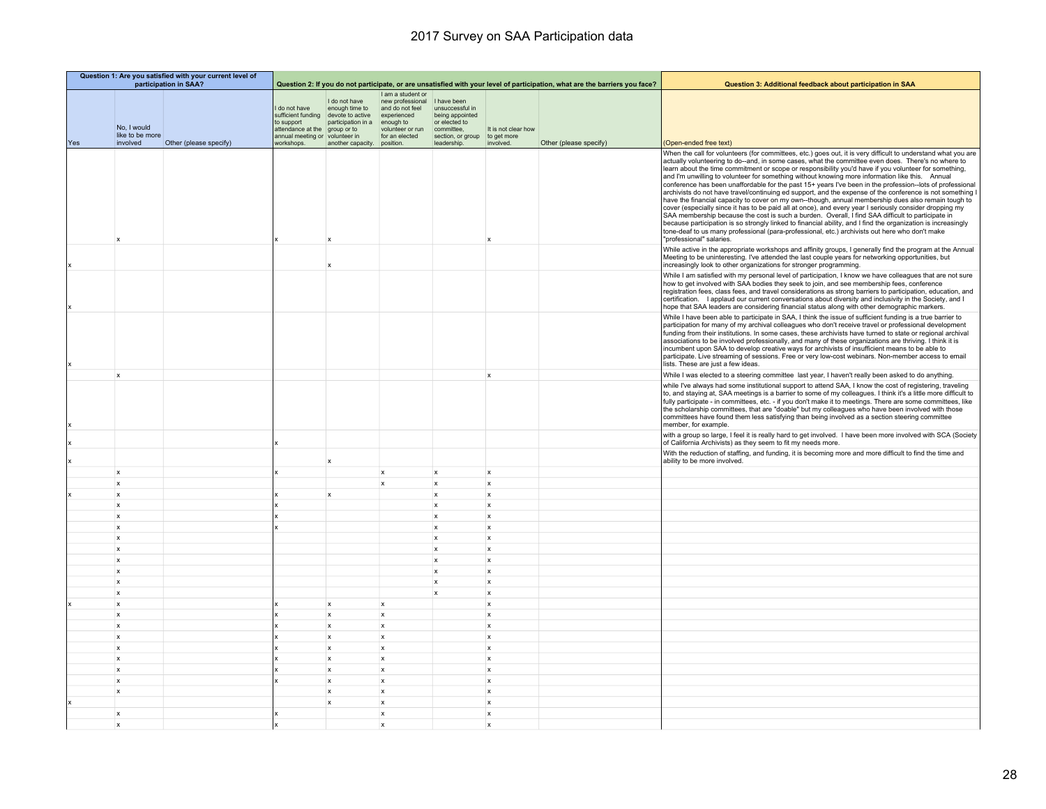# 2017 Survey on SAA Participation data

| Question 1: Are you satisfied with your current level of participation in SAA? | | | Question 2: If you do not participate, or are unsatisfied with your level of participation, what are the barriers you face? | | | | | | Question 3: Additional feedback about participation in SAA |
|---|---|---|---|---|---|---|---|---|---|
| Yes | No, I would like to be more involved | Other (please specify) | I do not have sufficient funding to support attendance at the annual meeting or workshops. | I do not have enough time to devote to active participation in a group or to volunteer in another capacity. | I am a student or new professional and do not feel experienced enough to volunteer or run for an elected position. | I have been unsuccessful in being appointed or elected to committee, section, or group leadership. | It is not clear how to get more involved. | Other (please specify) | (Open-ended free text) |
| | x | | x | x | | | x | | When the call for volunteers (for committees, etc.) goes out, it is very difficult to understand what you are actually volunteering to do--and, in some cases, what the committee even does. There's no where to learn about the time commitment or scope or responsibility you'd have if you volunteer for something, and I'm unwilling to volunteer for something without knowing more information like this. Annual conference has been unaffordable for the past 15+ years I've been in the profession--lots of professional archivists do not have travel/continuing ed support, and the expense of the conference is not something I have the financial capacity to cover on my own--though, annual membership dues also remain tough to cover (especially since it has to be paid all at once), and every year I seriously consider dropping my SAA membership because the cost is such a burden. Overall, I find SAA difficult to participate in because participation is so strongly linked to financial ability, and I find the organization is increasingly tone-deaf to us many professional (para-professional, etc.) archivists out here who don't make "professional" salaries. |
| x | | | | x | | | | | While active in the appropriate workshops and affinity groups, I generally find the program at the Annual Meeting to be uninteresting. I've attended the last couple years for networking opportunities, but increasingly look to other organizations for stronger programming. |
| x | | | | | | | | | While I am satisfied with my personal level of participation, I know we have colleagues that are not sure how to get involved with SAA bodies they seek to join, and see membership fees, conference registration fees, class fees, and travel considerations as strong barriers to participation, education, and certification. I applaud our current conversations about diversity and inclusivity in the Society, and I hope that SAA leaders are considering financial status along with other demographic markers. |
| x | | | | | | | | | While I have been able to participate in SAA, I think the issue of sufficient funding is a true barrier to participation for many of my archival colleagues who don't receive travel or professional development funding from their institutions. In some cases, these archivists have turned to state or regional archival associations to be involved professionally, and many of these organizations are thriving. I think it is incumbent upon SAA to develop creative ways for archivists of insufficient means to be able to participate. Live streaming of sessions. Free or very low-cost webinars. Non-member access to email lists. These are just a few ideas. |
| | x | | | | | | x | | While I was elected to a steering committee last year, I haven't really been asked to do anything. |
| x | | | | | | | | | while I've always had some institutional support to attend SAA, I know the cost of registering, traveling to, and staying at, SAA meetings is a barrier to some of my colleagues. I think it's a little more difficult to fully participate - in committees, etc. - if you don't make it to meetings. There are some committees, like the scholarship committees, that are "doable" but my colleagues who have been involved with those committees have found them less satisfying than being involved as a section steering committee member, for example. |
| x | | | x | | | | | | with a group so large, I feel it is really hard to get involved. I have been more involved with SCA (Society of California Archivists) as they seem to fit my needs more. |
| x | | | | x | | | | | With the reduction of staffing, and funding, it is becoming more and more difficult to find the time and ability to be more involved. |
| | x | | x | | x | x | x | | |
| | x | | | | x | x | x | | |
| x | x | | x | x | | x | x | | |
| | x | | x | | | x | x | | |
| | x | | x | | | x | x | | |
| | x | | x | | | x | x | | |
| | x | | | | | x | x | | |
| | x | | | | | x | x | | |
| | x | | | | | x | x | | |
| | x | | | | | x | x | | |
| | x | | | | | x | x | | |
| | x | | | | | x | x | | |
| x | x | | x | x | x | | x | | |
| | x | | x | x | x | | x | | |
| | x | | x | x | x | | x | | |
| | x | | x | x | x | | x | | |
| | x | | x | x | x | | x | | |
| | x | | x | x | x | | x | | |
| | x | | x | x | x | | x | | |
| | x | | x | x | x | | x | | |
| | x | | | x | x | | x | | |
| x | | | | x | x | | x | | |
| | x | | x | | x | | x | | |
| | x | | x | | x | | x | | |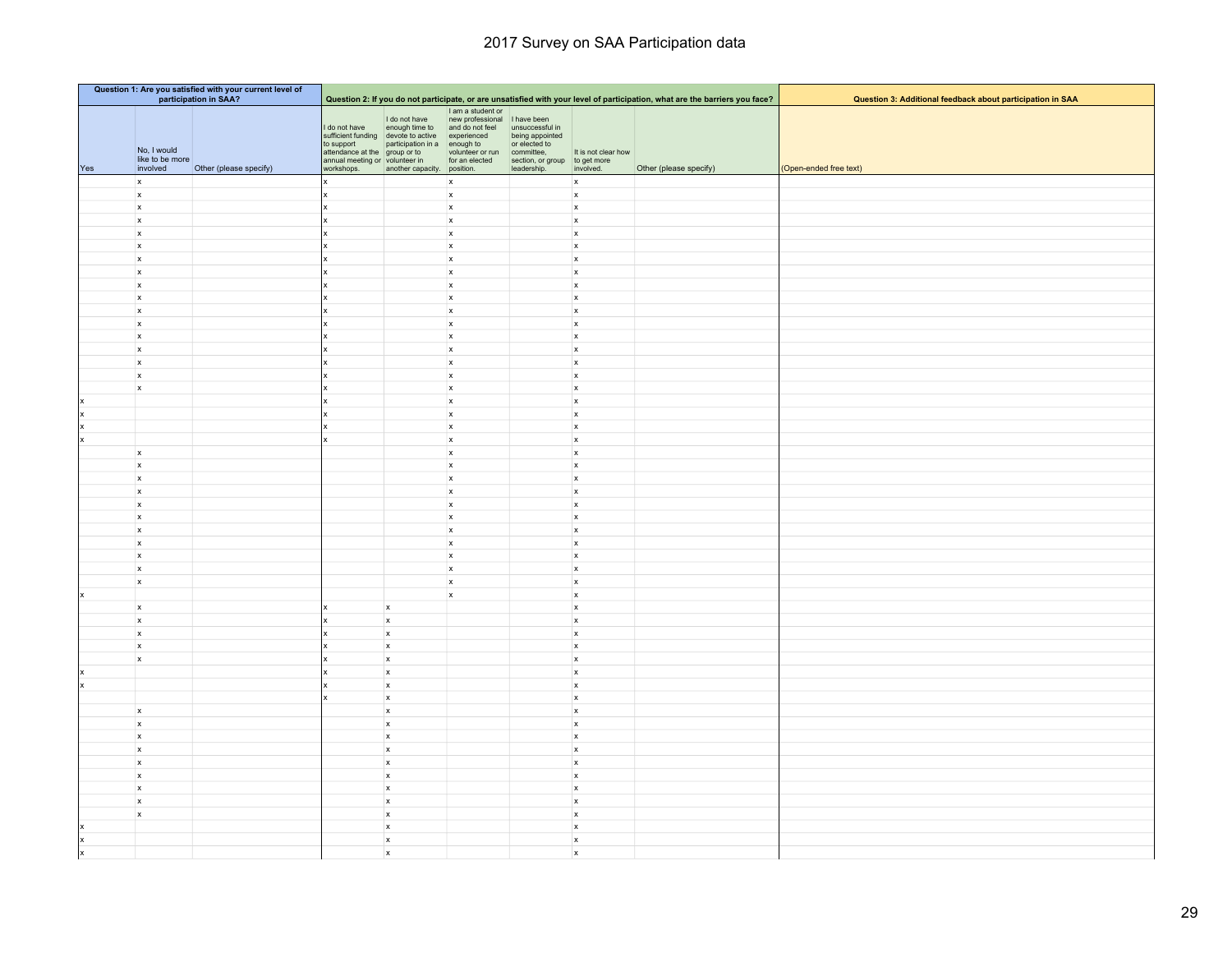# 2017 Survey on SAA Participation data

| Question 1: Are you satisfied with your current level of participation in SAA? | | | Question 2: If you do not participate, or are unsatisfied with your level of participation, what are the barriers you face? | | | | | | Question 3: Additional feedback about participation in SAA |
|---|---|---|---|---|---|---|---|---|---|
| Yes | No, I would like to be more involved | Other (please specify) | I do not have sufficient funding to support attendance at the annual meeting or workshops. | I do not have enough time to devote to active participation in a group or to volunteer in another capacity. | I am a student or new professional and do not feel experienced enough to volunteer or run for an elected position. | I have been unsuccessful in being appointed or elected to committee, section, or group leadership. | It is not clear how to get more involved. | Other (please specify) | (Open-ended free text) |
| | x | | x | | x | | x | | |
| | x | | x | | x | | x | | |
| | x | | x | | x | | x | | |
| | x | | x | | x | | x | | |
| | x | | x | | x | | x | | |
| | x | | x | | x | | x | | |
| | x | | x | | x | | x | | |
| | x | | x | | x | | x | | |
| | x | | x | | x | | x | | |
| | x | | x | | x | | x | | |
| | x | | x | | x | | x | | |
| | x | | x | | x | | x | | |
| | x | | x | | x | | x | | |
| | x | | x | | x | | x | | |
| | x | | x | | x | | x | | |
| | x | | x | | x | | x | | |
| | x | | x | | x | | x | | |
| x | | | x | | x | | x | | |
| x | | | x | | x | | x | | |
| x | | | x | | x | | x | | |
| x | | | x | | x | | x | | |
| | x | | | | x | | x | | |
| | x | | | | x | | x | | |
| | x | | | | x | | x | | |
| | x | | | | x | | x | | |
| | x | | | | x | | x | | |
| | x | | | | x | | x | | |
| | x | | | | x | | x | | |
| | x | | | | x | | x | | |
| | x | | | | x | | x | | |
| | x | | | | x | | x | | |
| | x | | | | x | | x | | |
| x | | | | | x | | x | | |
| | x | | x | x | | | x | | |
| | x | | x | x | | | x | | |
| | x | | x | x | | | x | | |
| | x | | x | x | | | x | | |
| | x | | x | x | | | x | | |
| x | | | x | x | | | x | | |
| x | | | x | x | | | x | | |
| | | | x | x | | | x | | |
| | x | | | x | | | x | | |
| | x | | | x | | | x | | |
| | x | | | x | | | x | | |
| | x | | | x | | | x | | |
| | x | | | x | | | x | | |
| | x | | | x | | | x | | |
| | x | | | x | | | x | | |
| | x | | | x | | | x | | |
| | x | | | x | | | x | | |
| x | | | | x | | | x | | |
| x | | | | x | | | x | | |
| x | | | | x | | | x | | |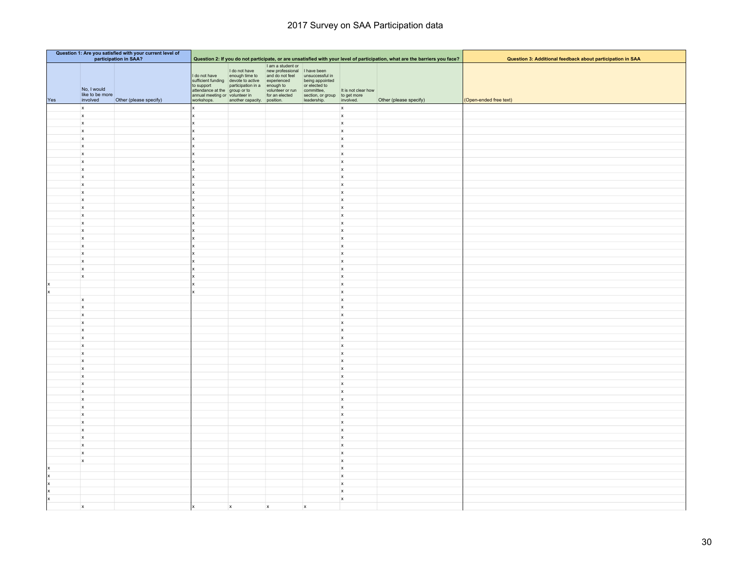# 2017 Survey on SAA Participation data

| Question 1: Are you satisfied with your current level of participation in SAA? | | | Question 2: If you do not participate, or are unsatisfied with your level of participation, what are the barriers you face? | | | | | | Question 3: Additional feedback about participation in SAA |
|---|---|---|---|---|---|---|---|---|---|
| Yes | No, I would like to be more involved | Other (please specify) | I do not have sufficient funding to support attendance at the annual meeting or workshops. | I do not have enough time to devote to active participation in a group or to volunteer in another capacity. | I am a student or new professional and do not feel experienced enough to volunteer or run for an elected position. | I have been unsuccessful in being appointed or elected to committee, section, or group leadership. | It is not clear how to get more involved. | Other (please specify) | (Open-ended free text) |
| | x | | x | | | | x | | |
| | x | | x | | | | x | | |
| | x | | x | | | | x | | |
| | x | | x | | | | x | | |
| | x | | x | | | | x | | |
| | x | | x | | | | x | | |
| | x | | x | | | | x | | |
| | x | | x | | | | x | | |
| | x | | x | | | | x | | |
| | x | | x | | | | x | | |
| | x | | x | | | | x | | |
| | x | | x | | | | x | | |
| | x | | x | | | | x | | |
| | x | | x | | | | x | | |
| | x | | x | | | | x | | |
| | x | | x | | | | x | | |
| | x | | x | | | | x | | |
| | x | | x | | | | x | | |
| | x | | x | | | | x | | |
| | x | | x | | | | x | | |
| | x | | x | | | | x | | |
| | x | | x | | | | x | | |
| | x | | x | | | | x | | |
| x | | | x | | | | x | | |
| x | | | x | | | | x | | |
| | x | | | | | | x | | |
| | x | | | | | | x | | |
| | x | | | | | | x | | |
| | x | | | | | | x | | |
| | x | | | | | | x | | |
| | x | | | | | | x | | |
| | x | | | | | | x | | |
| | x | | | | | | x | | |
| | x | | | | | | x | | |
| | x | | | | | | x | | |
| | x | | | | | | x | | |
| | x | | | | | | x | | |
| | x | | | | | | x | | |
| | x | | | | | | x | | |
| | x | | | | | | x | | |
| | x | | | | | | x | | |
| | x | | | | | | x | | |
| | x | | | | | | x | | |
| | x | | | | | | x | | |
| | x | | | | | | x | | |
| | x | | | | | | x | | |
| | x | | | | | | x | | |
| x | | | | | | | x | | |
| x | | | | | | | x | | |
| x | | | | | | | x | | |
| x | | | | | | | x | | |
| x | | | | | | | x | | |
| | x | | x | x | x | x | | | |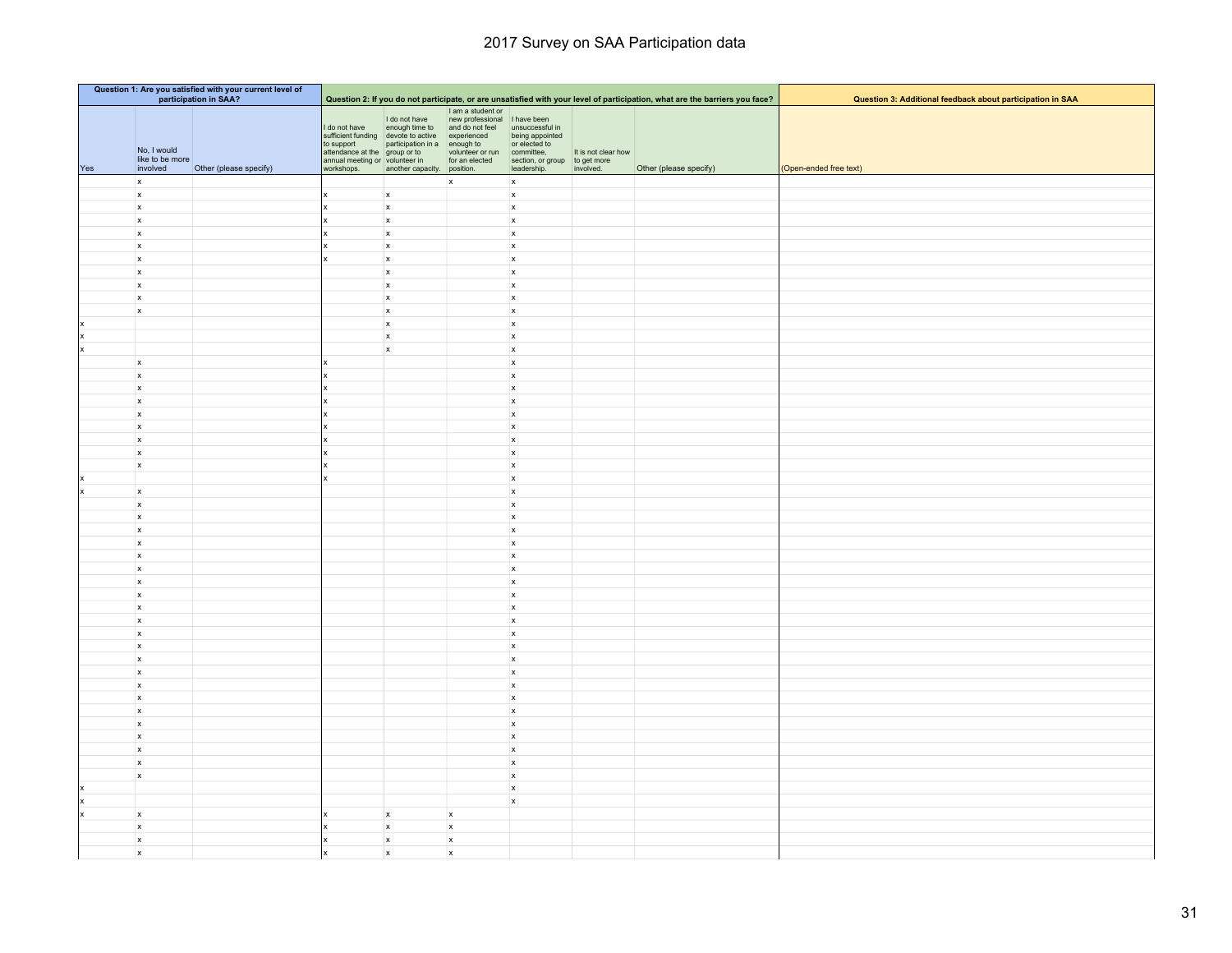# 2017 Survey on SAA Participation data

| Question 1: Are you satisfied with your current level of participation in SAA? | | | Question 2: If you do not participate, or are unsatisfied with your level of participation, what are the barriers you face? | | | | | | Question 3: Additional feedback about participation in SAA |
|---|---|---|---|---|---|---|---|---|---|
| Yes | No, I would like to be more involved | Other (please specify) | I do not have sufficient funding to support attendance at the annual meeting or workshops. | I do not have enough time to devote to active participation in a group or to volunteer in another capacity. | I am a student or new professional and do not feel experienced enough to volunteer or run for an elected position. | I have been unsuccessful in being appointed or elected to committee, section, or group leadership. | It is not clear how to get more involved. | Other (please specify) | (Open-ended free text) |
| | x | | | | x | x | | | |
| | x | | x | x | | x | | | |
| | x | | x | x | | x | | | |
| | x | | x | x | | x | | | |
| | x | | x | x | | x | | | |
| | x | | x | x | | x | | | |
| | x | | x | x | | x | | | |
| | x | | | x | | x | | | |
| | x | | | x | | x | | | |
| | x | | | x | | x | | | |
| | x | | | x | | x | | | |
| x | | | | x | | x | | | |
| x | | | | x | | x | | | |
| x | | | | x | | x | | | |
| | x | | x | | | x | | | |
| | x | | x | | | x | | | |
| | x | | x | | | x | | | |
| | x | | x | | | x | | | |
| | x | | x | | | x | | | |
| | x | | x | | | x | | | |
| | x | | x | | | x | | | |
| | x | | x | | | x | | | |
| | x | | x | | | x | | | |
| x | | | x | | | x | | | |
| x | x | | | | | x | | | |
| | x | | | | | x | | | |
| | x | | | | | x | | | |
| | x | | | | | x | | | |
| | x | | | | | x | | | |
| | x | | | | | x | | | |
| | x | | | | | x | | | |
| | x | | | | | x | | | |
| | x | | | | | x | | | |
| | x | | | | | x | | | |
| | x | | | | | x | | | |
| | x | | | | | x | | | |
| | x | | | | | x | | | |
| | x | | | | | x | | | |
| | x | | | | | x | | | |
| | x | | | | | x | | | |
| | x | | | | | x | | | |
| | x | | | | | x | | | |
| | x | | | | | x | | | |
| | x | | | | | x | | | |
| | x | | | | | x | | | |
| | x | | | | | x | | | |
| x | | | | | | x | | | |
| x | | | | | | x | | | |
| x | x | | x | x | x | | | | |
| | x | | x | x | x | | | | |
| | x | | x | x | x | | | | |
| | x | | x | x | x | | | | |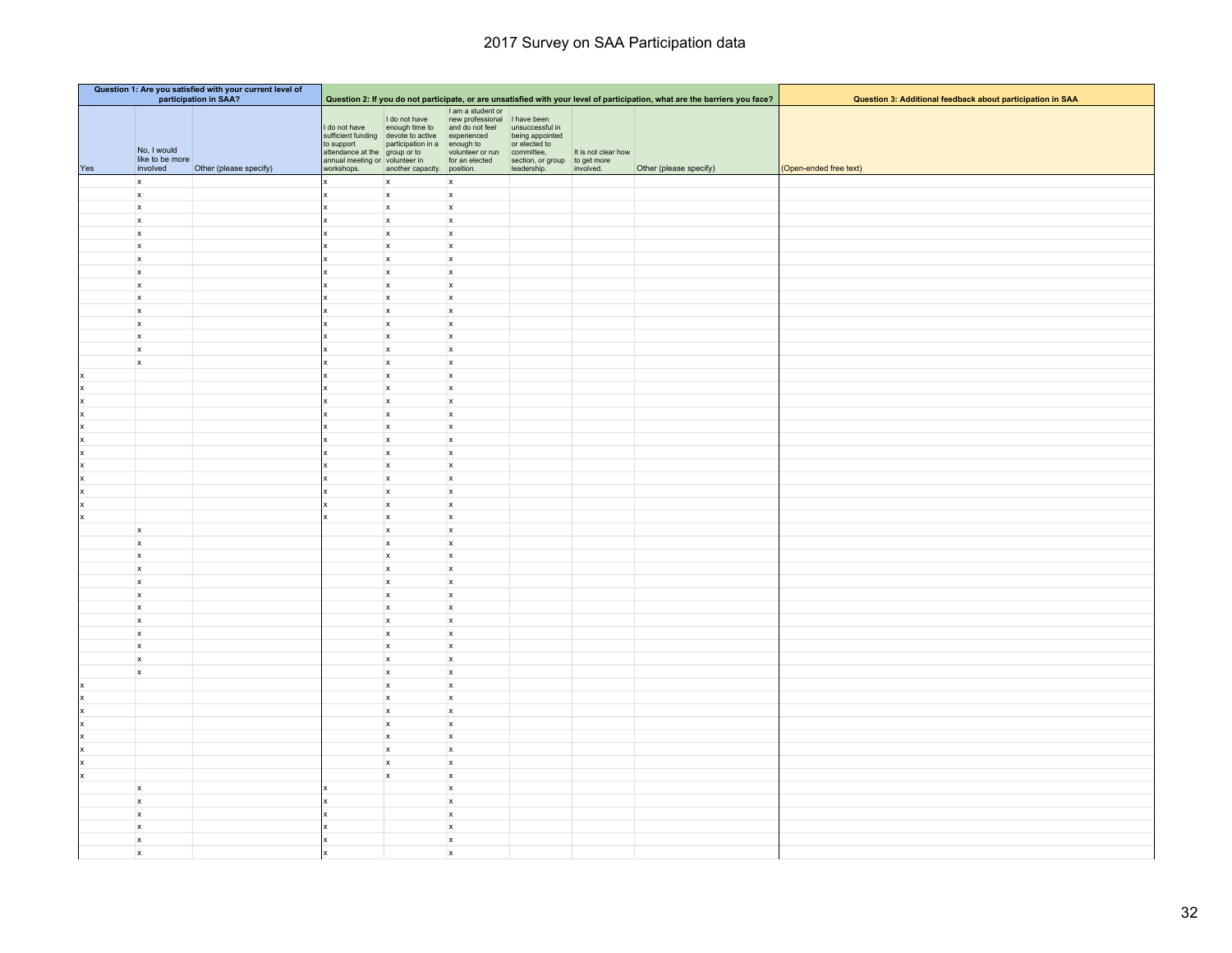# 2017 Survey on SAA Participation data

| Question 1: Are you satisfied with your current level of participation in SAA? | | | Question 2: If you do not participate, or are unsatisfied with your level of participation, what are the barriers you face? | | | | | | Question 3: Additional feedback about participation in SAA |
|---|---|---|---|---|---|---|---|---|---|
| Yes | No, I would like to be more involved | Other (please specify) | I do not have sufficient funding to support attendance at the annual meeting or workshops. | I do not have enough time to devote to active participation in a group or to volunteer in another capacity. | I am a student or new professional and do not feel experienced enough to volunteer or run for an elected position. | I have been unsuccessful in being appointed or elected to committee, section, or group leadership. | It is not clear how to get more involved. | Other (please specify) | (Open-ended free text) |
| | x | | x | x | x | | | | |
| | x | | x | x | x | | | | |
| | x | | x | x | x | | | | |
| | x | | x | x | x | | | | |
| | x | | x | x | x | | | | |
| | x | | x | x | x | | | | |
| | x | | x | x | x | | | | |
| | x | | x | x | x | | | | |
| | x | | x | x | x | | | | |
| | x | | x | x | x | | | | |
| | x | | x | x | x | | | | |
| | x | | x | x | x | | | | |
| | x | | x | x | x | | | | |
| | x | | x | x | x | | | | |
| | x | | x | x | x | | | | |
| x | | | x | x | x | | | | |
| x | | | x | x | x | | | | |
| x | | | x | x | x | | | | |
| x | | | x | x | x | | | | |
| x | | | x | x | x | | | | |
| x | | | x | x | x | | | | |
| x | | | x | x | x | | | | |
| x | | | x | x | x | | | | |
| x | | | x | x | x | | | | |
| x | | | x | x | x | | | | |
| x | | | x | x | x | | | | |
| x | | | x | x | x | | | | |
| | x | | | x | x | | | | |
| | x | | | x | x | | | | |
| | x | | | x | x | | | | |
| | x | | | x | x | | | | |
| | x | | | x | x | | | | |
| | x | | | x | x | | | | |
| | x | | | x | x | | | | |
| | x | | | x | x | | | | |
| | x | | | x | x | | | | |
| | x | | | x | x | | | | |
| | x | | | x | x | | | | |
| | x | | | x | x | | | | |
| x | | | | x | x | | | | |
| x | | | | x | x | | | | |
| x | | | | x | x | | | | |
| x | | | | x | x | | | | |
| x | | | | x | x | | | | |
| x | | | | x | x | | | | |
| x | | | | x | x | | | | |
| x | | | | x | x | | | | |
| | x | | x | | x | | | | |
| | x | | x | | x | | | | |
| | x | | x | | x | | | | |
| | x | | x | | x | | | | |
| | x | | x | | x | | | | |
| | x | | x | | x | | | | |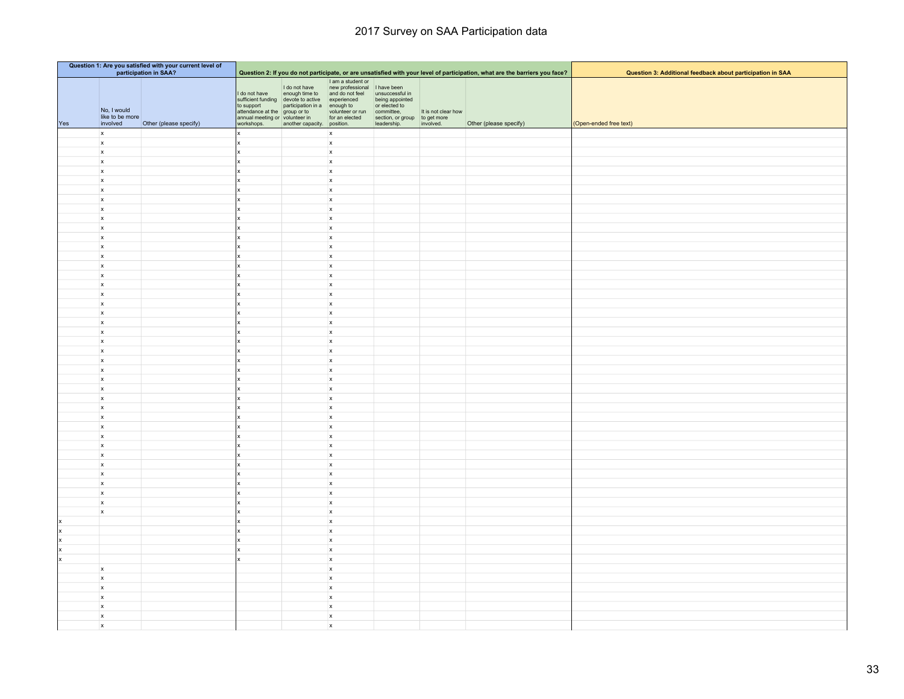# 2017 Survey on SAA Participation data

| Question 1: Are you satisfied with your current level of participation in SAA? | | | Question 2: If you do not participate, or are unsatisfied with your level of participation, what are the barriers you face? | | | | | | Question 3: Additional feedback about participation in SAA |
|---|---|---|---|---|---|---|---|---|---|
| Yes | No, I would like to be more involved | Other (please specify) | I do not have sufficient funding to support attendance at the annual meeting or workshops. | I do not have enough time to devote to active participation in a group or to volunteer in another capacity. | I am a student or new professional and do not feel experienced enough to volunteer or run for an elected position. | I have been unsuccessful in being appointed or elected to committee, section, or group leadership. | It is not clear how to get more involved. | Other (please specify) | (Open-ended free text) |
| | x | | x | | x | | | | |
| | x | | x | | x | | | | |
| | x | | x | | x | | | | |
| | x | | x | | x | | | | |
| | x | | x | | x | | | | |
| | x | | x | | x | | | | |
| | x | | x | | x | | | | |
| | x | | x | | x | | | | |
| | x | | x | | x | | | | |
| | x | | x | | x | | | | |
| | x | | x | | x | | | | |
| | x | | x | | x | | | | |
| | x | | x | | x | | | | |
| | x | | x | | x | | | | |
| | x | | x | | x | | | | |
| | x | | x | | x | | | | |
| | x | | x | | x | | | | |
| | x | | x | | x | | | | |
| | x | | x | | x | | | | |
| | x | | x | | x | | | | |
| | x | | x | | x | | | | |
| | x | | x | | x | | | | |
| | x | | x | | x | | | | |
| | x | | x | | x | | | | |
| | x | | x | | x | | | | |
| | x | | x | | x | | | | |
| | x | | x | | x | | | | |
| | x | | x | | x | | | | |
| | x | | x | | x | | | | |
| | x | | x | | x | | | | |
| | x | | x | | x | | | | |
| | x | | x | | x | | | | |
| | x | | x | | x | | | | |
| | x | | x | | x | | | | |
| | x | | x | | x | | | | |
| | x | | x | | x | | | | |
| | x | | x | | x | | | | |
| | x | | x | | x | | | | |
| | x | | x | | x | | | | |
| | x | | x | | x | | | | |
| | x | | x | | x | | | | |
| x | | | x | | x | | | | |
| x | | | x | | x | | | | |
| x | | | x | | x | | | | |
| x | | | x | | x | | | | |
| x | | | x | | x | | | | |
| | x | | | | x | | | | |
| | x | | | | x | | | | |
| | x | | | | x | | | | |
| | x | | | | x | | | | |
| | x | | | | x | | | | |
| | x | | | | x | | | | |
| | x | | | | x | | | | |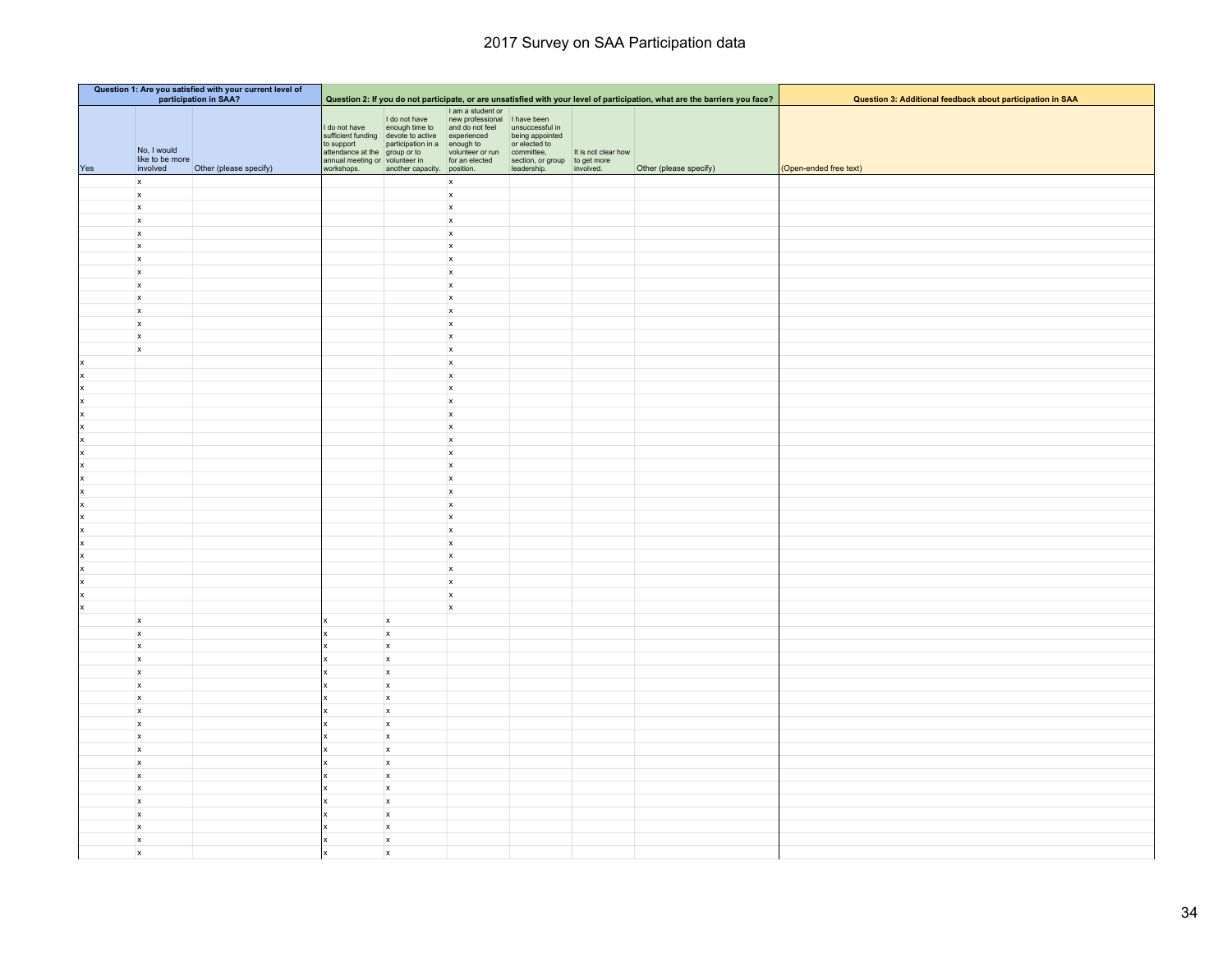# 2017 Survey on SAA Participation data

| Question 1: Are you satisfied with your current level of participation in SAA? | | | Question 2: If you do not participate, or are unsatisfied with your level of participation, what are the barriers you face? | | | | | | Question 3: Additional feedback about participation in SAA |
|---|---|---|---|---|---|---|---|---|---|
| Yes | No, I would like to be more involved | Other (please specify) | I do not have sufficient funding to support attendance at the annual meeting or workshops. | I do not have enough time to devote to active participation in a group or to volunteer in another capacity. | I am a student or new professional and do not feel experienced enough to volunteer or run for an elected position. | I have been unsuccessful in being appointed or elected to committee, section, or group leadership. | It is not clear how to get more involved. | Other (please specify) | (Open-ended free text) |
| | x | | | | x | | | | |
| | x | | | | x | | | | |
| | x | | | | x | | | | |
| | x | | | | x | | | | |
| | x | | | | x | | | | |
| | x | | | | x | | | | |
| | x | | | | x | | | | |
| | x | | | | x | | | | |
| | x | | | | x | | | | |
| | x | | | | x | | | | |
| | x | | | | x | | | | |
| | x | | | | x | | | | |
| | x | | | | x | | | | |
| | x | | | | x | | | | |
| x | | | | | x | | | | |
| x | | | | | x | | | | |
| x | | | | | x | | | | |
| x | | | | | x | | | | |
| x | | | | | x | | | | |
| x | | | | | x | | | | |
| x | | | | | x | | | | |
| x | | | | | x | | | | |
| x | | | | | x | | | | |
| x | | | | | x | | | | |
| x | | | | | x | | | | |
| x | | | | | x | | | | |
| x | | | | | x | | | | |
| x | | | | | x | | | | |
| x | | | | | x | | | | |
| x | | | | | x | | | | |
| x | | | | | x | | | | |
| x | | | | | x | | | | |
| x | | | | | x | | | | |
| x | | | | | x | | | | |
| | x | | x | x | | | | | |
| | x | | x | x | | | | | |
| | x | | x | x | | | | | |
| | x | | x | x | | | | | |
| | x | | x | x | | | | | |
| | x | | x | x | | | | | |
| | x | | x | x | | | | | |
| | x | | x | x | | | | | |
| | x | | x | x | | | | | |
| | x | | x | x | | | | | |
| | x | | x | x | | | | | |
| | x | | x | x | | | | | |
| | x | | x | x | | | | | |
| | x | | x | x | | | | | |
| | x | | x | x | | | | | |
| | x | | x | x | | | | | |
| | x | | x | x | | | | | |
| | x | | x | x | | | | | |
| | x | | x | x | | | | | |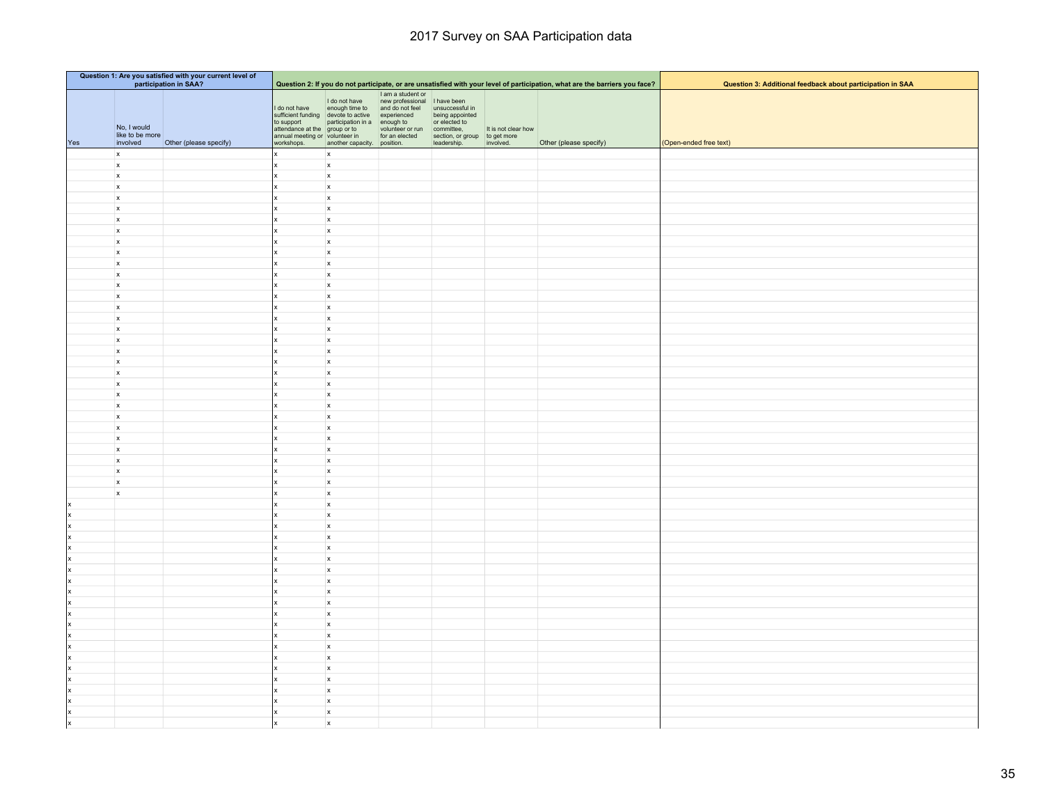# 2017 Survey on SAA Participation data

| Question 1: Are you satisfied with your current level of participation in SAA? | | | Question 2: If you do not participate, or are unsatisfied with your level of participation, what are the barriers you face? | | | | | | Question 3: Additional feedback about participation in SAA |
|---|---|---|---|---|---|---|---|---|---|
| Yes | No, I would like to be more involved | Other (please specify) | I do not have sufficient funding to support attendance at the annual meeting or workshops. | I do not have enough time to devote to active participation in a group or to volunteer in another capacity. | I am a student or new professional and do not feel experienced enough to volunteer or run for an elected position. | I have been unsuccessful in being appointed or elected to committee, section, or group leadership. | It is not clear how to get more involved. | Other (please specify) | (Open-ended free text) |
| | x | | x | x | | | | | |
| | x | | x | x | | | | | |
| | x | | x | x | | | | | |
| | x | | x | x | | | | | |
| | x | | x | x | | | | | |
| | x | | x | x | | | | | |
| | x | | x | x | | | | | |
| | x | | x | x | | | | | |
| | x | | x | x | | | | | |
| | x | | x | x | | | | | |
| | x | | x | x | | | | | |
| | x | | x | x | | | | | |
| | x | | x | x | | | | | |
| | x | | x | x | | | | | |
| | x | | x | x | | | | | |
| | x | | x | x | | | | | |
| | x | | x | x | | | | | |
| | x | | x | x | | | | | |
| | x | | x | x | | | | | |
| | x | | x | x | | | | | |
| | x | | x | x | | | | | |
| | x | | x | x | | | | | |
| | x | | x | x | | | | | |
| | x | | x | x | | | | | |
| | x | | x | x | | | | | |
| | x | | x | x | | | | | |
| | x | | x | x | | | | | |
| | x | | x | x | | | | | |
| | x | | x | x | | | | | |
| | x | | x | x | | | | | |
| | x | | x | x | | | | | |
| | x | | x | x | | | | | |
| x | | | x | x | | | | | |
| x | | | x | x | | | | | |
| x | | | x | x | | | | | |
| x | | | x | x | | | | | |
| x | | | x | x | | | | | |
| x | | | x | x | | | | | |
| x | | | x | x | | | | | |
| x | | | x | x | | | | | |
| x | | | x | x | | | | | |
| x | | | x | x | | | | | |
| x | | | x | x | | | | | |
| x | | | x | x | | | | | |
| x | | | x | x | | | | | |
| x | | | x | x | | | | | |
| x | | | x | x | | | | | |
| x | | | x | x | | | | | |
| x | | | x | x | | | | | |
| x | | | x | x | | | | | |
| x | | | x | x | | | | | |
| x | | | x | x | | | | | |
| x | | | x | x | | | | | |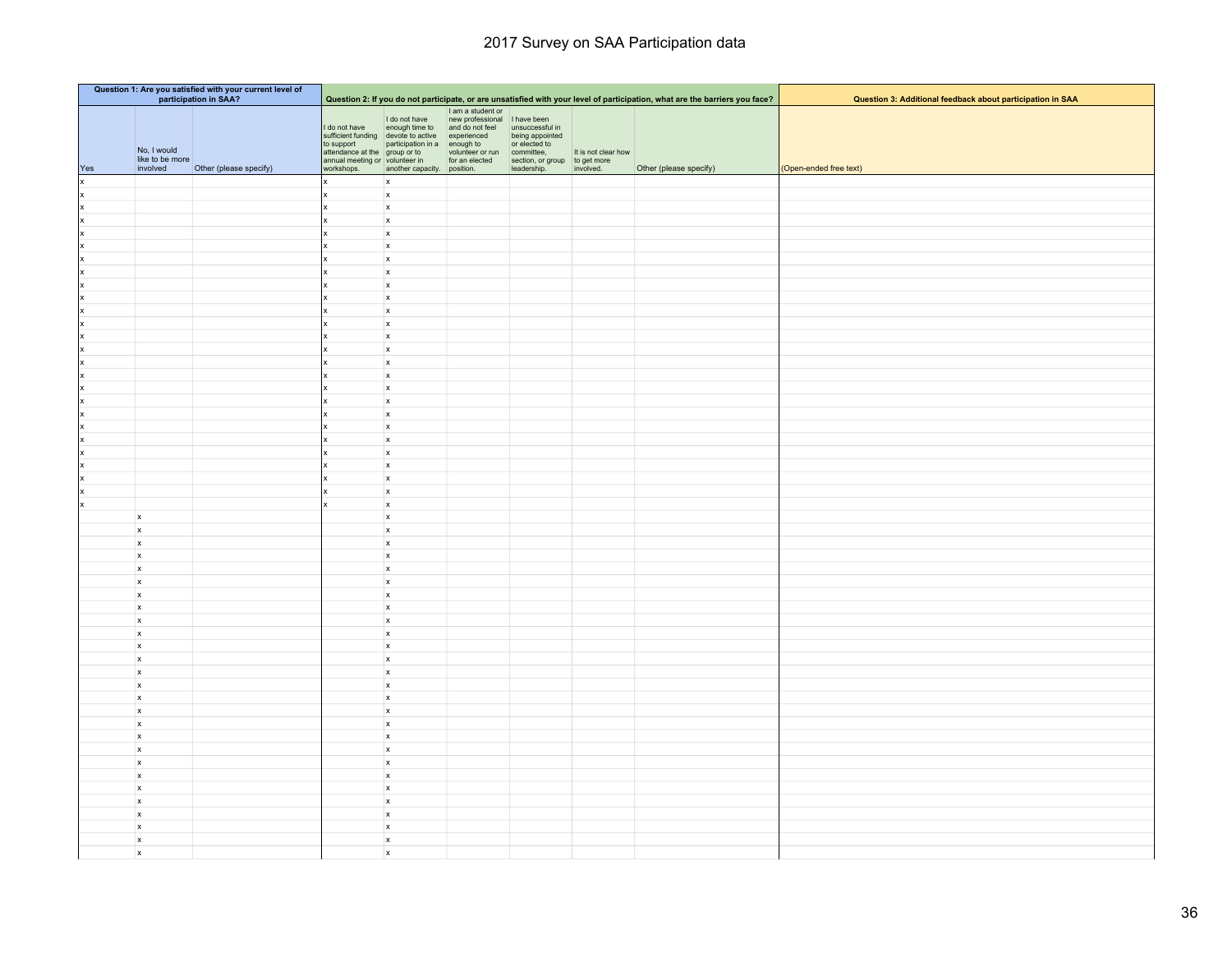# 2017 Survey on SAA Participation data

| Question 1: Are you satisfied with your current level of participation in SAA? | | | Question 2: If you do not participate, or are unsatisfied with your level of participation, what are the barriers you face? | | | | | | Question 3: Additional feedback about participation in SAA |
|---|---|---|---|---|---|---|---|---|---|
| Yes | No, I would like to be more involved | Other (please specify) | I do not have sufficient funding to support attendance at the annual meeting or workshops. | I do not have enough time to devote to active participation in a group or to volunteer in another capacity. | I am a student or new professional and do not feel experienced enough to volunteer or run for an elected position. | I have been unsuccessful in being appointed or elected to committee, section, or group leadership. | It is not clear how to get more involved. | Other (please specify) | (Open-ended free text) |
| x | | | x | x | | | | | |
| x | | | x | x | | | | | |
| x | | | x | x | | | | | |
| x | | | x | x | | | | | |
| x | | | x | x | | | | | |
| x | | | x | x | | | | | |
| x | | | x | x | | | | | |
| x | | | x | x | | | | | |
| x | | | x | x | | | | | |
| x | | | x | x | | | | | |
| x | | | x | x | | | | | |
| x | | | x | x | | | | | |
| x | | | x | x | | | | | |
| x | | | x | x | | | | | |
| x | | | x | x | | | | | |
| x | | | x | x | | | | | |
| x | | | x | x | | | | | |
| x | | | x | x | | | | | |
| x | | | x | x | | | | | |
| x | | | x | x | | | | | |
| x | | | x | x | | | | | |
| x | | | x | x | | | | | |
| x | | | x | x | | | | | |
| x | | | x | x | | | | | |
| x | | | x | x | | | | | |
| x | | | x | x | | | | | |
| | x | | | x | | | | | |
| | x | | | x | | | | | |
| | x | | | x | | | | | |
| | x | | | x | | | | | |
| | x | | | x | | | | | |
| | x | | | x | | | | | |
| | x | | | x | | | | | |
| | x | | | x | | | | | |
| | x | | | x | | | | | |
| | x | | | x | | | | | |
| | x | | | x | | | | | |
| | x | | | x | | | | | |
| | x | | | x | | | | | |
| | x | | | x | | | | | |
| | x | | | x | | | | | |
| | x | | | x | | | | | |
| | x | | | x | | | | | |
| | x | | | x | | | | | |
| | x | | | x | | | | | |
| | x | | | x | | | | | |
| | x | | | x | | | | | |
| | x | | | x | | | | | |
| | x | | | x | | | | | |
| | x | | | x | | | | | |
| | x | | | x | | | | | |
| | x | | | x | | | | | |
| | x | | | x | | | | | |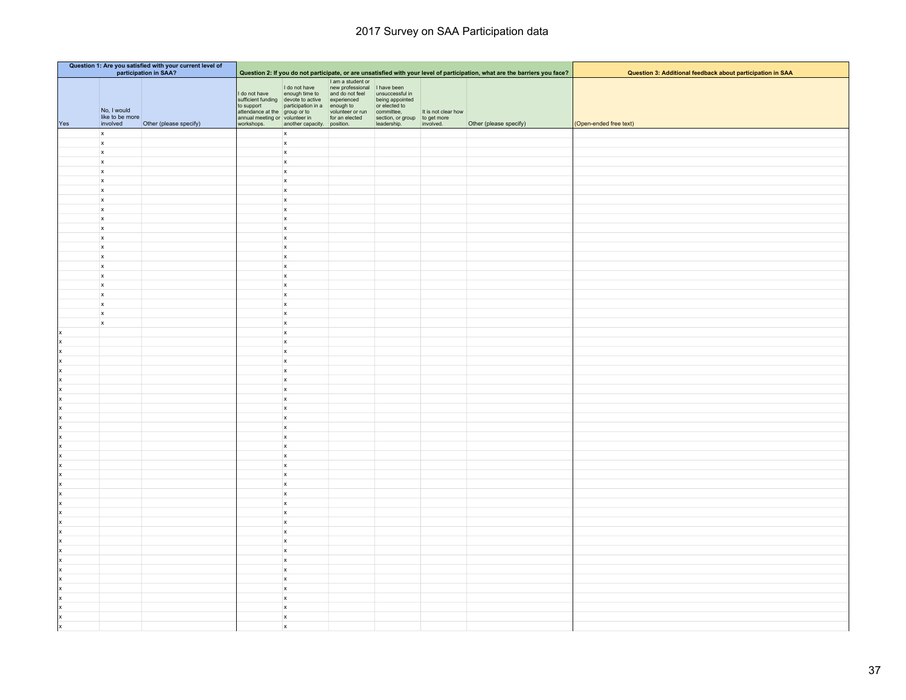# 2017 Survey on SAA Participation data

| Question 1: Are you satisfied with your current level of participation in SAA? | | | Question 2: If you do not participate, or are unsatisfied with your level of participation, what are the barriers you face? | | | | | | Question 3: Additional feedback about participation in SAA |
|---|---|---|---|---|---|---|---|---|---|
| Yes | No, I would like to be more involved | Other (please specify) | I do not have sufficient funding to support attendance at the annual meeting or workshops. | I do not have enough time to devote to active participation in a group or to volunteer in another capacity. | I am a student or new professional and do not feel experienced enough to volunteer or run for an elected position. | I have been unsuccessful in being appointed or elected to committee, section, or group leadership. | It is not clear how to get more involved. | Other (please specify) | (Open-ended free text) |
| | x | | | x | | | | | |
| | x | | | x | | | | | |
| | x | | | x | | | | | |
| | x | | | x | | | | | |
| | x | | | x | | | | | |
| | x | | | x | | | | | |
| | x | | | x | | | | | |
| | x | | | x | | | | | |
| | x | | | x | | | | | |
| | x | | | x | | | | | |
| | x | | | x | | | | | |
| | x | | | x | | | | | |
| | x | | | x | | | | | |
| | x | | | x | | | | | |
| | x | | | x | | | | | |
| | x | | | x | | | | | |
| | x | | | x | | | | | |
| | x | | | x | | | | | |
| | x | | | x | | | | | |
| | x | | | x | | | | | |
| | x | | | x | | | | | |
| x | | | | x | | | | | |
| x | | | | x | | | | | |
| x | | | | x | | | | | |
| x | | | | x | | | | | |
| x | | | | x | | | | | |
| x | | | | x | | | | | |
| x | | | | x | | | | | |
| x | | | | x | | | | | |
| x | | | | x | | | | | |
| x | | | | x | | | | | |
| x | | | | x | | | | | |
| x | | | | x | | | | | |
| x | | | | x | | | | | |
| x | | | | x | | | | | |
| x | | | | x | | | | | |
| x | | | | x | | | | | |
| x | | | | x | | | | | |
| x | | | | x | | | | | |
| x | | | | x | | | | | |
| x | | | | x | | | | | |
| x | | | | x | | | | | |
| x | | | | x | | | | | |
| x | | | | x | | | | | |
| x | | | | x | | | | | |
| x | | | | x | | | | | |
| x | | | | x | | | | | |
| x | | | | x | | | | | |
| x | | | | x | | | | | |
| x | | | | x | | | | | |
| x | | | | x | | | | | |
| x | | | | x | | | | | |
| x | | | | x | | | | | |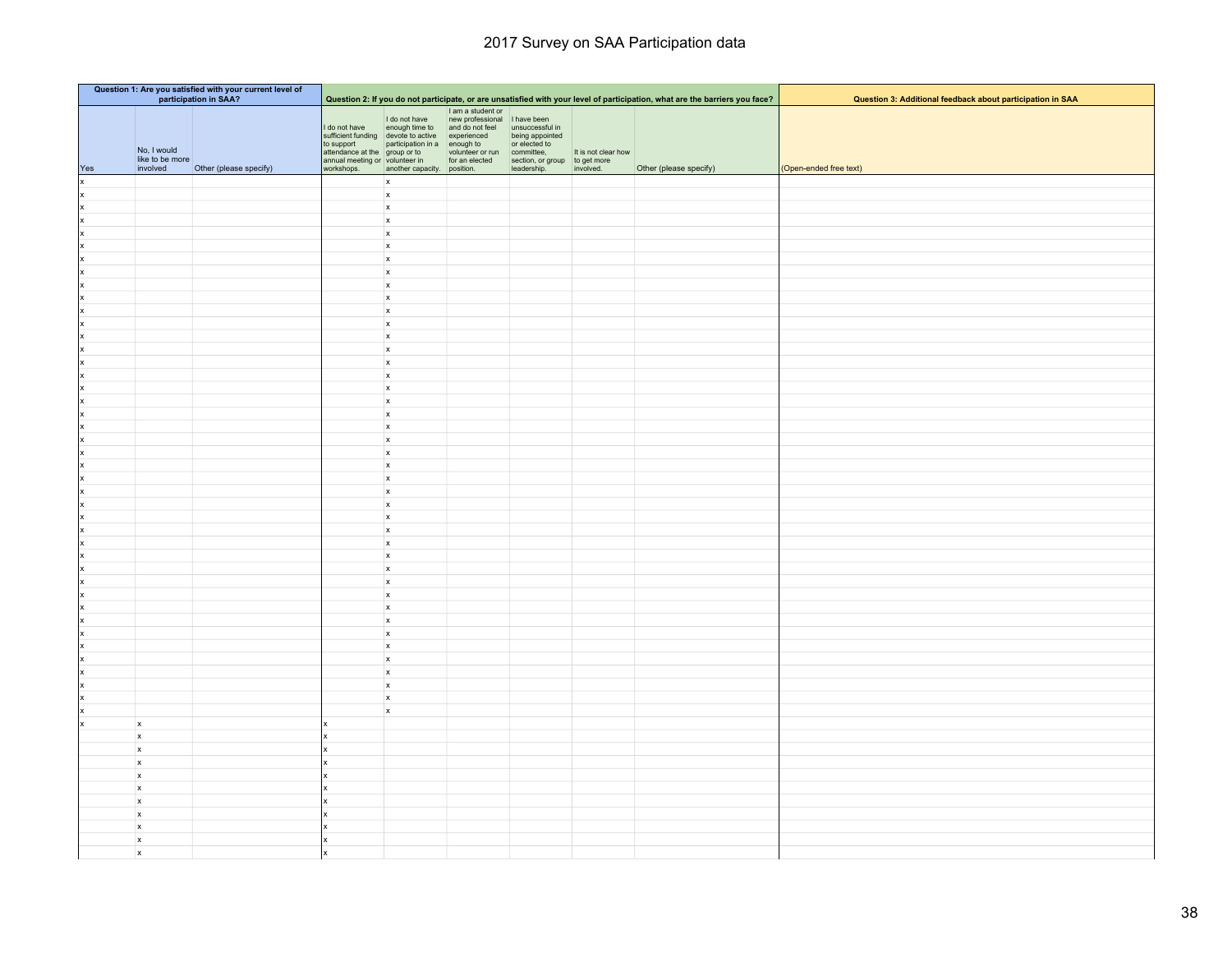# 2017 Survey on SAA Participation data

| Question 1: Are you satisfied with your current level of participation in SAA? | | | Question 2: If you do not participate, or are unsatisfied with your level of participation, what are the barriers you face? | | | | | | Question 3: Additional feedback about participation in SAA |
|---|---|---|---|---|---|---|---|---|---|
| Yes | No, I would like to be more involved | Other (please specify) | I do not have sufficient funding to support attendance at the annual meeting or workshops. | I do not have enough time to devote to active participation in a group or to volunteer in another capacity. | I am a student or new professional and do not feel experienced enough to volunteer or run for an elected position. | I have been unsuccessful in being appointed or elected to committee, section, or group leadership. | It is not clear how to get more involved. | Other (please specify) | (Open-ended free text) |
| x | | | | x | | | | | |
| x | | | | x | | | | | |
| x | | | | x | | | | | |
| x | | | | x | | | | | |
| x | | | | x | | | | | |
| x | | | | x | | | | | |
| x | | | | x | | | | | |
| x | | | | x | | | | | |
| x | | | | x | | | | | |
| x | | | | x | | | | | |
| x | | | | x | | | | | |
| x | | | | x | | | | | |
| x | | | | x | | | | | |
| x | | | | x | | | | | |
| x | | | | x | | | | | |
| x | | | | x | | | | | |
| x | | | | x | | | | | |
| x | | | | x | | | | | |
| x | | | | x | | | | | |
| x | | | | x | | | | | |
| x | | | | x | | | | | |
| x | | | | x | | | | | |
| x | | | | x | | | | | |
| x | | | | x | | | | | |
| x | | | | x | | | | | |
| x | | | | x | | | | | |
| x | | | | x | | | | | |
| x | | | | x | | | | | |
| x | | | | x | | | | | |
| x | | | | x | | | | | |
| x | | | | x | | | | | |
| x | | | | x | | | | | |
| x | | | | x | | | | | |
| x | | | | x | | | | | |
| x | | | | x | | | | | |
| x | | | | x | | | | | |
| x | | | | x | | | | | |
| x | | | | x | | | | | |
| x | | | | x | | | | | |
| x | | | | x | | | | | |
| x | | | | x | | | | | |
| x | | | | x | | | | | |
| x | x | | x | | | | | | |
| | x | | x | | | | | | |
| | x | | x | | | | | | |
| | x | | x | | | | | | |
| | x | | x | | | | | | |
| | x | | x | | | | | | |
| | x | | x | | | | | | |
| | x | | x | | | | | | |
| | x | | x | | | | | | |
| | x | | x | | | | | | |
| | x | | x | | | | | | |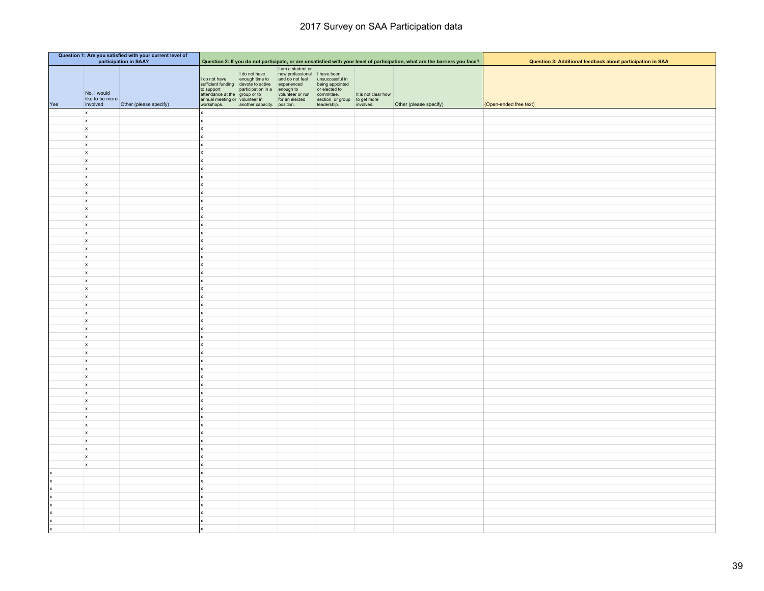# 2017 Survey on SAA Participation data

| Question 1: Are you satisfied with your current level of participation in SAA? | | | Question 2: If you do not participate, or are unsatisfied with your level of participation, what are the barriers you face? | | | | | | Question 3: Additional feedback about participation in SAA |
|---|---|---|---|---|---|---|---|---|---|
| Yes | No, I would like to be more involved | Other (please specify) | I do not have sufficient funding to support attendance at the annual meeting or workshops. | I do not have enough time to devote to active participation in a group or to volunteer in another capacity. | I am a student or new professional and do not feel experienced enough to volunteer or run for an elected position. | I have been unsuccessful in being appointed or elected to committee, section, or group leadership. | It is not clear how to get more involved. | Other (please specify) | (Open-ended free text) |
| | x | | x | | | | | | |
| | x | | x | | | | | | |
| | x | | x | | | | | | |
| | x | | x | | | | | | |
| | x | | x | | | | | | |
| | x | | x | | | | | | |
| | x | | x | | | | | | |
| | x | | x | | | | | | |
| | x | | x | | | | | | |
| | x | | x | | | | | | |
| | x | | x | | | | | | |
| | x | | x | | | | | | |
| | x | | x | | | | | | |
| | x | | x | | | | | | |
| | x | | x | | | | | | |
| | x | | x | | | | | | |
| | x | | x | | | | | | |
| | x | | x | | | | | | |
| | x | | x | | | | | | |
| | x | | x | | | | | | |
| | x | | x | | | | | | |
| | x | | x | | | | | | |
| | x | | x | | | | | | |
| | x | | x | | | | | | |
| | x | | x | | | | | | |
| | x | | x | | | | | | |
| | x | | x | | | | | | |
| | x | | x | | | | | | |
| | x | | x | | | | | | |
| | x | | x | | | | | | |
| | x | | x | | | | | | |
| | x | | x | | | | | | |
| | x | | x | | | | | | |
| | x | | x | | | | | | |
| | x | | x | | | | | | |
| | x | | x | | | | | | |
| | x | | x | | | | | | |
| | x | | x | | | | | | |
| | x | | x | | | | | | |
| | x | | x | | | | | | |
| | x | | x | | | | | | |
| | x | | x | | | | | | |
| | x | | x | | | | | | |
| | x | | x | | | | | | |
| | x | | x | | | | | | |
| x | | | x | | | | | | |
| x | | | x | | | | | | |
| x | | | x | | | | | | |
| x | | | x | | | | | | |
| x | | | x | | | | | | |
| x | | | x | | | | | | |
| x | | | x | | | | | | |
| x | | | x | | | | | | |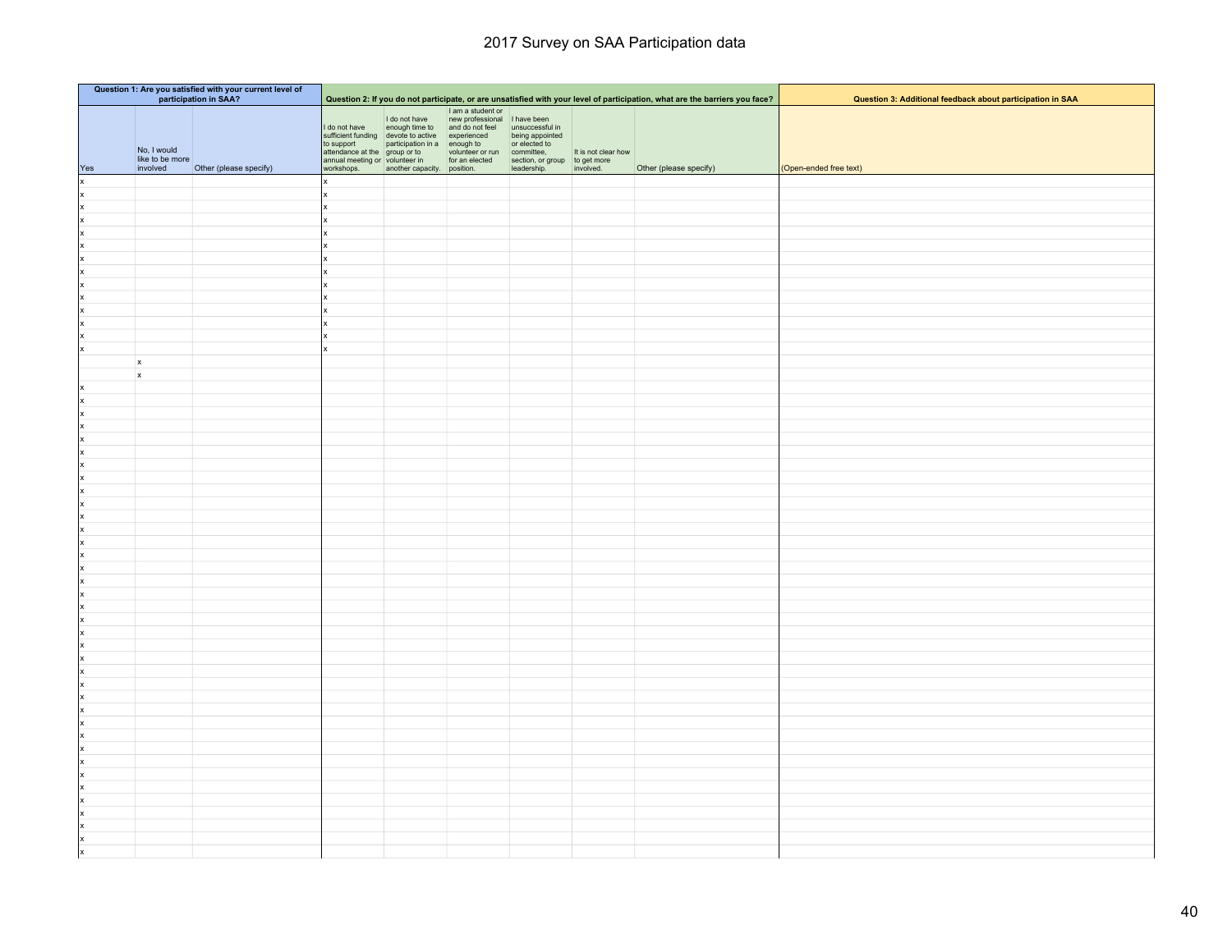# 2017 Survey on SAA Participation data

| Question 1: Are you satisfied with your current level of participation in SAA? | | | Question 2: If you do not participate, or are unsatisfied with your level of participation, what are the barriers you face? | | | | | | Question 3: Additional feedback about participation in SAA |
|---|---|---|---|---|---|---|---|---|---|
| Yes | No, I would like to be more involved | Other (please specify) | I do not have sufficient funding to support attendance at the annual meeting or workshops. | I do not have enough time to devote to active participation in a group or to volunteer in another capacity. | I am a student or new professional and do not feel experienced enough to volunteer or run for an elected position. | I have been unsuccessful in being appointed or elected to committee, section, or group leadership. | It is not clear how to get more involved. | Other (please specify) | (Open-ended free text) |
| x | | | x | | | | | | |
| x | | | x | | | | | | |
| x | | | x | | | | | | |
| x | | | x | | | | | | |
| x | | | x | | | | | | |
| x | | | x | | | | | | |
| x | | | x | | | | | | |
| x | | | x | | | | | | |
| x | | | x | | | | | | |
| x | | | x | | | | | | |
| x | | | x | | | | | | |
| x | | | x | | | | | | |
| x | | | x | | | | | | |
| x | | | x | | | | | | |
| | x | | | | | | | | |
| | x | | | | | | | | |
| x | | | | | | | | | |
| x | | | | | | | | | |
| x | | | | | | | | | |
| x | | | | | | | | | |
| x | | | | | | | | | |
| x | | | | | | | | | |
| x | | | | | | | | | |
| x | | | | | | | | | |
| x | | | | | | | | | |
| x | | | | | | | | | |
| x | | | | | | | | | |
| x | | | | | | | | | |
| x | | | | | | | | | |
| x | | | | | | | | | |
| x | | | | | | | | | |
| x | | | | | | | | | |
| x | | | | | | | | | |
| x | | | | | | | | | |
| x | | | | | | | | | |
| x | | | | | | | | | |
| x | | | | | | | | | |
| x | | | | | | | | | |
| x | | | | | | | | | |
| x | | | | | | | | | |
| x | | | | | | | | | |
| x | | | | | | | | | |
| x | | | | | | | | | |
| x | | | | | | | | | |
| x | | | | | | | | | |
| x | | | | | | | | | |
| x | | | | | | | | | |
| x | | | | | | | | | |
| x | | | | | | | | | |
| x | | | | | | | | | |
| x | | | | | | | | | |
| x | | | | | | | | | |
| x | | | | | | | | | |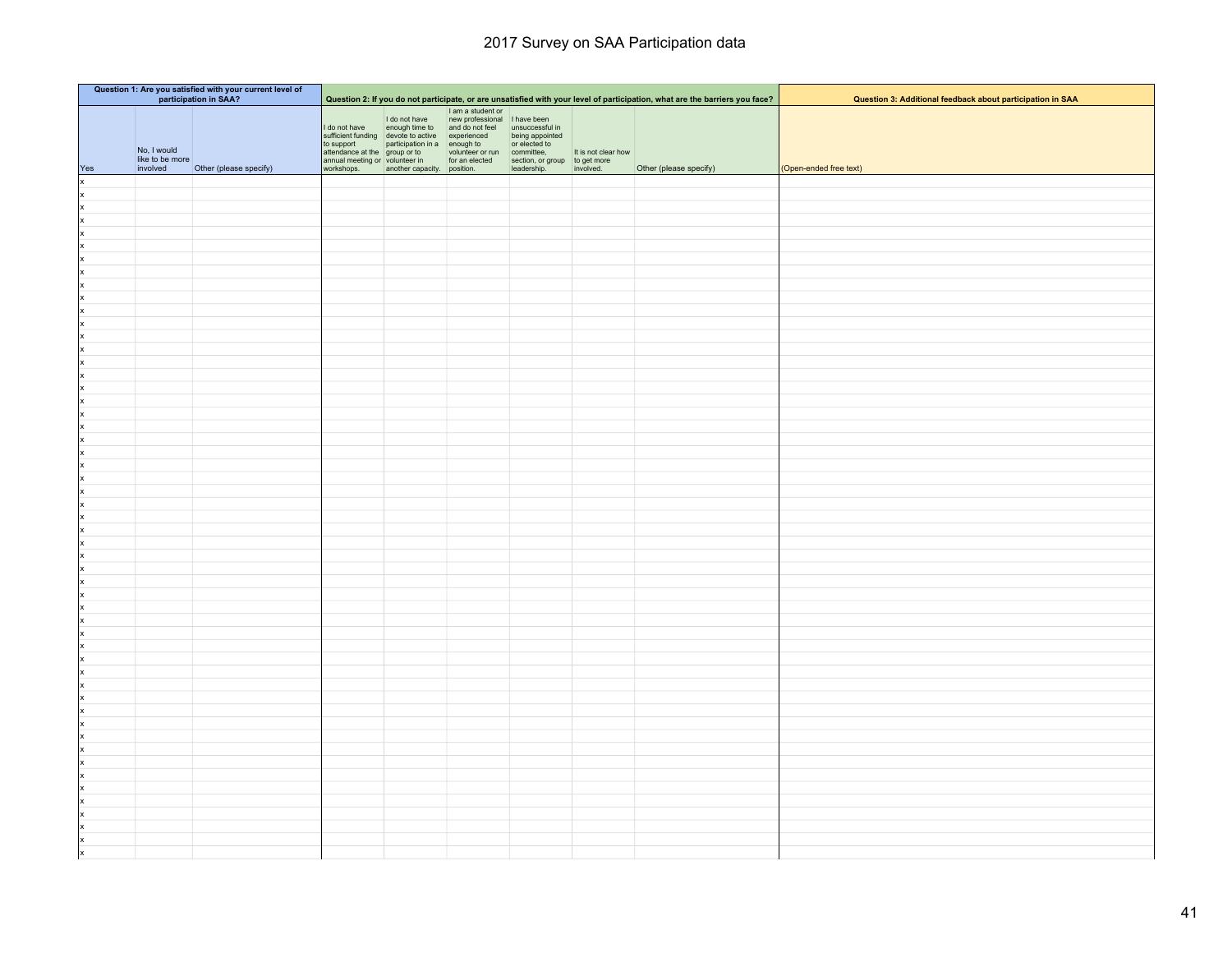# 2017 Survey on SAA Participation data

| Question 1: Are you satisfied with your current level of participation in SAA? | | | Question 2: If you do not participate, or are unsatisfied with your level of participation, what are the barriers you face? | | | | | | Question 3: Additional feedback about participation in SAA |
|---|---|---|---|---|---|---|---|---|---|
| Yes | No, I would like to be more involved | Other (please specify) | I do not have sufficient funding to support attendance at the annual meeting or workshops. | I do not have enough time to devote to active participation in a group or to volunteer in another capacity. | I am a student or new professional and do not feel experienced enough to volunteer or run for an elected position. | I have been unsuccessful in being appointed or elected to committee, section, or group leadership. | It is not clear how to get more involved. | Other (please specify) | (Open-ended free text) |
| x | | | | | | | | | |
| x | | | | | | | | | |
| x | | | | | | | | | |
| x | | | | | | | | | |
| x | | | | | | | | | |
| x | | | | | | | | | |
| x | | | | | | | | | |
| x | | | | | | | | | |
| x | | | | | | | | | |
| x | | | | | | | | | |
| x | | | | | | | | | |
| x | | | | | | | | | |
| x | | | | | | | | | |
| x | | | | | | | | | |
| x | | | | | | | | | |
| x | | | | | | | | | |
| x | | | | | | | | | |
| x | | | | | | | | | |
| x | | | | | | | | | |
| x | | | | | | | | | |
| x | | | | | | | | | |
| x | | | | | | | | | |
| x | | | | | | | | | |
| x | | | | | | | | | |
| x | | | | | | | | | |
| x | | | | | | | | | |
| x | | | | | | | | | |
| x | | | | | | | | | |
| x | | | | | | | | | |
| x | | | | | | | | | |
| x | | | | | | | | | |
| x | | | | | | | | | |
| x | | | | | | | | | |
| x | | | | | | | | | |
| x | | | | | | | | | |
| x | | | | | | | | | |
| x | | | | | | | | | |
| x | | | | | | | | | |
| x | | | | | | | | | |
| x | | | | | | | | | |
| x | | | | | | | | | |
| x | | | | | | | | | |
| x | | | | | | | | | |
| x | | | | | | | | | |
| x | | | | | | | | | |
| x | | | | | | | | | |
| x | | | | | | | | | |
| x | | | | | | | | | |
| x | | | | | | | | | |
| x | | | | | | | | | |
| x | | | | | | | | | |
| x | | | | | | | | | |
| x | | | | | | | | | |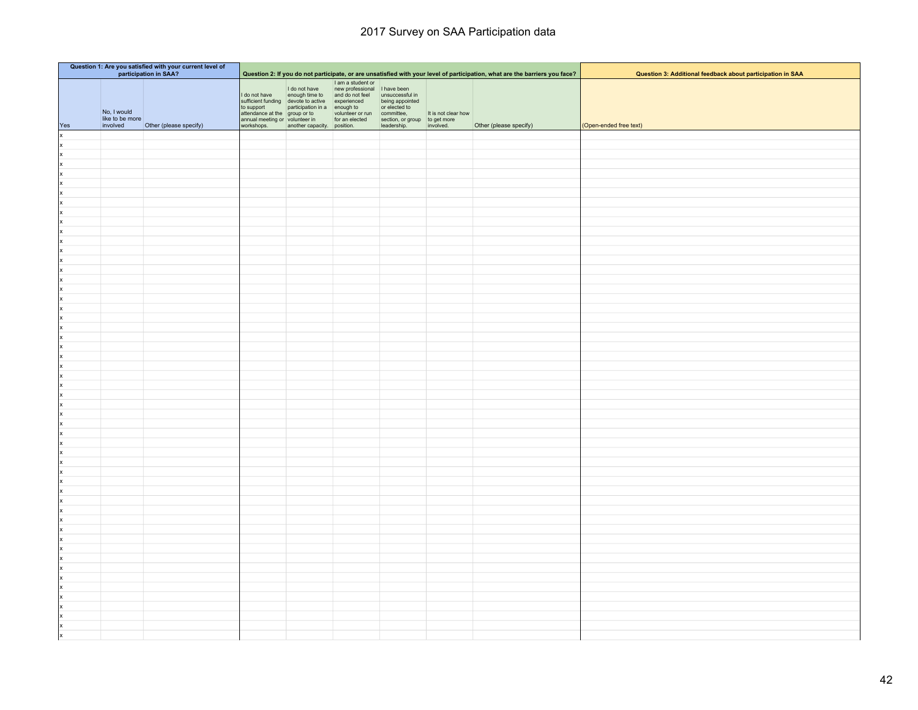# 2017 Survey on SAA Participation data

| Question 1: Are you satisfied with your current level of participation in SAA? | | | Question 2: If you do not participate, or are unsatisfied with your level of participation, what are the barriers you face? | | | | | | Question 3: Additional feedback about participation in SAA |
|---|---|---|---|---|---|---|---|---|---|
| Yes | No, I would like to be more involved | Other (please specify) | I do not have sufficient funding to support attendance at the annual meeting or workshops. | I do not have enough time to devote to active participation in a group or to volunteer in another capacity. | I am a student or new professional and do not feel experienced enough to volunteer or run for an elected position. | I have been unsuccessful in being appointed or elected to committee, section, or group leadership. | It is not clear how to get more involved. | Other (please specify) | (Open-ended free text) |
| x | | | | | | | | | |
| x | | | | | | | | | |
| x | | | | | | | | | |
| x | | | | | | | | | |
| x | | | | | | | | | |
| x | | | | | | | | | |
| x | | | | | | | | | |
| x | | | | | | | | | |
| x | | | | | | | | | |
| x | | | | | | | | | |
| x | | | | | | | | | |
| x | | | | | | | | | |
| x | | | | | | | | | |
| x | | | | | | | | | |
| x | | | | | | | | | |
| x | | | | | | | | | |
| x | | | | | | | | | |
| x | | | | | | | | | |
| x | | | | | | | | | |
| x | | | | | | | | | |
| x | | | | | | | | | |
| x | | | | | | | | | |
| x | | | | | | | | | |
| x | | | | | | | | | |
| x | | | | | | | | | |
| x | | | | | | | | | |
| x | | | | | | | | | |
| x | | | | | | | | | |
| x | | | | | | | | | |
| x | | | | | | | | | |
| x | | | | | | | | | |
| x | | | | | | | | | |
| x | | | | | | | | | |
| x | | | | | | | | | |
| x | | | | | | | | | |
| x | | | | | | | | | |
| x | | | | | | | | | |
| x | | | | | | | | | |
| x | | | | | | | | | |
| x | | | | | | | | | |
| x | | | | | | | | | |
| x | | | | | | | | | |
| x | | | | | | | | | |
| x | | | | | | | | | |
| x | | | | | | | | | |
| x | | | | | | | | | |
| x | | | | | | | | | |
| x | | | | | | | | | |
| x | | | | | | | | | |
| x | | | | | | | | | |
| x | | | | | | | | | |
| x | | | | | | | | | |
| x | | | | | | | | | |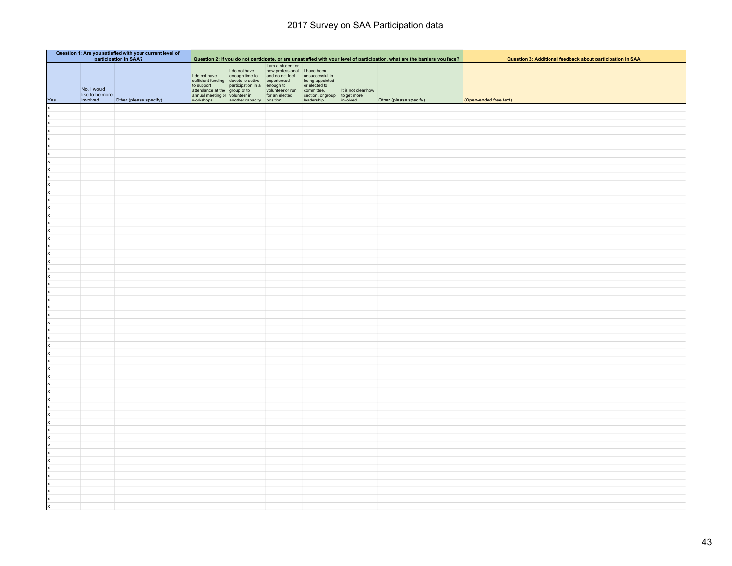# 2017 Survey on SAA Participation data

| Question 1: Are you satisfied with your current level of participation in SAA? | | | Question 2: If you do not participate, or are unsatisfied with your level of participation, what are the barriers you face? | | | | | | Question 3: Additional feedback about participation in SAA |
|---|---|---|---|---|---|---|---|---|---|
| Yes | No, I would like to be more involved | Other (please specify) | I do not have sufficient funding to support attendance at the annual meeting or workshops. | I do not have enough time to devote to active participation in a group or to volunteer in another capacity. | I am a student or new professional and do not feel experienced enough to volunteer or run for an elected position. | I have been unsuccessful in being appointed or elected to committee, section, or group leadership. | It is not clear how to get more involved. | Other (please specify) | (Open-ended free text) |
| x | | | | | | | | | |
| x | | | | | | | | | |
| x | | | | | | | | | |
| x | | | | | | | | | |
| x | | | | | | | | | |
| x | | | | | | | | | |
| x | | | | | | | | | |
| x | | | | | | | | | |
| x | | | | | | | | | |
| x | | | | | | | | | |
| x | | | | | | | | | |
| x | | | | | | | | | |
| x | | | | | | | | | |
| x | | | | | | | | | |
| x | | | | | | | | | |
| x | | | | | | | | | |
| x | | | | | | | | | |
| x | | | | | | | | | |
| x | | | | | | | | | |
| x | | | | | | | | | |
| x | | | | | | | | | |
| x | | | | | | | | | |
| x | | | | | | | | | |
| x | | | | | | | | | |
| x | | | | | | | | | |
| x | | | | | | | | | |
| x | | | | | | | | | |
| x | | | | | | | | | |
| x | | | | | | | | | |
| x | | | | | | | | | |
| x | | | | | | | | | |
| x | | | | | | | | | |
| x | | | | | | | | | |
| x | | | | | | | | | |
| x | | | | | | | | | |
| x | | | | | | | | | |
| x | | | | | | | | | |
| x | | | | | | | | | |
| x | | | | | | | | | |
| x | | | | | | | | | |
| x | | | | | | | | | |
| x | | | | | | | | | |
| x | | | | | | | | | |
| x | | | | | | | | | |
| x | | | | | | | | | |
| x | | | | | | | | | |
| x | | | | | | | | | |
| x | | | | | | | | | |
| x | | | | | | | | | |
| x | | | | | | | | | |
| x | | | | | | | | | |
| x | | | | | | | | | |
| x | | | | | | | | | |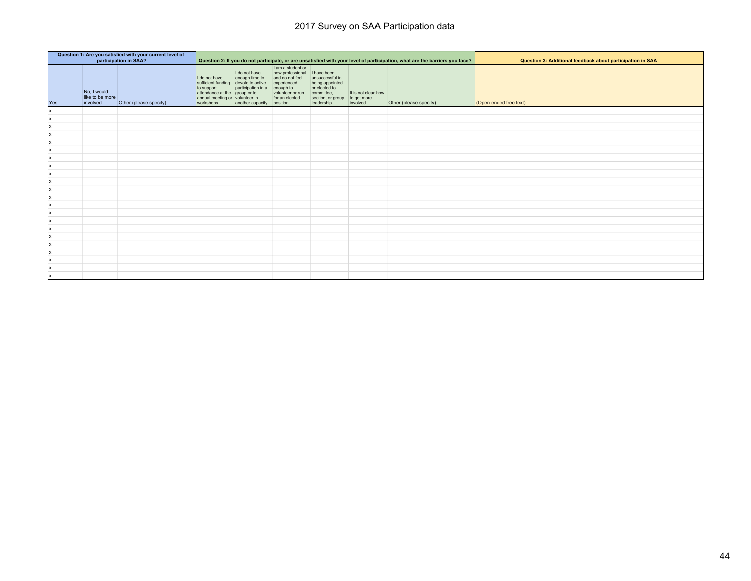# 2017 Survey on SAA Participation data

| Question 1: Are you satisfied with your current level of participation in SAA? | | | Question 2: If you do not participate, or are unsatisfied with your level of participation, what are the barriers you face? | | | | | | Question 3: Additional feedback about participation in SAA |
|---|---|---|---|---|---|---|---|---|---|
| Yes | No, I would like to be more involved | Other (please specify) | I do not have sufficient funding to support attendance at the annual meeting or workshops. | I do not have enough time to devote to active participation in a group or to volunteer in another capacity. | I am a student or new professional and do not feel experienced enough to volunteer or run for an elected position. | I have been unsuccessful in being appointed or elected to committee, section, or group leadership. | It is not clear how to get more involved. | Other (please specify) | (Open-ended free text) |
| x | | | | | | | | | |
| x | | | | | | | | | |
| x | | | | | | | | | |
| x | | | | | | | | | |
| x | | | | | | | | | |
| x | | | | | | | | | |
| x | | | | | | | | | |
| x | | | | | | | | | |
| x | | | | | | | | | |
| x | | | | | | | | | |
| x | | | | | | | | | |
| x | | | | | | | | | |
| x | | | | | | | | | |
| x | | | | | | | | | |
| x | | | | | | | | | |
| x | | | | | | | | | |
| x | | | | | | | | | |
| x | | | | | | | | | |
| x | | | | | | | | | |
| x | | | | | | | | | |
| x | | | | | | | | | |
| x | | | | | | | | | |